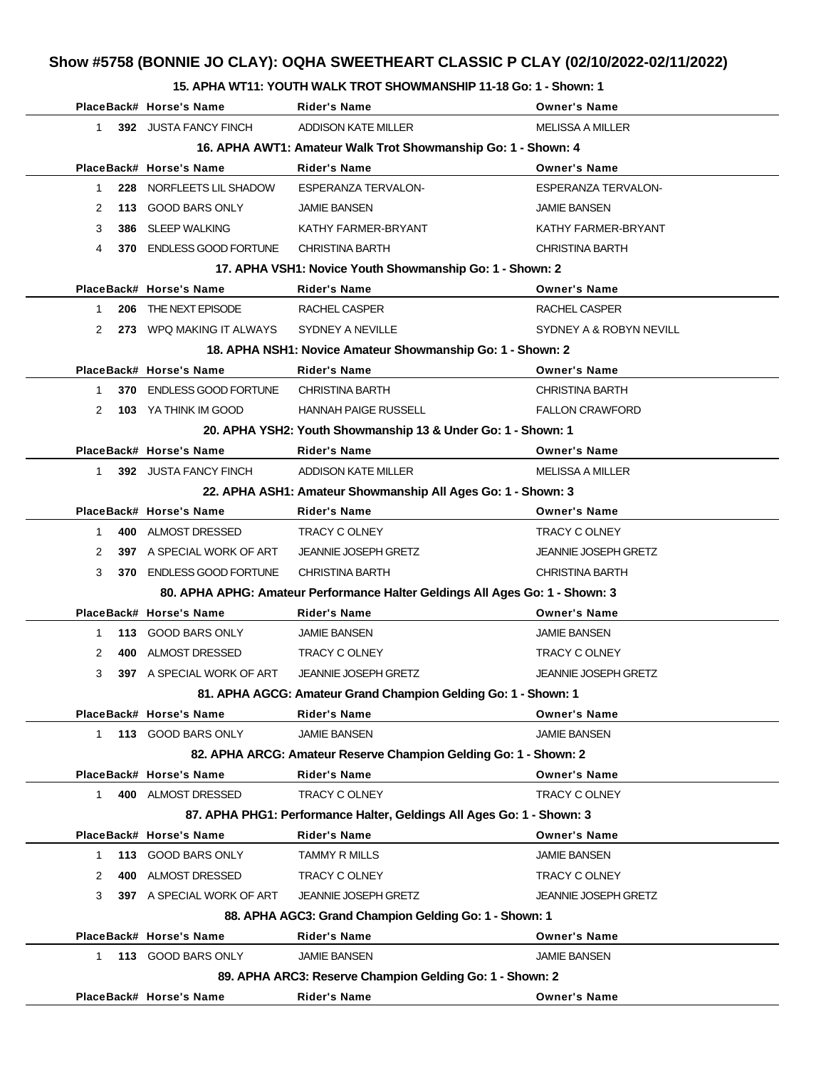# Show #5758 (BONNIE JO CLAY): OQHA SWEETHEART CLASSIC P CLAY (02/10/2022-02/11/2022)

### 15. APHA WT11: YOUTH WALK TROT SHOWMANSHIP 11-18 Go: 1 - Shown: 1

| Place | Back# | Horse's Name | Rider's Name | Owner's Name |
|---|---|---|---|---|
| 1 | 392 | JUSTA FANCY FINCH | ADDISON KATE MILLER | MELISSA A MILLER |

### 16. APHA AWT1: Amateur Walk Trot Showmanship Go: 1 - Shown: 4

| Place | Back# | Horse's Name | Rider's Name | Owner's Name |
|---|---|---|---|---|
| 1 | 228 | NORFLEETS LIL SHADOW | ESPERANZA TERVALON- | ESPERANZA TERVALON- |
| 2 | 113 | GOOD BARS ONLY | JAMIE BANSEN | JAMIE BANSEN |
| 3 | 386 | SLEEP WALKING | KATHY FARMER-BRYANT | KATHY FARMER-BRYANT |
| 4 | 370 | ENDLESS GOOD FORTUNE | CHRISTINA BARTH | CHRISTINA BARTH |

### 17. APHA VSH1: Novice Youth Showmanship Go: 1 - Shown: 2

| Place | Back# | Horse's Name | Rider's Name | Owner's Name |
|---|---|---|---|---|
| 1 | 206 | THE NEXT EPISODE | RACHEL CASPER | RACHEL CASPER |
| 2 | 273 | WPQ MAKING IT ALWAYS | SYDNEY A NEVILLE | SYDNEY A & ROBYN NEVILL |

### 18. APHA NSH1: Novice Amateur Showmanship Go: 1 - Shown: 2

| Place | Back# | Horse's Name | Rider's Name | Owner's Name |
|---|---|---|---|---|
| 1 | 370 | ENDLESS GOOD FORTUNE | CHRISTINA BARTH | CHRISTINA BARTH |
| 2 | 103 | YA THINK IM GOOD | HANNAH PAIGE RUSSELL | FALLON CRAWFORD |

### 20. APHA YSH2: Youth Showmanship 13 & Under Go: 1 - Shown: 1

| Place | Back# | Horse's Name | Rider's Name | Owner's Name |
|---|---|---|---|---|
| 1 | 392 | JUSTA FANCY FINCH | ADDISON KATE MILLER | MELISSA A MILLER |

### 22. APHA ASH1: Amateur Showmanship All Ages Go: 1 - Shown: 3

| Place | Back# | Horse's Name | Rider's Name | Owner's Name |
|---|---|---|---|---|
| 1 | 400 | ALMOST DRESSED | TRACY C OLNEY | TRACY C OLNEY |
| 2 | 397 | A SPECIAL WORK OF ART | JEANNIE JOSEPH GRETZ | JEANNIE JOSEPH GRETZ |
| 3 | 370 | ENDLESS GOOD FORTUNE | CHRISTINA BARTH | CHRISTINA BARTH |

### 80. APHA APHG: Amateur Performance Halter Geldings All Ages Go: 1 - Shown: 3

| Place | Back# | Horse's Name | Rider's Name | Owner's Name |
|---|---|---|---|---|
| 1 | 113 | GOOD BARS ONLY | JAMIE BANSEN | JAMIE BANSEN |
| 2 | 400 | ALMOST DRESSED | TRACY C OLNEY | TRACY C OLNEY |
| 3 | 397 | A SPECIAL WORK OF ART | JEANNIE JOSEPH GRETZ | JEANNIE JOSEPH GRETZ |

### 81. APHA AGCG: Amateur Grand Champion Gelding Go: 1 - Shown: 1

| Place | Back# | Horse's Name | Rider's Name | Owner's Name |
|---|---|---|---|---|
| 1 | 113 | GOOD BARS ONLY | JAMIE BANSEN | JAMIE BANSEN |

### 82. APHA ARCG: Amateur Reserve Champion Gelding Go: 1 - Shown: 2

| Place | Back# | Horse's Name | Rider's Name | Owner's Name |
|---|---|---|---|---|
| 1 | 400 | ALMOST DRESSED | TRACY C OLNEY | TRACY C OLNEY |

### 87. APHA PHG1: Performance Halter, Geldings All Ages Go: 1 - Shown: 3

| Place | Back# | Horse's Name | Rider's Name | Owner's Name |
|---|---|---|---|---|
| 1 | 113 | GOOD BARS ONLY | TAMMY R MILLS | JAMIE BANSEN |
| 2 | 400 | ALMOST DRESSED | TRACY C OLNEY | TRACY C OLNEY |
| 3 | 397 | A SPECIAL WORK OF ART | JEANNIE JOSEPH GRETZ | JEANNIE JOSEPH GRETZ |

### 88. APHA AGC3: Grand Champion Gelding Go: 1 - Shown: 1

| Place | Back# | Horse's Name | Rider's Name | Owner's Name |
|---|---|---|---|---|
| 1 | 113 | GOOD BARS ONLY | JAMIE BANSEN | JAMIE BANSEN |

### 89. APHA ARC3: Reserve Champion Gelding Go: 1 - Shown: 2

| Place | Back# | Horse's Name | Rider's Name | Owner's Name |
|---|---|---|---|---|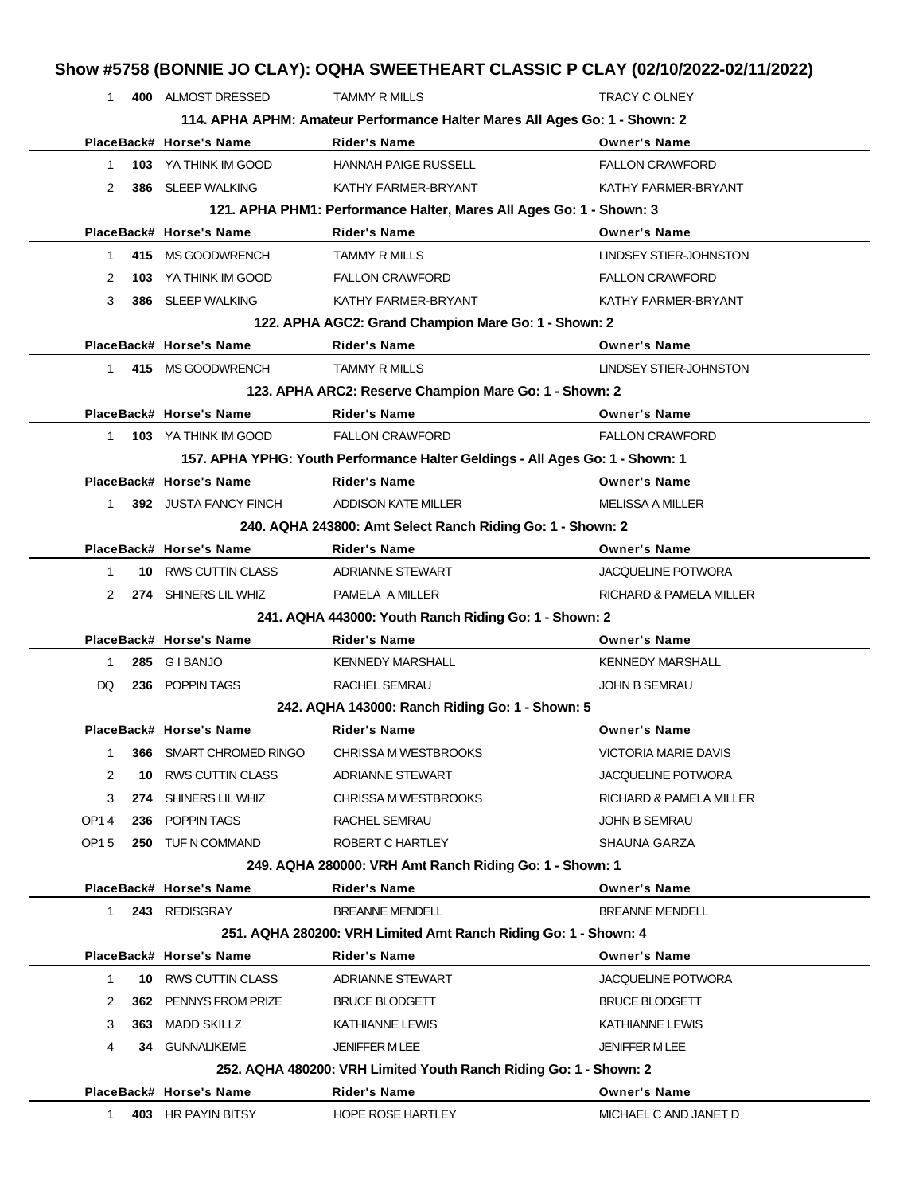# Show #5758 (BONNIE JO CLAY): OQHA SWEETHEART CLASSIC P CLAY (02/10/2022-02/11/2022)

| Place | Back# | Horse's Name | Rider's Name | Owner's Name |
|---|---|---|---|---|
| 1 | **400** | ALMOST DRESSED | TAMMY R MILLS | TRACY C OLNEY |

### 114. APHA APHM: Amateur Performance Halter Mares All Ages Go: 1 - Shown: 2

| Place | Back# | Horse's Name | Rider's Name | Owner's Name |
|---|---|---|---|---|
| 1 | **103** | YA THINK IM GOOD | HANNAH PAIGE RUSSELL | FALLON CRAWFORD |
| 2 | **386** | SLEEP WALKING | KATHY FARMER-BRYANT | KATHY FARMER-BRYANT |

### 121. APHA PHM1: Performance Halter, Mares All Ages Go: 1 - Shown: 3

| Place | Back# | Horse's Name | Rider's Name | Owner's Name |
|---|---|---|---|---|
| 1 | **415** | MS GOODWRENCH | TAMMY R MILLS | LINDSEY STIER-JOHNSTON |
| 2 | **103** | YA THINK IM GOOD | FALLON CRAWFORD | FALLON CRAWFORD |
| 3 | **386** | SLEEP WALKING | KATHY FARMER-BRYANT | KATHY FARMER-BRYANT |

### 122. APHA AGC2: Grand Champion Mare Go: 1 - Shown: 2

| Place | Back# | Horse's Name | Rider's Name | Owner's Name |
|---|---|---|---|---|
| 1 | **415** | MS GOODWRENCH | TAMMY R MILLS | LINDSEY STIER-JOHNSTON |

### 123. APHA ARC2: Reserve Champion Mare Go: 1 - Shown: 2

| Place | Back# | Horse's Name | Rider's Name | Owner's Name |
|---|---|---|---|---|
| 1 | **103** | YA THINK IM GOOD | FALLON CRAWFORD | FALLON CRAWFORD |

### 157. APHA YPHG: Youth Performance Halter Geldings - All Ages Go: 1 - Shown: 1

| Place | Back# | Horse's Name | Rider's Name | Owner's Name |
|---|---|---|---|---|
| 1 | **392** | JUSTA FANCY FINCH | ADDISON KATE MILLER | MELISSA A MILLER |

### 240. AQHA 243800: Amt Select Ranch Riding Go: 1 - Shown: 2

| Place | Back# | Horse's Name | Rider's Name | Owner's Name |
|---|---|---|---|---|
| 1 | **10** | RWS CUTTIN CLASS | ADRIANNE STEWART | JACQUELINE POTWORA |
| 2 | **274** | SHINERS LIL WHIZ | PAMELA A MILLER | RICHARD & PAMELA MILLER |

### 241. AQHA 443000: Youth Ranch Riding Go: 1 - Shown: 2

| Place | Back# | Horse's Name | Rider's Name | Owner's Name |
|---|---|---|---|---|
| 1 | **285** | G I BANJO | KENNEDY MARSHALL | KENNEDY MARSHALL |
| DQ | **236** | POPPIN TAGS | RACHEL SEMRAU | JOHN B SEMRAU |

### 242. AQHA 143000: Ranch Riding Go: 1 - Shown: 5

| Place | Back# | Horse's Name | Rider's Name | Owner's Name |
|---|---|---|---|---|
| 1 | **366** | SMART CHROMED RINGO | CHRISSA M WESTBROOKS | VICTORIA MARIE DAVIS |
| 2 | **10** | RWS CUTTIN CLASS | ADRIANNE STEWART | JACQUELINE POTWORA |
| 3 | **274** | SHINERS LIL WHIZ | CHRISSA M WESTBROOKS | RICHARD & PAMELA MILLER |
| OP1 4 | **236** | POPPIN TAGS | RACHEL SEMRAU | JOHN B SEMRAU |
| OP1 5 | **250** | TUF N COMMAND | ROBERT C HARTLEY | SHAUNA GARZA |

### 249. AQHA 280000: VRH Amt Ranch Riding Go: 1 - Shown: 1

| Place | Back# | Horse's Name | Rider's Name | Owner's Name |
|---|---|---|---|---|
| 1 | **243** | REDISGRAY | BREANNE MENDELL | BREANNE MENDELL |

### 251. AQHA 280200: VRH Limited Amt Ranch Riding Go: 1 - Shown: 4

| Place | Back# | Horse's Name | Rider's Name | Owner's Name |
|---|---|---|---|---|
| 1 | **10** | RWS CUTTIN CLASS | ADRIANNE STEWART | JACQUELINE POTWORA |
| 2 | **362** | PENNYS FROM PRIZE | BRUCE BLODGETT | BRUCE BLODGETT |
| 3 | **363** | MADD SKILLZ | KATHIANNE LEWIS | KATHIANNE LEWIS |
| 4 | **34** | GUNNALIKEME | JENIFFER M LEE | JENIFFER M LEE |

### 252. AQHA 480200: VRH Limited Youth Ranch Riding Go: 1 - Shown: 2

| Place | Back# | Horse's Name | Rider's Name | Owner's Name |
|---|---|---|---|---|
| 1 | **403** | HR PAYIN BITSY | HOPE ROSE HARTLEY | MICHAEL C AND JANET D |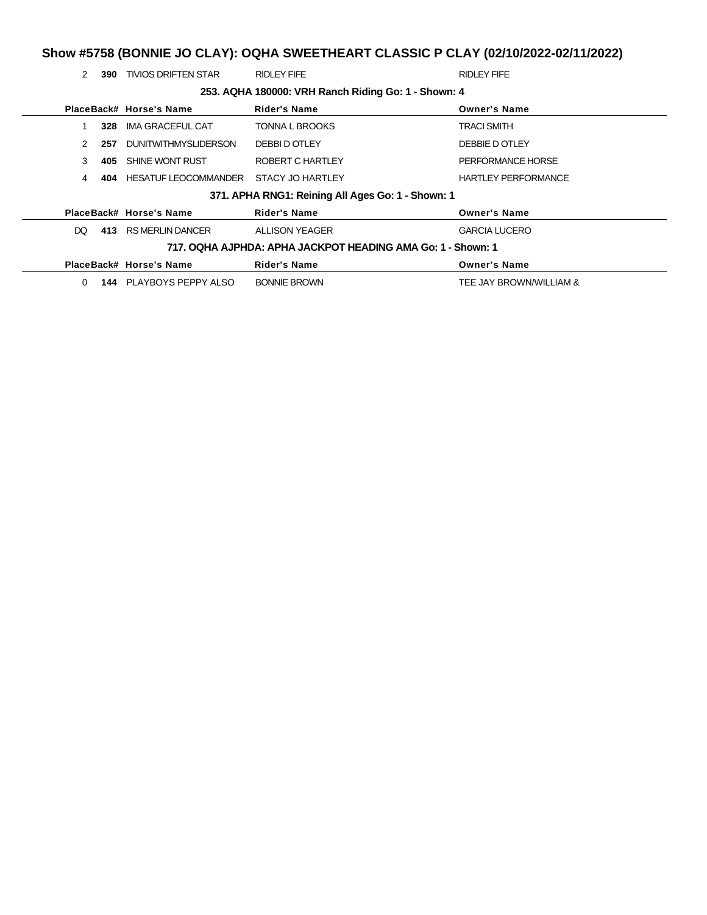# Show #5758 (BONNIE JO CLAY): OQHA SWEETHEART CLASSIC P CLAY (02/10/2022-02/11/2022)

| Place | Back# | Horse's Name | Rider's Name | Owner's Name |
|---|---|---|---|---|
| 2 | **390** | TIVIOS DRIFTEN STAR | RIDLEY FIFE | RIDLEY FIFE |

### 253. AQHA 180000: VRH Ranch Riding Go: 1 - Shown: 4

| Place | Back# | Horse's Name | Rider's Name | Owner's Name |
|---|---|---|---|---|
| 1 | **328** | IMA GRACEFUL CAT | TONNA L BROOKS | TRACI SMITH |
| 2 | **257** | DUNITWITHMYSLIDERSON | DEBBI D OTLEY | DEBBIE D OTLEY |
| 3 | **405** | SHINE WONT RUST | ROBERT C HARTLEY | PERFORMANCE HORSE |
| 4 | **404** | HESATUF LEOCOMMANDER | STACY JO HARTLEY | HARTLEY PERFORMANCE |

### 371. APHA RNG1: Reining All Ages Go: 1 - Shown: 1

| Place | Back# | Horse's Name | Rider's Name | Owner's Name |
|---|---|---|---|---|
| DQ | **413** | RS MERLIN DANCER | ALLISON YEAGER | GARCIA LUCERO |

### 717. OQHA AJPHDA: APHA JACKPOT HEADING AMA Go: 1 - Shown: 1

| Place | Back# | Horse's Name | Rider's Name | Owner's Name |
|---|---|---|---|---|
| 0 | **144** | PLAYBOYS PEPPY ALSO | BONNIE BROWN | TEE JAY BROWN/WILLIAM & |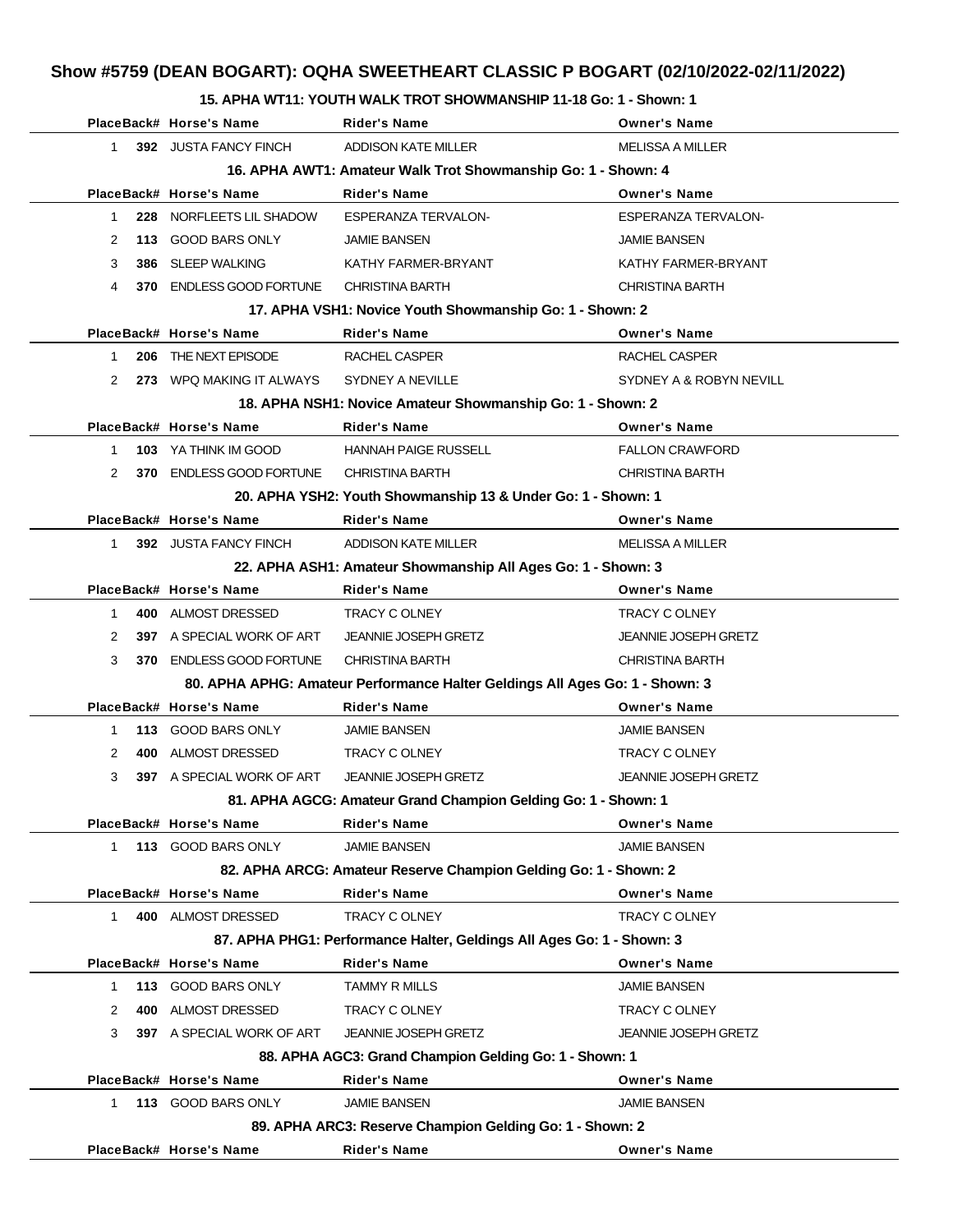# Show #5759 (DEAN BOGART): OQHA SWEETHEART CLASSIC P BOGART (02/10/2022-02/11/2022)

### 15. APHA WT11: YOUTH WALK TROT SHOWMANSHIP 11-18 Go: 1 - Shown: 1

| Place | Back# | Horse's Name | Rider's Name | Owner's Name |
|---|---|---|---|---|
| 1 | 392 | JUSTA FANCY FINCH | ADDISON KATE MILLER | MELISSA A MILLER |

### 16. APHA AWT1: Amateur Walk Trot Showmanship Go: 1 - Shown: 4

| Place | Back# | Horse's Name | Rider's Name | Owner's Name |
|---|---|---|---|---|
| 1 | 228 | NORFLEETS LIL SHADOW | ESPERANZA TERVALON- | ESPERANZA TERVALON- |
| 2 | 113 | GOOD BARS ONLY | JAMIE BANSEN | JAMIE BANSEN |
| 3 | 386 | SLEEP WALKING | KATHY FARMER-BRYANT | KATHY FARMER-BRYANT |
| 4 | 370 | ENDLESS GOOD FORTUNE | CHRISTINA BARTH | CHRISTINA BARTH |

### 17. APHA VSH1: Novice Youth Showmanship Go: 1 - Shown: 2

| Place | Back# | Horse's Name | Rider's Name | Owner's Name |
|---|---|---|---|---|
| 1 | 206 | THE NEXT EPISODE | RACHEL CASPER | RACHEL CASPER |
| 2 | 273 | WPQ MAKING IT ALWAYS | SYDNEY A NEVILLE | SYDNEY A & ROBYN NEVILL |

### 18. APHA NSH1: Novice Amateur Showmanship Go: 1 - Shown: 2

| Place | Back# | Horse's Name | Rider's Name | Owner's Name |
|---|---|---|---|---|
| 1 | 103 | YA THINK IM GOOD | HANNAH PAIGE RUSSELL | FALLON CRAWFORD |
| 2 | 370 | ENDLESS GOOD FORTUNE | CHRISTINA BARTH | CHRISTINA BARTH |

### 20. APHA YSH2: Youth Showmanship 13 & Under Go: 1 - Shown: 1

| Place | Back# | Horse's Name | Rider's Name | Owner's Name |
|---|---|---|---|---|
| 1 | 392 | JUSTA FANCY FINCH | ADDISON KATE MILLER | MELISSA A MILLER |

### 22. APHA ASH1: Amateur Showmanship All Ages Go: 1 - Shown: 3

| Place | Back# | Horse's Name | Rider's Name | Owner's Name |
|---|---|---|---|---|
| 1 | 400 | ALMOST DRESSED | TRACY C OLNEY | TRACY C OLNEY |
| 2 | 397 | A SPECIAL WORK OF ART | JEANNIE JOSEPH GRETZ | JEANNIE JOSEPH GRETZ |
| 3 | 370 | ENDLESS GOOD FORTUNE | CHRISTINA BARTH | CHRISTINA BARTH |

### 80. APHA APHG: Amateur Performance Halter Geldings All Ages Go: 1 - Shown: 3

| Place | Back# | Horse's Name | Rider's Name | Owner's Name |
|---|---|---|---|---|
| 1 | 113 | GOOD BARS ONLY | JAMIE BANSEN | JAMIE BANSEN |
| 2 | 400 | ALMOST DRESSED | TRACY C OLNEY | TRACY C OLNEY |
| 3 | 397 | A SPECIAL WORK OF ART | JEANNIE JOSEPH GRETZ | JEANNIE JOSEPH GRETZ |

### 81. APHA AGCG: Amateur Grand Champion Gelding Go: 1 - Shown: 1

| Place | Back# | Horse's Name | Rider's Name | Owner's Name |
|---|---|---|---|---|
| 1 | 113 | GOOD BARS ONLY | JAMIE BANSEN | JAMIE BANSEN |

### 82. APHA ARCG: Amateur Reserve Champion Gelding Go: 1 - Shown: 2

| Place | Back# | Horse's Name | Rider's Name | Owner's Name |
|---|---|---|---|---|
| 1 | 400 | ALMOST DRESSED | TRACY C OLNEY | TRACY C OLNEY |

### 87. APHA PHG1: Performance Halter, Geldings All Ages Go: 1 - Shown: 3

| Place | Back# | Horse's Name | Rider's Name | Owner's Name |
|---|---|---|---|---|
| 1 | 113 | GOOD BARS ONLY | TAMMY R MILLS | JAMIE BANSEN |
| 2 | 400 | ALMOST DRESSED | TRACY C OLNEY | TRACY C OLNEY |
| 3 | 397 | A SPECIAL WORK OF ART | JEANNIE JOSEPH GRETZ | JEANNIE JOSEPH GRETZ |

### 88. APHA AGC3: Grand Champion Gelding Go: 1 - Shown: 1

| Place | Back# | Horse's Name | Rider's Name | Owner's Name |
|---|---|---|---|---|
| 1 | 113 | GOOD BARS ONLY | JAMIE BANSEN | JAMIE BANSEN |

### 89. APHA ARC3: Reserve Champion Gelding Go: 1 - Shown: 2

| Place | Back# | Horse's Name | Rider's Name | Owner's Name |
|---|---|---|---|---|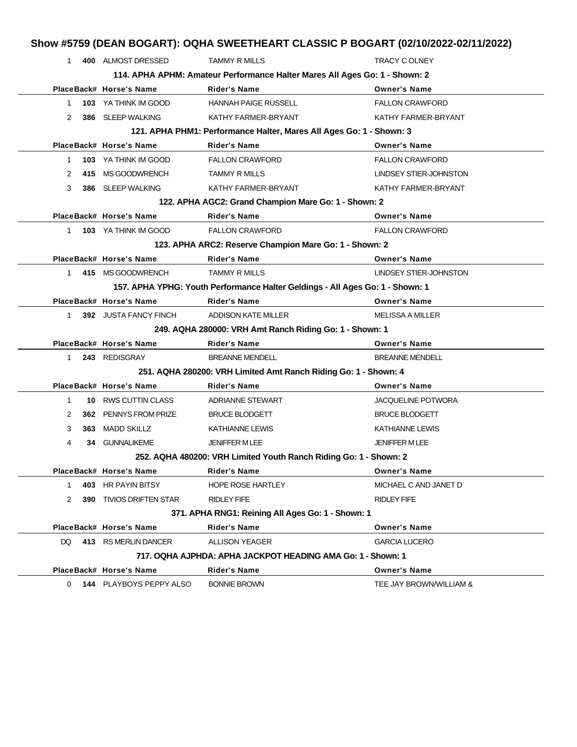# Show #5759 (DEAN BOGART): OQHA SWEETHEART CLASSIC P BOGART (02/10/2022-02/11/2022)

| Place | Back# | Horse's Name | Rider's Name | Owner's Name |
|---|---|---|---|---|
| 1 | **400** | ALMOST DRESSED | TAMMY R MILLS | TRACY C OLNEY |

**114. APHA APHM: Amateur Performance Halter Mares All Ages Go: 1 - Shown: 2**

| Place | Back# | Horse's Name | Rider's Name | Owner's Name |
|---|---|---|---|---|
| 1 | **103** | YA THINK IM GOOD | HANNAH PAIGE RUSSELL | FALLON CRAWFORD |
| 2 | **386** | SLEEP WALKING | KATHY FARMER-BRYANT | KATHY FARMER-BRYANT |

**121. APHA PHM1: Performance Halter, Mares All Ages Go: 1 - Shown: 3**

| Place | Back# | Horse's Name | Rider's Name | Owner's Name |
|---|---|---|---|---|
| 1 | **103** | YA THINK IM GOOD | FALLON CRAWFORD | FALLON CRAWFORD |
| 2 | **415** | MS GOODWRENCH | TAMMY R MILLS | LINDSEY STIER-JOHNSTON |
| 3 | **386** | SLEEP WALKING | KATHY FARMER-BRYANT | KATHY FARMER-BRYANT |

**122. APHA AGC2: Grand Champion Mare Go: 1 - Shown: 2**

| Place | Back# | Horse's Name | Rider's Name | Owner's Name |
|---|---|---|---|---|
| 1 | **103** | YA THINK IM GOOD | FALLON CRAWFORD | FALLON CRAWFORD |

**123. APHA ARC2: Reserve Champion Mare Go: 1 - Shown: 2**

| Place | Back# | Horse's Name | Rider's Name | Owner's Name |
|---|---|---|---|---|
| 1 | **415** | MS GOODWRENCH | TAMMY R MILLS | LINDSEY STIER-JOHNSTON |

**157. APHA YPHG: Youth Performance Halter Geldings - All Ages Go: 1 - Shown: 1**

| Place | Back# | Horse's Name | Rider's Name | Owner's Name |
|---|---|---|---|---|
| 1 | **392** | JUSTA FANCY FINCH | ADDISON KATE MILLER | MELISSA A MILLER |

**249. AQHA 280000: VRH Amt Ranch Riding Go: 1 - Shown: 1**

| Place | Back# | Horse's Name | Rider's Name | Owner's Name |
|---|---|---|---|---|
| 1 | **243** | REDISGRAY | BREANNE MENDELL | BREANNE MENDELL |

**251. AQHA 280200: VRH Limited Amt Ranch Riding Go: 1 - Shown: 4**

| Place | Back# | Horse's Name | Rider's Name | Owner's Name |
|---|---|---|---|---|
| 1 | **10** | RWS CUTTIN CLASS | ADRIANNE STEWART | JACQUELINE POTWORA |
| 2 | **362** | PENNYS FROM PRIZE | BRUCE BLODGETT | BRUCE BLODGETT |
| 3 | **363** | MADD SKILLZ | KATHIANNE LEWIS | KATHIANNE LEWIS |
| 4 | **34** | GUNNALIKEME | JENIFFER M LEE | JENIFFER M LEE |

**252. AQHA 480200: VRH Limited Youth Ranch Riding Go: 1 - Shown: 2**

| Place | Back# | Horse's Name | Rider's Name | Owner's Name |
|---|---|---|---|---|
| 1 | **403** | HR PAYIN BITSY | HOPE ROSE HARTLEY | MICHAEL C AND JANET D |
| 2 | **390** | TIVIOS DRIFTEN STAR | RIDLEY FIFE | RIDLEY FIFE |

**371. APHA RNG1: Reining All Ages Go: 1 - Shown: 1**

| Place | Back# | Horse's Name | Rider's Name | Owner's Name |
|---|---|---|---|---|
| DQ | **413** | RS MERLIN DANCER | ALLISON YEAGER | GARCIA LUCERO |

**717. OQHA AJPHDA: APHA JACKPOT HEADING AMA Go: 1 - Shown: 1**

| Place | Back# | Horse's Name | Rider's Name | Owner's Name |
|---|---|---|---|---|
| 0 | **144** | PLAYBOYS PEPPY ALSO | BONNIE BROWN | TEE JAY BROWN/WILLIAM & |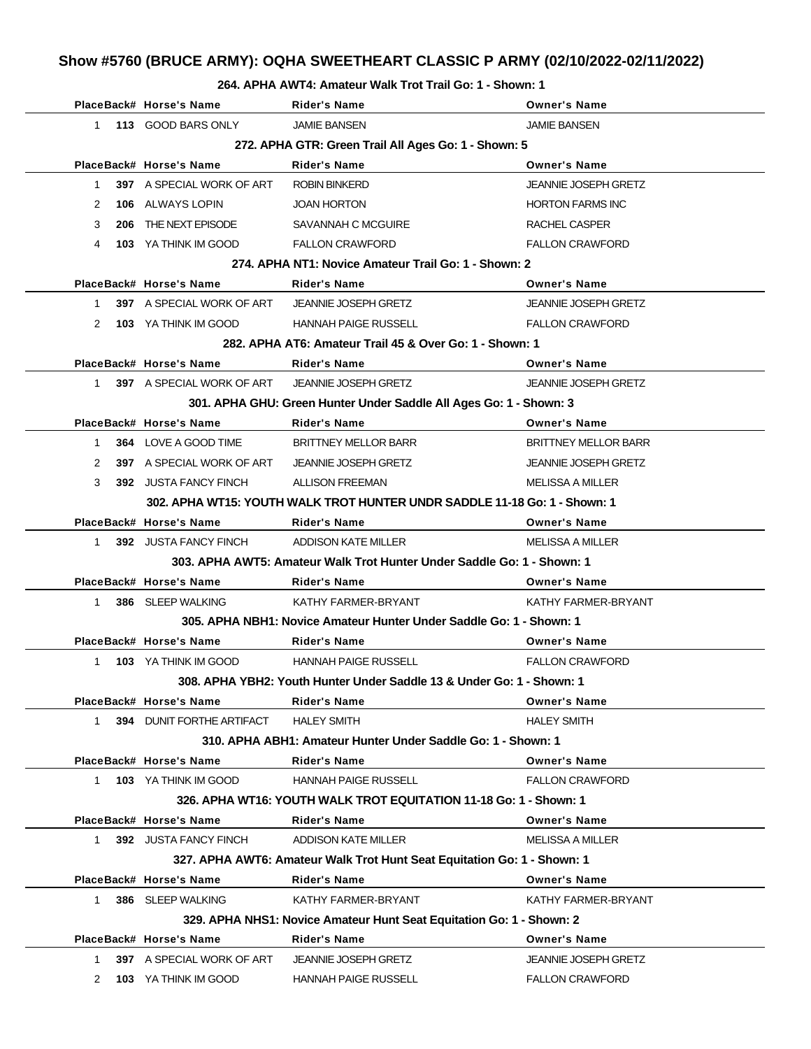## Show #5760 (BRUCE ARMY): OQHA SWEETHEART CLASSIC P ARMY (02/10/2022-02/11/2022)

### 264. APHA AWT4: Amateur Walk Trot Trail Go: 1 - Shown: 1

| Place | Back# | Horse's Name | Rider's Name | Owner's Name |
|---|---|---|---|---|
| 1 | 113 | GOOD BARS ONLY | JAMIE BANSEN | JAMIE BANSEN |

### 272. APHA GTR: Green Trail All Ages Go: 1 - Shown: 5

| Place | Back# | Horse's Name | Rider's Name | Owner's Name |
|---|---|---|---|---|
| 1 | 397 | A SPECIAL WORK OF ART | ROBIN BINKERD | JEANNIE JOSEPH GRETZ |
| 2 | 106 | ALWAYS LOPIN | JOAN HORTON | HORTON FARMS INC |
| 3 | 206 | THE NEXT EPISODE | SAVANNAH C MCGUIRE | RACHEL CASPER |
| 4 | 103 | YA THINK IM GOOD | FALLON CRAWFORD | FALLON CRAWFORD |

### 274. APHA NT1: Novice Amateur Trail Go: 1 - Shown: 2

| Place | Back# | Horse's Name | Rider's Name | Owner's Name |
|---|---|---|---|---|
| 1 | 397 | A SPECIAL WORK OF ART | JEANNIE JOSEPH GRETZ | JEANNIE JOSEPH GRETZ |
| 2 | 103 | YA THINK IM GOOD | HANNAH PAIGE RUSSELL | FALLON CRAWFORD |

### 282. APHA AT6: Amateur Trail 45 & Over Go: 1 - Shown: 1

| Place | Back# | Horse's Name | Rider's Name | Owner's Name |
|---|---|---|---|---|
| 1 | 397 | A SPECIAL WORK OF ART | JEANNIE JOSEPH GRETZ | JEANNIE JOSEPH GRETZ |

### 301. APHA GHU: Green Hunter Under Saddle All Ages Go: 1 - Shown: 3

| Place | Back# | Horse's Name | Rider's Name | Owner's Name |
|---|---|---|---|---|
| 1 | 364 | LOVE A GOOD TIME | BRITTNEY MELLOR BARR | BRITTNEY MELLOR BARR |
| 2 | 397 | A SPECIAL WORK OF ART | JEANNIE JOSEPH GRETZ | JEANNIE JOSEPH GRETZ |
| 3 | 392 | JUSTA FANCY FINCH | ALLISON FREEMAN | MELISSA A MILLER |

### 302. APHA WT15: YOUTH WALK TROT HUNTER UNDR SADDLE 11-18 Go: 1 - Shown: 1

| Place | Back# | Horse's Name | Rider's Name | Owner's Name |
|---|---|---|---|---|
| 1 | 392 | JUSTA FANCY FINCH | ADDISON KATE MILLER | MELISSA A MILLER |

### 303. APHA AWT5: Amateur Walk Trot Hunter Under Saddle Go: 1 - Shown: 1

| Place | Back# | Horse's Name | Rider's Name | Owner's Name |
|---|---|---|---|---|
| 1 | 386 | SLEEP WALKING | KATHY FARMER-BRYANT | KATHY FARMER-BRYANT |

### 305. APHA NBH1: Novice Amateur Hunter Under Saddle Go: 1 - Shown: 1

| Place | Back# | Horse's Name | Rider's Name | Owner's Name |
|---|---|---|---|---|
| 1 | 103 | YA THINK IM GOOD | HANNAH PAIGE RUSSELL | FALLON CRAWFORD |

### 308. APHA YBH2: Youth Hunter Under Saddle 13 & Under Go: 1 - Shown: 1

| Place | Back# | Horse's Name | Rider's Name | Owner's Name |
|---|---|---|---|---|
| 1 | 394 | DUNIT FORTHE ARTIFACT | HALEY SMITH | HALEY SMITH |

### 310. APHA ABH1: Amateur Hunter Under Saddle Go: 1 - Shown: 1

| Place | Back# | Horse's Name | Rider's Name | Owner's Name |
|---|---|---|---|---|
| 1 | 103 | YA THINK IM GOOD | HANNAH PAIGE RUSSELL | FALLON CRAWFORD |

### 326. APHA WT16: YOUTH WALK TROT EQUITATION 11-18 Go: 1 - Shown: 1

| Place | Back# | Horse's Name | Rider's Name | Owner's Name |
|---|---|---|---|---|
| 1 | 392 | JUSTA FANCY FINCH | ADDISON KATE MILLER | MELISSA A MILLER |

### 327. APHA AWT6: Amateur Walk Trot Hunt Seat Equitation Go: 1 - Shown: 1

| Place | Back# | Horse's Name | Rider's Name | Owner's Name |
|---|---|---|---|---|
| 1 | 386 | SLEEP WALKING | KATHY FARMER-BRYANT | KATHY FARMER-BRYANT |

### 329. APHA NHS1: Novice Amateur Hunt Seat Equitation Go: 1 - Shown: 2

| Place | Back# | Horse's Name | Rider's Name | Owner's Name |
|---|---|---|---|---|
| 1 | 397 | A SPECIAL WORK OF ART | JEANNIE JOSEPH GRETZ | JEANNIE JOSEPH GRETZ |
| 2 | 103 | YA THINK IM GOOD | HANNAH PAIGE RUSSELL | FALLON CRAWFORD |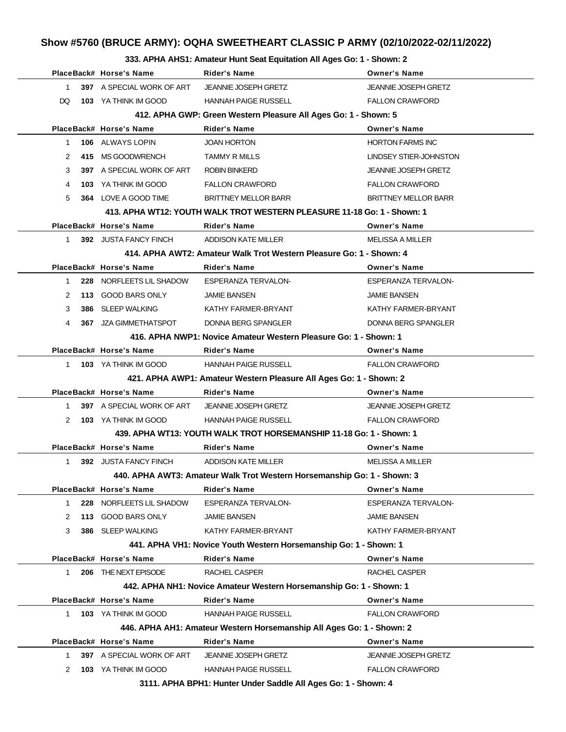# Show #5760 (BRUCE ARMY): OQHA SWEETHEART CLASSIC P ARMY (02/10/2022-02/11/2022)

### 333. APHA AHS1: Amateur Hunt Seat Equitation All Ages Go: 1 - Shown: 2

| Place | Back# | Horse's Name | Rider's Name | Owner's Name |
|---|---|---|---|---|
| 1 | **397** | A SPECIAL WORK OF ART | JEANNIE JOSEPH GRETZ | JEANNIE JOSEPH GRETZ |
| DQ | **103** | YA THINK IM GOOD | HANNAH PAIGE RUSSELL | FALLON CRAWFORD |

### 412. APHA GWP: Green Western Pleasure All Ages Go: 1 - Shown: 5

| Place | Back# | Horse's Name | Rider's Name | Owner's Name |
|---|---|---|---|---|
| 1 | **106** | ALWAYS LOPIN | JOAN HORTON | HORTON FARMS INC |
| 2 | **415** | MS GOODWRENCH | TAMMY R MILLS | LINDSEY STIER-JOHNSTON |
| 3 | **397** | A SPECIAL WORK OF ART | ROBIN BINKERD | JEANNIE JOSEPH GRETZ |
| 4 | **103** | YA THINK IM GOOD | FALLON CRAWFORD | FALLON CRAWFORD |
| 5 | **364** | LOVE A GOOD TIME | BRITTNEY MELLOR BARR | BRITTNEY MELLOR BARR |

### 413. APHA WT12: YOUTH WALK TROT WESTERN PLEASURE 11-18 Go: 1 - Shown: 1

| Place | Back# | Horse's Name | Rider's Name | Owner's Name |
|---|---|---|---|---|
| 1 | **392** | JUSTA FANCY FINCH | ADDISON KATE MILLER | MELISSA A MILLER |

### 414. APHA AWT2: Amateur Walk Trot Western Pleasure Go: 1 - Shown: 4

| Place | Back# | Horse's Name | Rider's Name | Owner's Name |
|---|---|---|---|---|
| 1 | **228** | NORFLEETS LIL SHADOW | ESPERANZA TERVALON- | ESPERANZA TERVALON- |
| 2 | **113** | GOOD BARS ONLY | JAMIE BANSEN | JAMIE BANSEN |
| 3 | **386** | SLEEP WALKING | KATHY FARMER-BRYANT | KATHY FARMER-BRYANT |
| 4 | **367** | JZA GIMMETHATSPOT | DONNA BERG SPANGLER | DONNA BERG SPANGLER |

### 416. APHA NWP1: Novice Amateur Western Pleasure Go: 1 - Shown: 1

| Place | Back# | Horse's Name | Rider's Name | Owner's Name |
|---|---|---|---|---|
| 1 | **103** | YA THINK IM GOOD | HANNAH PAIGE RUSSELL | FALLON CRAWFORD |

### 421. APHA AWP1: Amateur Western Pleasure All Ages Go: 1 - Shown: 2

| Place | Back# | Horse's Name | Rider's Name | Owner's Name |
|---|---|---|---|---|
| 1 | **397** | A SPECIAL WORK OF ART | JEANNIE JOSEPH GRETZ | JEANNIE JOSEPH GRETZ |
| 2 | **103** | YA THINK IM GOOD | HANNAH PAIGE RUSSELL | FALLON CRAWFORD |

### 439. APHA WT13: YOUTH WALK TROT HORSEMANSHIP 11-18 Go: 1 - Shown: 1

| Place | Back# | Horse's Name | Rider's Name | Owner's Name |
|---|---|---|---|---|
| 1 | **392** | JUSTA FANCY FINCH | ADDISON KATE MILLER | MELISSA A MILLER |

### 440. APHA AWT3: Amateur Walk Trot Western Horsemanship Go: 1 - Shown: 3

| Place | Back# | Horse's Name | Rider's Name | Owner's Name |
|---|---|---|---|---|
| 1 | **228** | NORFLEETS LIL SHADOW | ESPERANZA TERVALON- | ESPERANZA TERVALON- |
| 2 | **113** | GOOD BARS ONLY | JAMIE BANSEN | JAMIE BANSEN |
| 3 | **386** | SLEEP WALKING | KATHY FARMER-BRYANT | KATHY FARMER-BRYANT |

### 441. APHA VH1: Novice Youth Western Horsemanship Go: 1 - Shown: 1

| Place | Back# | Horse's Name | Rider's Name | Owner's Name |
|---|---|---|---|---|
| 1 | **206** | THE NEXT EPISODE | RACHEL CASPER | RACHEL CASPER |

### 442. APHA NH1: Novice Amateur Western Horsemanship Go: 1 - Shown: 1

| Place | Back# | Horse's Name | Rider's Name | Owner's Name |
|---|---|---|---|---|
| 1 | **103** | YA THINK IM GOOD | HANNAH PAIGE RUSSELL | FALLON CRAWFORD |

### 446. APHA AH1: Amateur Western Horsemanship All Ages Go: 1 - Shown: 2

| Place | Back# | Horse's Name | Rider's Name | Owner's Name |
|---|---|---|---|---|
| 1 | **397** | A SPECIAL WORK OF ART | JEANNIE JOSEPH GRETZ | JEANNIE JOSEPH GRETZ |
| 2 | **103** | YA THINK IM GOOD | HANNAH PAIGE RUSSELL | FALLON CRAWFORD |

### 3111. APHA BPH1: Hunter Under Saddle All Ages Go: 1 - Shown: 4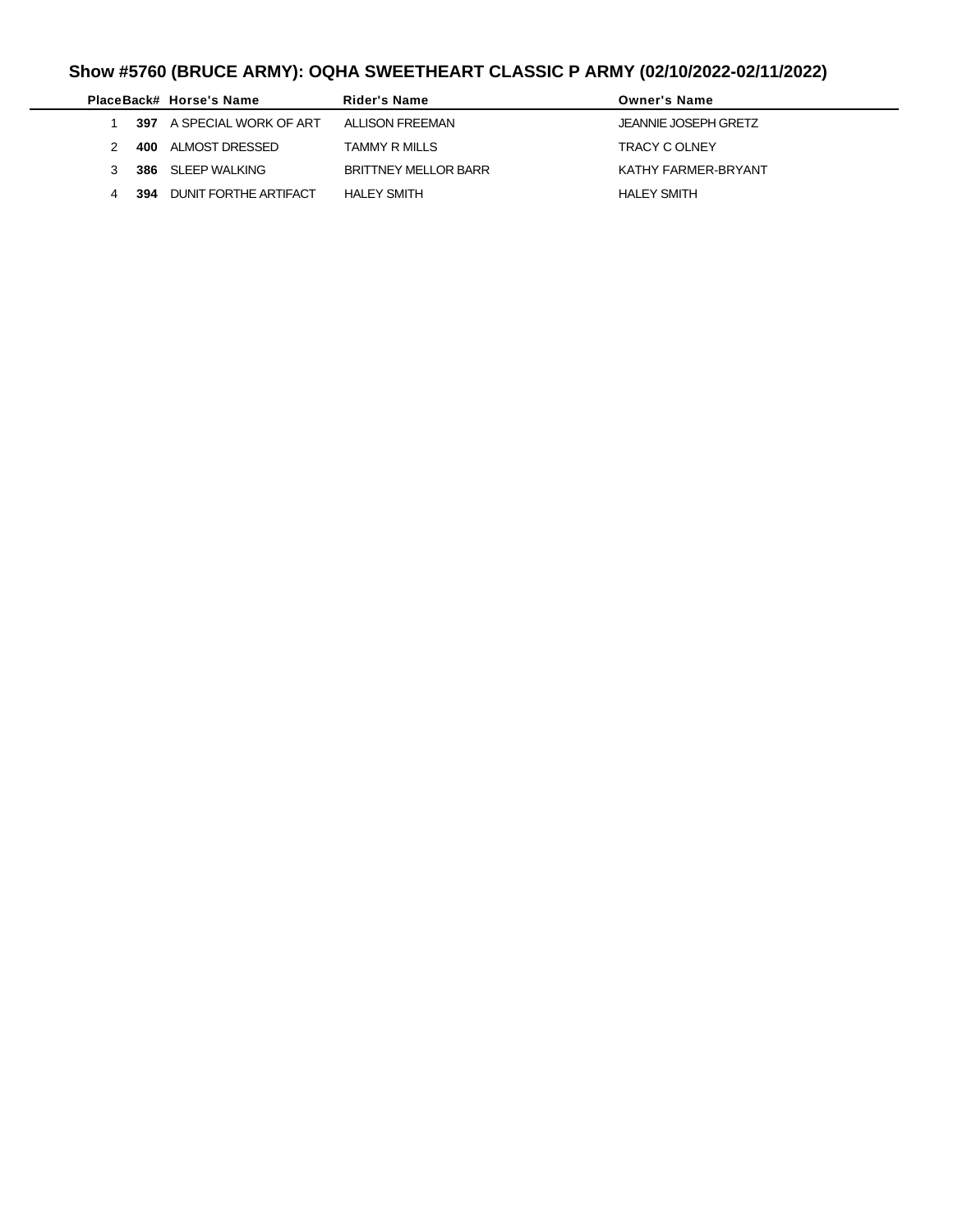## Show #5760 (BRUCE ARMY): OQHA SWEETHEART CLASSIC P ARMY (02/10/2022-02/11/2022)

| Place | Back# | Horse's Name | Rider's Name | Owner's Name |
|---|---|---|---|---|
| 1 | **397** | A SPECIAL WORK OF ART | ALLISON FREEMAN | JEANNIE JOSEPH GRETZ |
| 2 | **400** | ALMOST DRESSED | TAMMY R MILLS | TRACY C OLNEY |
| 3 | **386** | SLEEP WALKING | BRITTNEY MELLOR BARR | KATHY FARMER-BRYANT |
| 4 | **394** | DUNIT FORTHE ARTIFACT | HALEY SMITH | HALEY SMITH |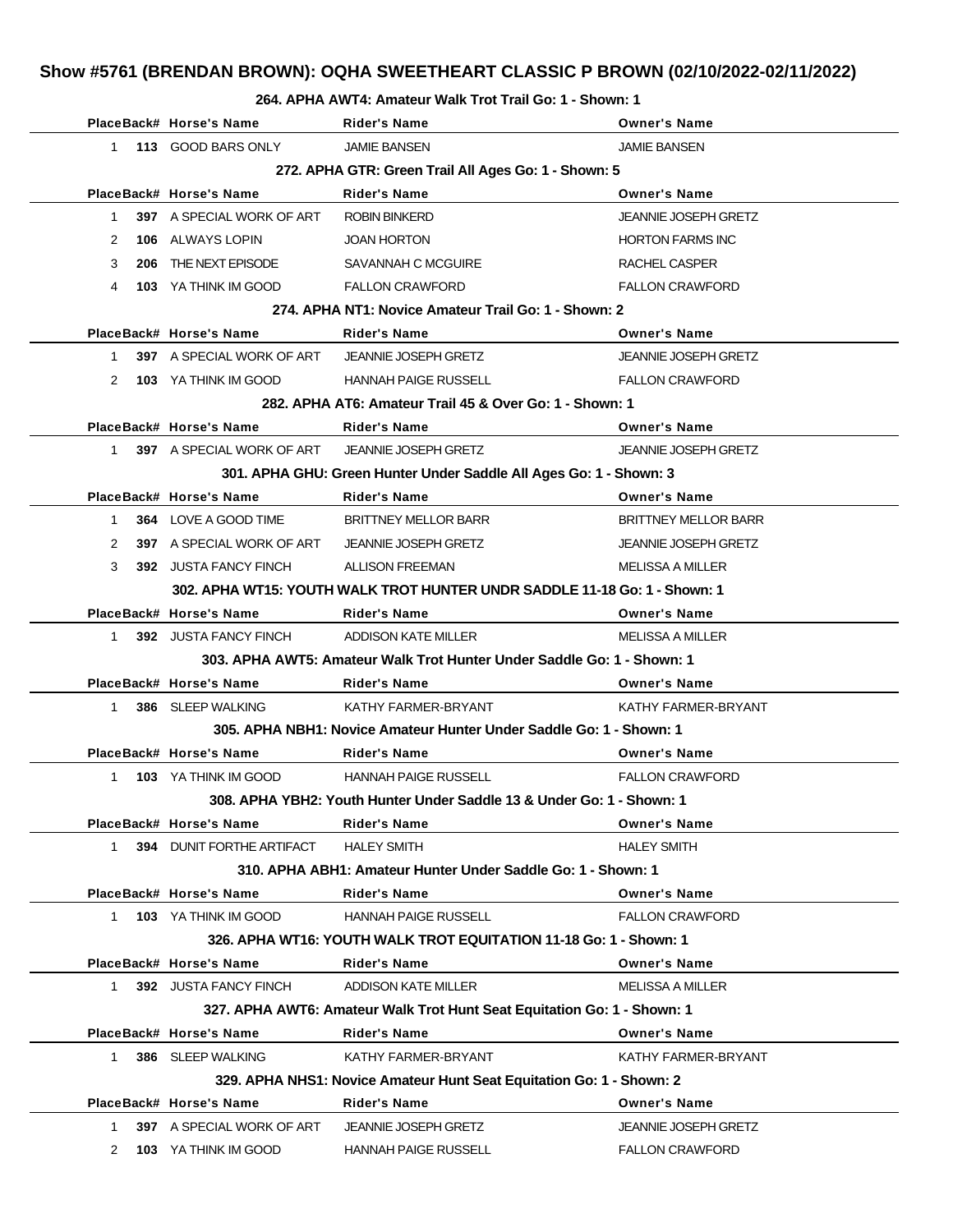## Show #5761 (BRENDAN BROWN): OQHA SWEETHEART CLASSIC P BROWN (02/10/2022-02/11/2022)

### 264. APHA AWT4: Amateur Walk Trot Trail Go: 1 - Shown: 1

| Place | Back# | Horse's Name | Rider's Name | Owner's Name |
|---|---|---|---|---|
| 1 | 113 | GOOD BARS ONLY | JAMIE BANSEN | JAMIE BANSEN |

### 272. APHA GTR: Green Trail All Ages Go: 1 - Shown: 5

| Place | Back# | Horse's Name | Rider's Name | Owner's Name |
|---|---|---|---|---|
| 1 | 397 | A SPECIAL WORK OF ART | ROBIN BINKERD | JEANNIE JOSEPH GRETZ |
| 2 | 106 | ALWAYS LOPIN | JOAN HORTON | HORTON FARMS INC |
| 3 | 206 | THE NEXT EPISODE | SAVANNAH C MCGUIRE | RACHEL CASPER |
| 4 | 103 | YA THINK IM GOOD | FALLON CRAWFORD | FALLON CRAWFORD |

### 274. APHA NT1: Novice Amateur Trail Go: 1 - Shown: 2

| Place | Back# | Horse's Name | Rider's Name | Owner's Name |
|---|---|---|---|---|
| 1 | 397 | A SPECIAL WORK OF ART | JEANNIE JOSEPH GRETZ | JEANNIE JOSEPH GRETZ |
| 2 | 103 | YA THINK IM GOOD | HANNAH PAIGE RUSSELL | FALLON CRAWFORD |

### 282. APHA AT6: Amateur Trail 45 & Over Go: 1 - Shown: 1

| Place | Back# | Horse's Name | Rider's Name | Owner's Name |
|---|---|---|---|---|
| 1 | 397 | A SPECIAL WORK OF ART | JEANNIE JOSEPH GRETZ | JEANNIE JOSEPH GRETZ |

### 301. APHA GHU: Green Hunter Under Saddle All Ages Go: 1 - Shown: 3

| Place | Back# | Horse's Name | Rider's Name | Owner's Name |
|---|---|---|---|---|
| 1 | 364 | LOVE A GOOD TIME | BRITTNEY MELLOR BARR | BRITTNEY MELLOR BARR |
| 2 | 397 | A SPECIAL WORK OF ART | JEANNIE JOSEPH GRETZ | JEANNIE JOSEPH GRETZ |
| 3 | 392 | JUSTA FANCY FINCH | ALLISON FREEMAN | MELISSA A MILLER |

### 302. APHA WT15: YOUTH WALK TROT HUNTER UNDR SADDLE 11-18 Go: 1 - Shown: 1

| Place | Back# | Horse's Name | Rider's Name | Owner's Name |
|---|---|---|---|---|
| 1 | 392 | JUSTA FANCY FINCH | ADDISON KATE MILLER | MELISSA A MILLER |

### 303. APHA AWT5: Amateur Walk Trot Hunter Under Saddle Go: 1 - Shown: 1

| Place | Back# | Horse's Name | Rider's Name | Owner's Name |
|---|---|---|---|---|
| 1 | 386 | SLEEP WALKING | KATHY FARMER-BRYANT | KATHY FARMER-BRYANT |

### 305. APHA NBH1: Novice Amateur Hunter Under Saddle Go: 1 - Shown: 1

| Place | Back# | Horse's Name | Rider's Name | Owner's Name |
|---|---|---|---|---|
| 1 | 103 | YA THINK IM GOOD | HANNAH PAIGE RUSSELL | FALLON CRAWFORD |

### 308. APHA YBH2: Youth Hunter Under Saddle 13 & Under Go: 1 - Shown: 1

| Place | Back# | Horse's Name | Rider's Name | Owner's Name |
|---|---|---|---|---|
| 1 | 394 | DUNIT FORTHE ARTIFACT | HALEY SMITH | HALEY SMITH |

### 310. APHA ABH1: Amateur Hunter Under Saddle Go: 1 - Shown: 1

| Place | Back# | Horse's Name | Rider's Name | Owner's Name |
|---|---|---|---|---|
| 1 | 103 | YA THINK IM GOOD | HANNAH PAIGE RUSSELL | FALLON CRAWFORD |

### 326. APHA WT16: YOUTH WALK TROT EQUITATION 11-18 Go: 1 - Shown: 1

| Place | Back# | Horse's Name | Rider's Name | Owner's Name |
|---|---|---|---|---|
| 1 | 392 | JUSTA FANCY FINCH | ADDISON KATE MILLER | MELISSA A MILLER |

### 327. APHA AWT6: Amateur Walk Trot Hunt Seat Equitation Go: 1 - Shown: 1

| Place | Back# | Horse's Name | Rider's Name | Owner's Name |
|---|---|---|---|---|
| 1 | 386 | SLEEP WALKING | KATHY FARMER-BRYANT | KATHY FARMER-BRYANT |

### 329. APHA NHS1: Novice Amateur Hunt Seat Equitation Go: 1 - Shown: 2

| Place | Back# | Horse's Name | Rider's Name | Owner's Name |
|---|---|---|---|---|
| 1 | 397 | A SPECIAL WORK OF ART | JEANNIE JOSEPH GRETZ | JEANNIE JOSEPH GRETZ |
| 2 | 103 | YA THINK IM GOOD | HANNAH PAIGE RUSSELL | FALLON CRAWFORD |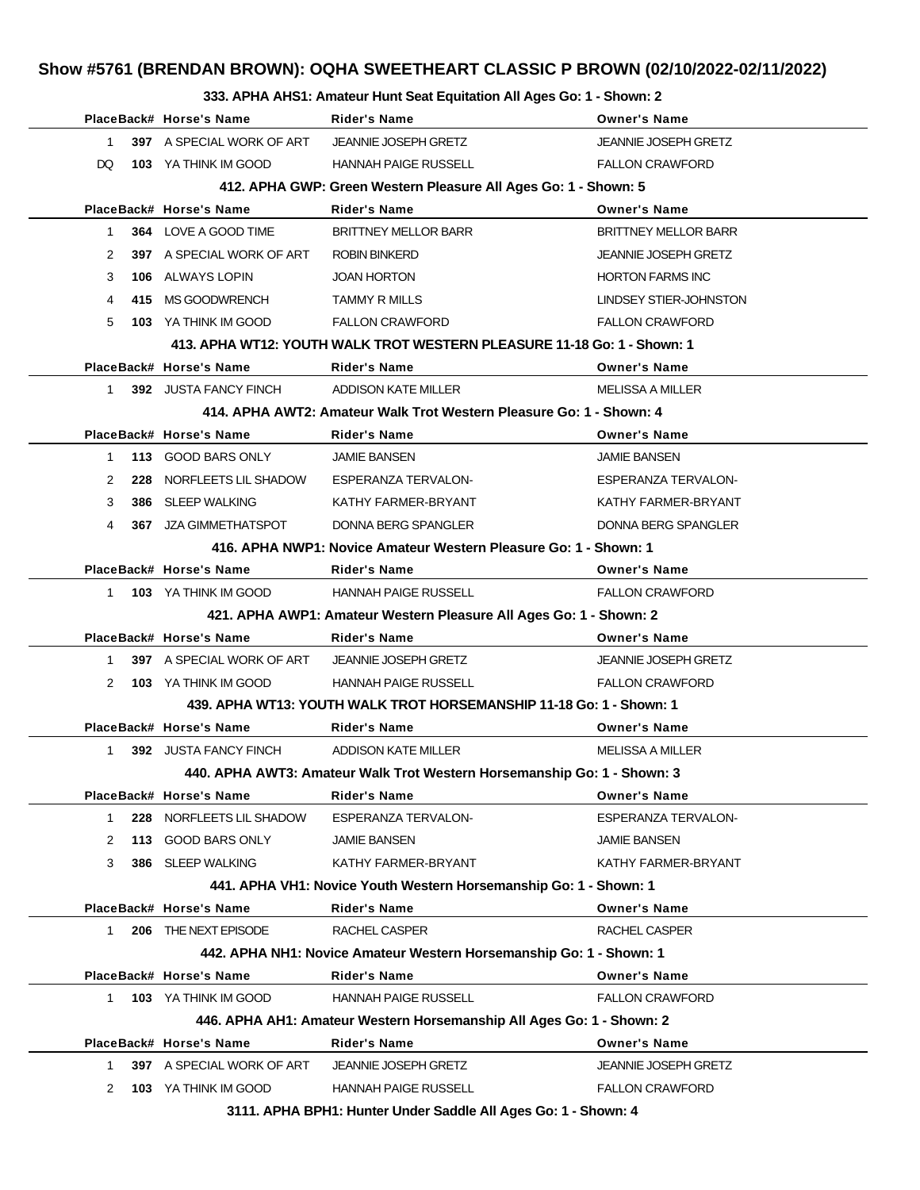# Show #5761 (BRENDAN BROWN): OQHA SWEETHEART CLASSIC P BROWN (02/10/2022-02/11/2022)

### 333. APHA AHS1: Amateur Hunt Seat Equitation All Ages Go: 1 - Shown: 2

| Place | Back# | Horse's Name | Rider's Name | Owner's Name |
|---|---|---|---|---|
| 1 | **397** | A SPECIAL WORK OF ART | JEANNIE JOSEPH GRETZ | JEANNIE JOSEPH GRETZ |
| DQ | **103** | YA THINK IM GOOD | HANNAH PAIGE RUSSELL | FALLON CRAWFORD |

### 412. APHA GWP: Green Western Pleasure All Ages Go: 1 - Shown: 5

| Place | Back# | Horse's Name | Rider's Name | Owner's Name |
|---|---|---|---|---|
| 1 | **364** | LOVE A GOOD TIME | BRITTNEY MELLOR BARR | BRITTNEY MELLOR BARR |
| 2 | **397** | A SPECIAL WORK OF ART | ROBIN BINKERD | JEANNIE JOSEPH GRETZ |
| 3 | **106** | ALWAYS LOPIN | JOAN HORTON | HORTON FARMS INC |
| 4 | **415** | MS GOODWRENCH | TAMMY R MILLS | LINDSEY STIER-JOHNSTON |
| 5 | **103** | YA THINK IM GOOD | FALLON CRAWFORD | FALLON CRAWFORD |

### 413. APHA WT12: YOUTH WALK TROT WESTERN PLEASURE 11-18 Go: 1 - Shown: 1

| Place | Back# | Horse's Name | Rider's Name | Owner's Name |
|---|---|---|---|---|
| 1 | **392** | JUSTA FANCY FINCH | ADDISON KATE MILLER | MELISSA A MILLER |

### 414. APHA AWT2: Amateur Walk Trot Western Pleasure Go: 1 - Shown: 4

| Place | Back# | Horse's Name | Rider's Name | Owner's Name |
|---|---|---|---|---|
| 1 | **113** | GOOD BARS ONLY | JAMIE BANSEN | JAMIE BANSEN |
| 2 | **228** | NORFLEETS LIL SHADOW | ESPERANZA TERVALON- | ESPERANZA TERVALON- |
| 3 | **386** | SLEEP WALKING | KATHY FARMER-BRYANT | KATHY FARMER-BRYANT |
| 4 | **367** | JZA GIMMETHATSPOT | DONNA BERG SPANGLER | DONNA BERG SPANGLER |

### 416. APHA NWP1: Novice Amateur Western Pleasure Go: 1 - Shown: 1

| Place | Back# | Horse's Name | Rider's Name | Owner's Name |
|---|---|---|---|---|
| 1 | **103** | YA THINK IM GOOD | HANNAH PAIGE RUSSELL | FALLON CRAWFORD |

### 421. APHA AWP1: Amateur Western Pleasure All Ages Go: 1 - Shown: 2

| Place | Back# | Horse's Name | Rider's Name | Owner's Name |
|---|---|---|---|---|
| 1 | **397** | A SPECIAL WORK OF ART | JEANNIE JOSEPH GRETZ | JEANNIE JOSEPH GRETZ |
| 2 | **103** | YA THINK IM GOOD | HANNAH PAIGE RUSSELL | FALLON CRAWFORD |

### 439. APHA WT13: YOUTH WALK TROT HORSEMANSHIP 11-18 Go: 1 - Shown: 1

| Place | Back# | Horse's Name | Rider's Name | Owner's Name |
|---|---|---|---|---|
| 1 | **392** | JUSTA FANCY FINCH | ADDISON KATE MILLER | MELISSA A MILLER |

### 440. APHA AWT3: Amateur Walk Trot Western Horsemanship Go: 1 - Shown: 3

| Place | Back# | Horse's Name | Rider's Name | Owner's Name |
|---|---|---|---|---|
| 1 | **228** | NORFLEETS LIL SHADOW | ESPERANZA TERVALON- | ESPERANZA TERVALON- |
| 2 | **113** | GOOD BARS ONLY | JAMIE BANSEN | JAMIE BANSEN |
| 3 | **386** | SLEEP WALKING | KATHY FARMER-BRYANT | KATHY FARMER-BRYANT |

### 441. APHA VH1: Novice Youth Western Horsemanship Go: 1 - Shown: 1

| Place | Back# | Horse's Name | Rider's Name | Owner's Name |
|---|---|---|---|---|
| 1 | **206** | THE NEXT EPISODE | RACHEL CASPER | RACHEL CASPER |

### 442. APHA NH1: Novice Amateur Western Horsemanship Go: 1 - Shown: 1

| Place | Back# | Horse's Name | Rider's Name | Owner's Name |
|---|---|---|---|---|
| 1 | **103** | YA THINK IM GOOD | HANNAH PAIGE RUSSELL | FALLON CRAWFORD |

### 446. APHA AH1: Amateur Western Horsemanship All Ages Go: 1 - Shown: 2

| Place | Back# | Horse's Name | Rider's Name | Owner's Name |
|---|---|---|---|---|
| 1 | **397** | A SPECIAL WORK OF ART | JEANNIE JOSEPH GRETZ | JEANNIE JOSEPH GRETZ |
| 2 | **103** | YA THINK IM GOOD | HANNAH PAIGE RUSSELL | FALLON CRAWFORD |

### 3111. APHA BPH1: Hunter Under Saddle All Ages Go: 1 - Shown: 4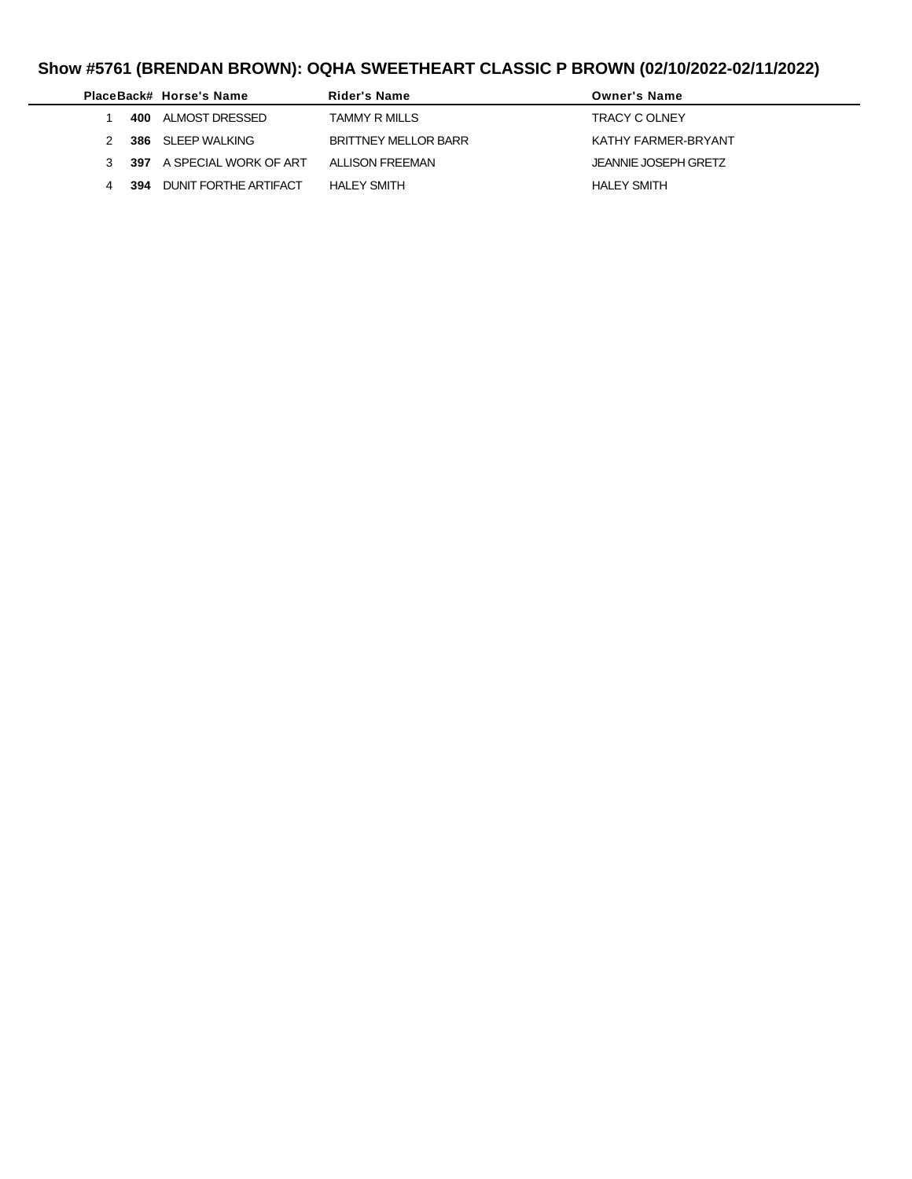## Show #5761 (BRENDAN BROWN): OQHA SWEETHEART CLASSIC P BROWN (02/10/2022-02/11/2022)

| Place | Back# | Horse's Name | Rider's Name | Owner's Name |
|---|---|---|---|---|
| 1 | **400** | ALMOST DRESSED | TAMMY R MILLS | TRACY C OLNEY |
| 2 | **386** | SLEEP WALKING | BRITTNEY MELLOR BARR | KATHY FARMER-BRYANT |
| 3 | **397** | A SPECIAL WORK OF ART | ALLISON FREEMAN | JEANNIE JOSEPH GRETZ |
| 4 | **394** | DUNIT FORTHE ARTIFACT | HALEY SMITH | HALEY SMITH |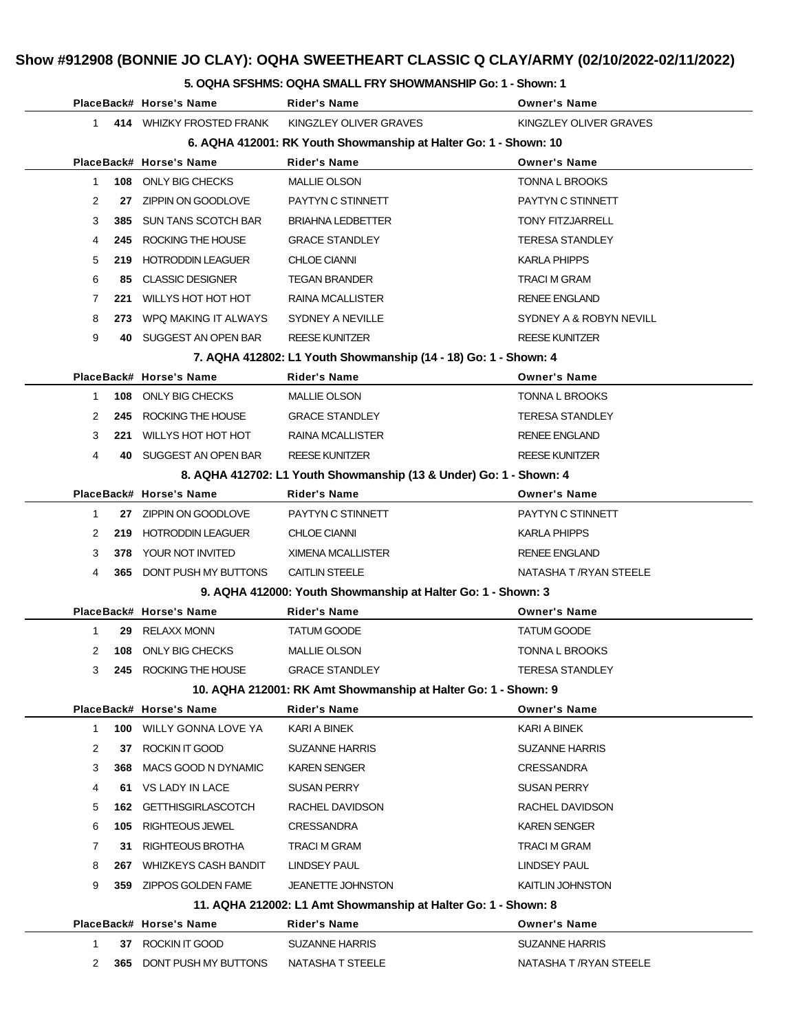# Show #912908 (BONNIE JO CLAY): OQHA SWEETHEART CLASSIC Q CLAY/ARMY (02/10/2022-02/11/2022)

### 5. OQHA SFSHMS: OQHA SMALL FRY SHOWMANSHIP Go: 1 - Shown: 1

| Place | Back# | Horse's Name | Rider's Name | Owner's Name |
|---|---|---|---|---|
| 1 | 414 | WHIZKY FROSTED FRANK | KINGZLEY OLIVER GRAVES | KINGZLEY OLIVER GRAVES |

### 6. AQHA 412001: RK Youth Showmanship at Halter Go: 1 - Shown: 10

| Place | Back# | Horse's Name | Rider's Name | Owner's Name |
|---|---|---|---|---|
| 1 | 108 | ONLY BIG CHECKS | MALLIE OLSON | TONNA L BROOKS |
| 2 | 27 | ZIPPIN ON GOODLOVE | PAYTYN C STINNETT | PAYTYN C STINNETT |
| 3 | 385 | SUN TANS SCOTCH BAR | BRIAHNA LEDBETTER | TONY FITZJARRELL |
| 4 | 245 | ROCKING THE HOUSE | GRACE STANDLEY | TERESA STANDLEY |
| 5 | 219 | HOTRODDIN LEAGUER | CHLOE CIANNI | KARLA PHIPPS |
| 6 | 85 | CLASSIC DESIGNER | TEGAN BRANDER | TRACI M GRAM |
| 7 | 221 | WILLYS HOT HOT HOT | RAINA MCALLISTER | RENEE ENGLAND |
| 8 | 273 | WPQ MAKING IT ALWAYS | SYDNEY A NEVILLE | SYDNEY A & ROBYN NEVILL |
| 9 | 40 | SUGGEST AN OPEN BAR | REESE KUNITZER | REESE KUNITZER |

### 7. AQHA 412802: L1 Youth Showmanship (14 - 18) Go: 1 - Shown: 4

| Place | Back# | Horse's Name | Rider's Name | Owner's Name |
|---|---|---|---|---|
| 1 | 108 | ONLY BIG CHECKS | MALLIE OLSON | TONNA L BROOKS |
| 2 | 245 | ROCKING THE HOUSE | GRACE STANDLEY | TERESA STANDLEY |
| 3 | 221 | WILLYS HOT HOT HOT | RAINA MCALLISTER | RENEE ENGLAND |
| 4 | 40 | SUGGEST AN OPEN BAR | REESE KUNITZER | REESE KUNITZER |

### 8. AQHA 412702: L1 Youth Showmanship (13 & Under) Go: 1 - Shown: 4

| Place | Back# | Horse's Name | Rider's Name | Owner's Name |
|---|---|---|---|---|
| 1 | 27 | ZIPPIN ON GOODLOVE | PAYTYN C STINNETT | PAYTYN C STINNETT |
| 2 | 219 | HOTRODDIN LEAGUER | CHLOE CIANNI | KARLA PHIPPS |
| 3 | 378 | YOUR NOT INVITED | XIMENA MCALLISTER | RENEE ENGLAND |
| 4 | 365 | DONT PUSH MY BUTTONS | CAITLIN STEELE | NATASHA T /RYAN STEELE |

### 9. AQHA 412000: Youth Showmanship at Halter Go: 1 - Shown: 3

| Place | Back# | Horse's Name | Rider's Name | Owner's Name |
|---|---|---|---|---|
| 1 | 29 | RELAXX MONN | TATUM GOODE | TATUM GOODE |
| 2 | 108 | ONLY BIG CHECKS | MALLIE OLSON | TONNA L BROOKS |
| 3 | 245 | ROCKING THE HOUSE | GRACE STANDLEY | TERESA STANDLEY |

### 10. AQHA 212001: RK Amt Showmanship at Halter Go: 1 - Shown: 9

| Place | Back# | Horse's Name | Rider's Name | Owner's Name |
|---|---|---|---|---|
| 1 | 100 | WILLY GONNA LOVE YA | KARI A BINEK | KARI A BINEK |
| 2 | 37 | ROCKIN IT GOOD | SUZANNE HARRIS | SUZANNE HARRIS |
| 3 | 368 | MACS GOOD N DYNAMIC | KAREN SENGER | CRESSANDRA |
| 4 | 61 | VS LADY IN LACE | SUSAN PERRY | SUSAN PERRY |
| 5 | 162 | GETTHISGIRLASCOTCH | RACHEL DAVIDSON | RACHEL DAVIDSON |
| 6 | 105 | RIGHTEOUS JEWEL | CRESSANDRA | KAREN SENGER |
| 7 | 31 | RIGHTEOUS BROTHA | TRACI M GRAM | TRACI M GRAM |
| 8 | 267 | WHIZKEYS CASH BANDIT | LINDSEY PAUL | LINDSEY PAUL |
| 9 | 359 | ZIPPOS GOLDEN FAME | JEANETTE JOHNSTON | KAITLIN JOHNSTON |

### 11. AQHA 212002: L1 Amt Showmanship at Halter Go: 1 - Shown: 8

| Place | Back# | Horse's Name | Rider's Name | Owner's Name |
|---|---|---|---|---|
| 1 | 37 | ROCKIN IT GOOD | SUZANNE HARRIS | SUZANNE HARRIS |
| 2 | 365 | DONT PUSH MY BUTTONS | NATASHA T STEELE | NATASHA T /RYAN STEELE |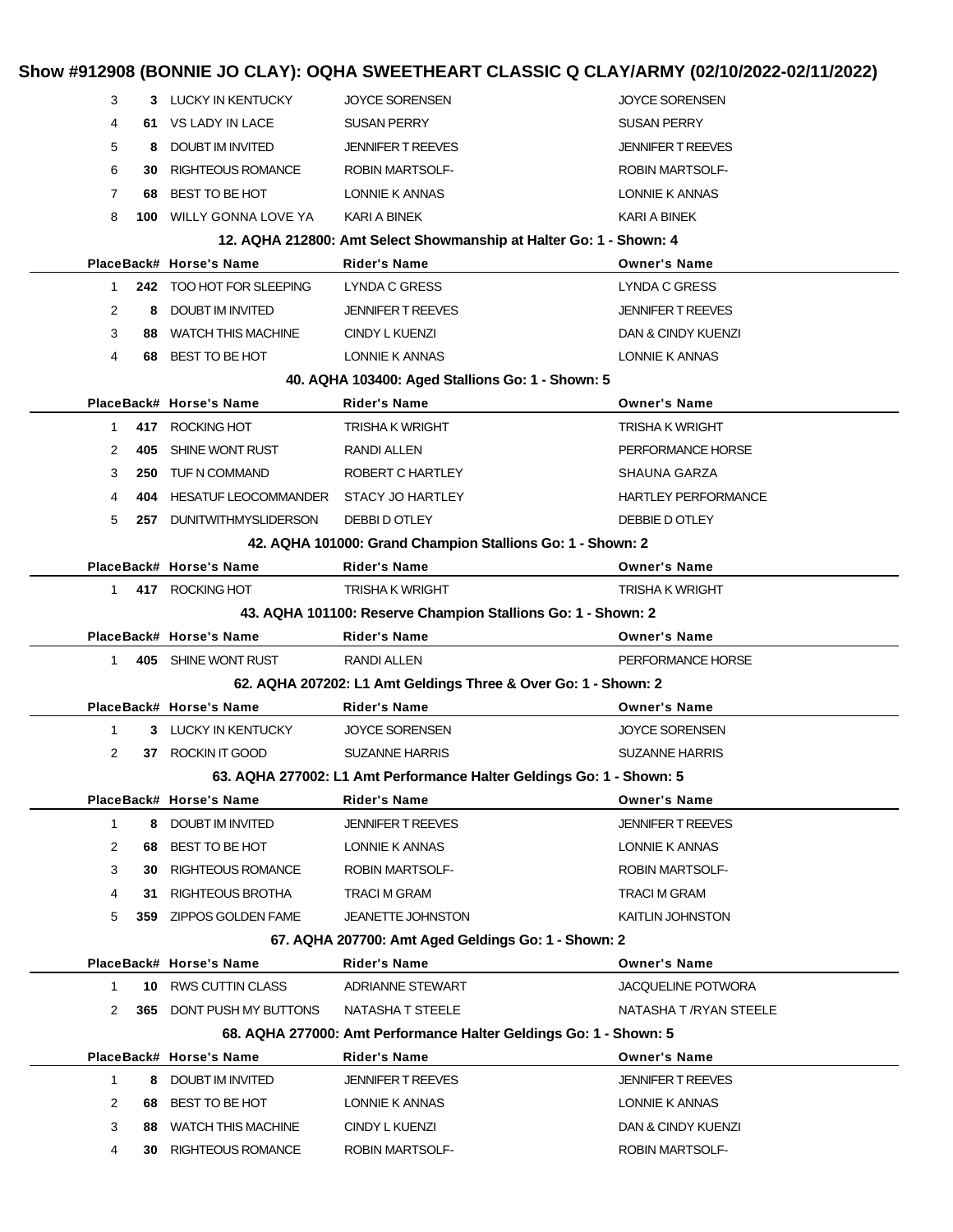# Show #912908 (BONNIE JO CLAY): OQHA SWEETHEART CLASSIC Q CLAY/ARMY (02/10/2022-02/11/2022)

| Place | Back# | Horse's Name | Rider's Name | Owner's Name |
|---|---|---|---|---|
| 3 | 3 | LUCKY IN KENTUCKY | JOYCE SORENSEN | JOYCE SORENSEN |
| 4 | 61 | VS LADY IN LACE | SUSAN PERRY | SUSAN PERRY |
| 5 | 8 | DOUBT IM INVITED | JENNIFER T REEVES | JENNIFER T REEVES |
| 6 | 30 | RIGHTEOUS ROMANCE | ROBIN MARTSOLF- | ROBIN MARTSOLF- |
| 7 | 68 | BEST TO BE HOT | LONNIE K ANNAS | LONNIE K ANNAS |
| 8 | 100 | WILLY GONNA LOVE YA | KARI A BINEK | KARI A BINEK |

### 12. AQHA 212800: Amt Select Showmanship at Halter Go: 1 - Shown: 4

| Place | Back# | Horse's Name | Rider's Name | Owner's Name |
|---|---|---|---|---|
| 1 | 242 | TOO HOT FOR SLEEPING | LYNDA C GRESS | LYNDA C GRESS |
| 2 | 8 | DOUBT IM INVITED | JENNIFER T REEVES | JENNIFER T REEVES |
| 3 | 88 | WATCH THIS MACHINE | CINDY L KUENZI | DAN & CINDY KUENZI |
| 4 | 68 | BEST TO BE HOT | LONNIE K ANNAS | LONNIE K ANNAS |

### 40. AQHA 103400: Aged Stallions Go: 1 - Shown: 5

| Place | Back# | Horse's Name | Rider's Name | Owner's Name |
|---|---|---|---|---|
| 1 | 417 | ROCKING HOT | TRISHA K WRIGHT | TRISHA K WRIGHT |
| 2 | 405 | SHINE WONT RUST | RANDI ALLEN | PERFORMANCE HORSE |
| 3 | 250 | TUF N COMMAND | ROBERT C HARTLEY | SHAUNA GARZA |
| 4 | 404 | HESATUF LEOCOMMANDER | STACY JO HARTLEY | HARTLEY PERFORMANCE |
| 5 | 257 | DUNITWITHMYSLIDERSON | DEBBI D OTLEY | DEBBIE D OTLEY |

### 42. AQHA 101000: Grand Champion Stallions Go: 1 - Shown: 2

| Place | Back# | Horse's Name | Rider's Name | Owner's Name |
|---|---|---|---|---|
| 1 | 417 | ROCKING HOT | TRISHA K WRIGHT | TRISHA K WRIGHT |

### 43. AQHA 101100: Reserve Champion Stallions Go: 1 - Shown: 2

| Place | Back# | Horse's Name | Rider's Name | Owner's Name |
|---|---|---|---|---|
| 1 | 405 | SHINE WONT RUST | RANDI ALLEN | PERFORMANCE HORSE |

### 62. AQHA 207202: L1 Amt Geldings Three & Over Go: 1 - Shown: 2

| Place | Back# | Horse's Name | Rider's Name | Owner's Name |
|---|---|---|---|---|
| 1 | 3 | LUCKY IN KENTUCKY | JOYCE SORENSEN | JOYCE SORENSEN |
| 2 | 37 | ROCKIN IT GOOD | SUZANNE HARRIS | SUZANNE HARRIS |

### 63. AQHA 277002: L1 Amt Performance Halter Geldings Go: 1 - Shown: 5

| Place | Back# | Horse's Name | Rider's Name | Owner's Name |
|---|---|---|---|---|
| 1 | 8 | DOUBT IM INVITED | JENNIFER T REEVES | JENNIFER T REEVES |
| 2 | 68 | BEST TO BE HOT | LONNIE K ANNAS | LONNIE K ANNAS |
| 3 | 30 | RIGHTEOUS ROMANCE | ROBIN MARTSOLF- | ROBIN MARTSOLF- |
| 4 | 31 | RIGHTEOUS BROTHA | TRACI M GRAM | TRACI M GRAM |
| 5 | 359 | ZIPPOS GOLDEN FAME | JEANETTE JOHNSTON | KAITLIN JOHNSTON |

### 67. AQHA 207700: Amt Aged Geldings Go: 1 - Shown: 2

| Place | Back# | Horse's Name | Rider's Name | Owner's Name |
|---|---|---|---|---|
| 1 | 10 | RWS CUTTIN CLASS | ADRIANNE STEWART | JACQUELINE POTWORA |
| 2 | 365 | DONT PUSH MY BUTTONS | NATASHA T STEELE | NATASHA T /RYAN STEELE |

### 68. AQHA 277000: Amt Performance Halter Geldings Go: 1 - Shown: 5

| Place | Back# | Horse's Name | Rider's Name | Owner's Name |
|---|---|---|---|---|
| 1 | 8 | DOUBT IM INVITED | JENNIFER T REEVES | JENNIFER T REEVES |
| 2 | 68 | BEST TO BE HOT | LONNIE K ANNAS | LONNIE K ANNAS |
| 3 | 88 | WATCH THIS MACHINE | CINDY L KUENZI | DAN & CINDY KUENZI |
| 4 | 30 | RIGHTEOUS ROMANCE | ROBIN MARTSOLF- | ROBIN MARTSOLF- |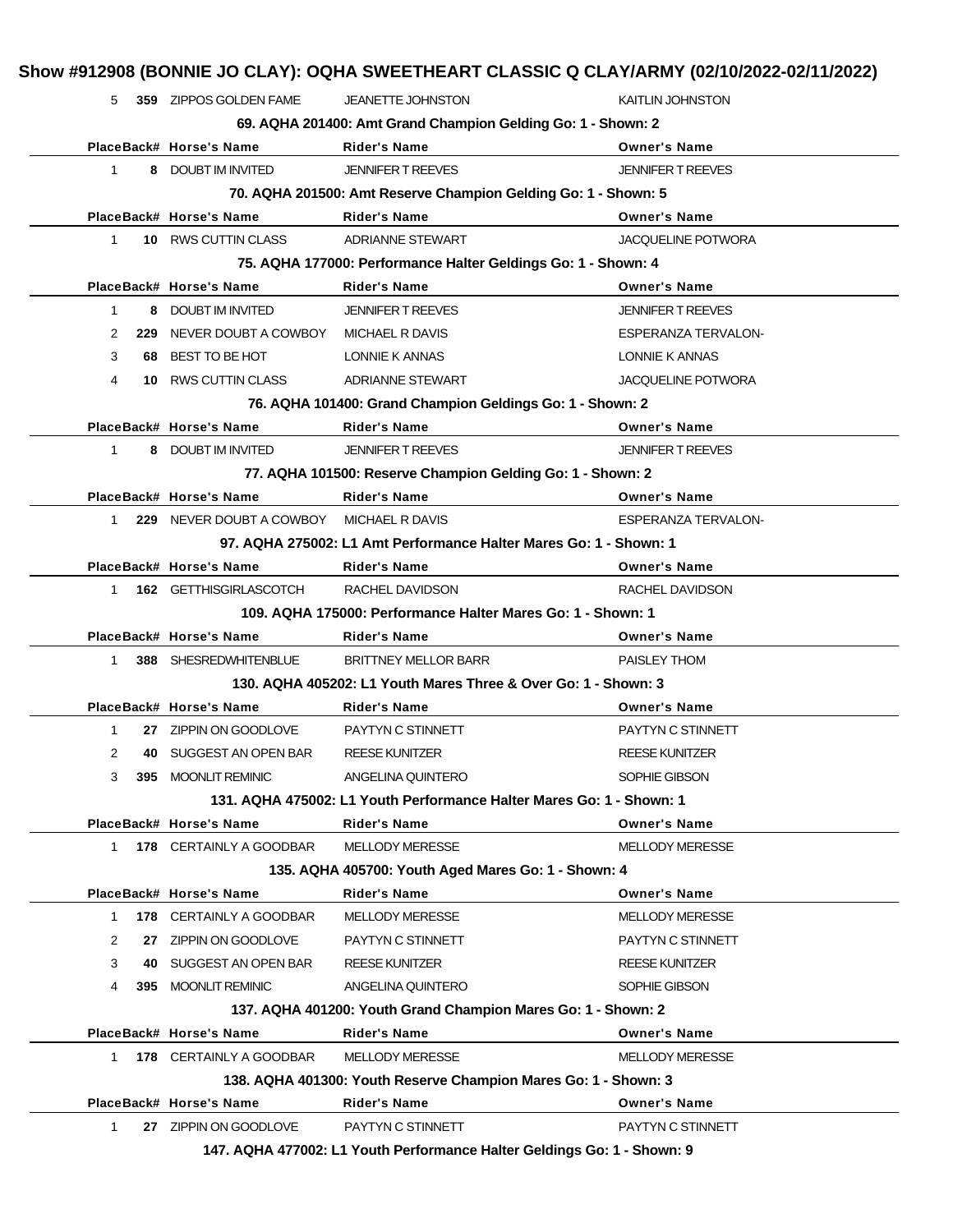# Show #912908 (BONNIE JO CLAY): OQHA SWEETHEART CLASSIC Q CLAY/ARMY (02/10/2022-02/11/2022)

| Place | Back# | Horse's Name | Rider's Name | Owner's Name |
|---|---|---|---|---|
| 5 | 359 | ZIPPOS GOLDEN FAME | JEANETTE JOHNSTON | KAITLIN JOHNSTON |

**69. AQHA 201400: Amt Grand Champion Gelding Go: 1 - Shown: 2**

| Place | Back# | Horse's Name | Rider's Name | Owner's Name |
|---|---|---|---|---|
| 1 | 8 | DOUBT IM INVITED | JENNIFER T REEVES | JENNIFER T REEVES |

**70. AQHA 201500: Amt Reserve Champion Gelding Go: 1 - Shown: 5**

| Place | Back# | Horse's Name | Rider's Name | Owner's Name |
|---|---|---|---|---|
| 1 | 10 | RWS CUTTIN CLASS | ADRIANNE STEWART | JACQUELINE POTWORA |

**75. AQHA 177000: Performance Halter Geldings Go: 1 - Shown: 4**

| Place | Back# | Horse's Name | Rider's Name | Owner's Name |
|---|---|---|---|---|
| 1 | 8 | DOUBT IM INVITED | JENNIFER T REEVES | JENNIFER T REEVES |
| 2 | 229 | NEVER DOUBT A COWBOY | MICHAEL R DAVIS | ESPERANZA TERVALON- |
| 3 | 68 | BEST TO BE HOT | LONNIE K ANNAS | LONNIE K ANNAS |
| 4 | 10 | RWS CUTTIN CLASS | ADRIANNE STEWART | JACQUELINE POTWORA |

**76. AQHA 101400: Grand Champion Geldings Go: 1 - Shown: 2**

| Place | Back# | Horse's Name | Rider's Name | Owner's Name |
|---|---|---|---|---|
| 1 | 8 | DOUBT IM INVITED | JENNIFER T REEVES | JENNIFER T REEVES |

**77. AQHA 101500: Reserve Champion Gelding Go: 1 - Shown: 2**

| Place | Back# | Horse's Name | Rider's Name | Owner's Name |
|---|---|---|---|---|
| 1 | 229 | NEVER DOUBT A COWBOY | MICHAEL R DAVIS | ESPERANZA TERVALON- |

**97. AQHA 275002: L1 Amt Performance Halter Mares Go: 1 - Shown: 1**

| Place | Back# | Horse's Name | Rider's Name | Owner's Name |
|---|---|---|---|---|
| 1 | 162 | GETTHISGIRLASCOTCH | RACHEL DAVIDSON | RACHEL DAVIDSON |

**109. AQHA 175000: Performance Halter Mares Go: 1 - Shown: 1**

| Place | Back# | Horse's Name | Rider's Name | Owner's Name |
|---|---|---|---|---|
| 1 | 388 | SHESREDWHITENBLUE | BRITTNEY MELLOR BARR | PAISLEY THOM |

**130. AQHA 405202: L1 Youth Mares Three & Over Go: 1 - Shown: 3**

| Place | Back# | Horse's Name | Rider's Name | Owner's Name |
|---|---|---|---|---|
| 1 | 27 | ZIPPIN ON GOODLOVE | PAYTYN C STINNETT | PAYTYN C STINNETT |
| 2 | 40 | SUGGEST AN OPEN BAR | REESE KUNITZER | REESE KUNITZER |
| 3 | 395 | MOONLIT REMINIC | ANGELINA QUINTERO | SOPHIE GIBSON |

**131. AQHA 475002: L1 Youth Performance Halter Mares Go: 1 - Shown: 1**

| Place | Back# | Horse's Name | Rider's Name | Owner's Name |
|---|---|---|---|---|
| 1 | 178 | CERTAINLY A GOODBAR | MELLODY MERESSE | MELLODY MERESSE |

**135. AQHA 405700: Youth Aged Mares Go: 1 - Shown: 4**

| Place | Back# | Horse's Name | Rider's Name | Owner's Name |
|---|---|---|---|---|
| 1 | 178 | CERTAINLY A GOODBAR | MELLODY MERESSE | MELLODY MERESSE |
| 2 | 27 | ZIPPIN ON GOODLOVE | PAYTYN C STINNETT | PAYTYN C STINNETT |
| 3 | 40 | SUGGEST AN OPEN BAR | REESE KUNITZER | REESE KUNITZER |
| 4 | 395 | MOONLIT REMINIC | ANGELINA QUINTERO | SOPHIE GIBSON |

**137. AQHA 401200: Youth Grand Champion Mares Go: 1 - Shown: 2**

| Place | Back# | Horse's Name | Rider's Name | Owner's Name |
|---|---|---|---|---|
| 1 | 178 | CERTAINLY A GOODBAR | MELLODY MERESSE | MELLODY MERESSE |

**138. AQHA 401300: Youth Reserve Champion Mares Go: 1 - Shown: 3**

| Place | Back# | Horse's Name | Rider's Name | Owner's Name |
|---|---|---|---|---|
| 1 | 27 | ZIPPIN ON GOODLOVE | PAYTYN C STINNETT | PAYTYN C STINNETT |

**147. AQHA 477002: L1 Youth Performance Halter Geldings Go: 1 - Shown: 9**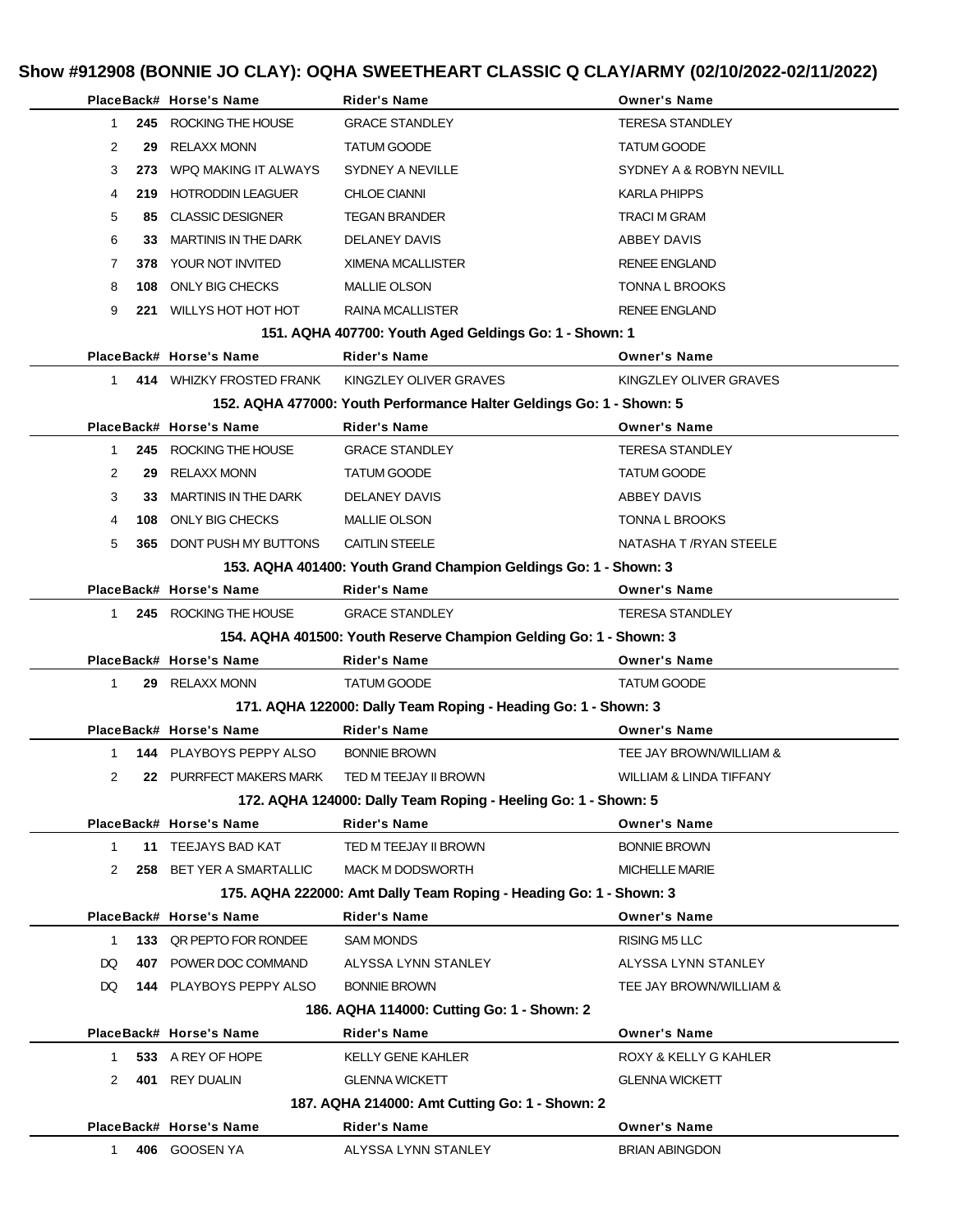# Show #912908 (BONNIE JO CLAY): OQHA SWEETHEART CLASSIC Q CLAY/ARMY (02/10/2022-02/11/2022)

| Place | Back# | Horse's Name | Rider's Name | Owner's Name |
|---|---|---|---|---|
| 1 | **245** | ROCKING THE HOUSE | GRACE STANDLEY | TERESA STANDLEY |
| 2 | **29** | RELAXX MONN | TATUM GOODE | TATUM GOODE |
| 3 | **273** | WPQ MAKING IT ALWAYS | SYDNEY A NEVILLE | SYDNEY A & ROBYN NEVILL |
| 4 | **219** | HOTRODDIN LEAGUER | CHLOE CIANNI | KARLA PHIPPS |
| 5 | **85** | CLASSIC DESIGNER | TEGAN BRANDER | TRACI M GRAM |
| 6 | **33** | MARTINIS IN THE DARK | DELANEY DAVIS | ABBEY DAVIS |
| 7 | **378** | YOUR NOT INVITED | XIMENA MCALLISTER | RENEE ENGLAND |
| 8 | **108** | ONLY BIG CHECKS | MALLIE OLSON | TONNA L BROOKS |
| 9 | **221** | WILLYS HOT HOT HOT | RAINA MCALLISTER | RENEE ENGLAND |

**151. AQHA 407700: Youth Aged Geldings Go: 1 - Shown: 1**

| Place | Back# | Horse's Name | Rider's Name | Owner's Name |
|---|---|---|---|---|
| 1 | **414** | WHIZKY FROSTED FRANK | KINGZLEY OLIVER GRAVES | KINGZLEY OLIVER GRAVES |

**152. AQHA 477000: Youth Performance Halter Geldings Go: 1 - Shown: 5**

| Place | Back# | Horse's Name | Rider's Name | Owner's Name |
|---|---|---|---|---|
| 1 | **245** | ROCKING THE HOUSE | GRACE STANDLEY | TERESA STANDLEY |
| 2 | **29** | RELAXX MONN | TATUM GOODE | TATUM GOODE |
| 3 | **33** | MARTINIS IN THE DARK | DELANEY DAVIS | ABBEY DAVIS |
| 4 | **108** | ONLY BIG CHECKS | MALLIE OLSON | TONNA L BROOKS |
| 5 | **365** | DONT PUSH MY BUTTONS | CAITLIN STEELE | NATASHA T /RYAN STEELE |

**153. AQHA 401400: Youth Grand Champion Geldings Go: 1 - Shown: 3**

| Place | Back# | Horse's Name | Rider's Name | Owner's Name |
|---|---|---|---|---|
| 1 | **245** | ROCKING THE HOUSE | GRACE STANDLEY | TERESA STANDLEY |

**154. AQHA 401500: Youth Reserve Champion Gelding Go: 1 - Shown: 3**

| Place | Back# | Horse's Name | Rider's Name | Owner's Name |
|---|---|---|---|---|
| 1 | **29** | RELAXX MONN | TATUM GOODE | TATUM GOODE |

**171. AQHA 122000: Dally Team Roping - Heading Go: 1 - Shown: 3**

| Place | Back# | Horse's Name | Rider's Name | Owner's Name |
|---|---|---|---|---|
| 1 | **144** | PLAYBOYS PEPPY ALSO | BONNIE BROWN | TEE JAY BROWN/WILLIAM & |
| 2 | **22** | PURRFECT MAKERS MARK | TED M TEEJAY II BROWN | WILLIAM & LINDA TIFFANY |

**172. AQHA 124000: Dally Team Roping - Heeling Go: 1 - Shown: 5**

| Place | Back# | Horse's Name | Rider's Name | Owner's Name |
|---|---|---|---|---|
| 1 | **11** | TEEJAYS BAD KAT | TED M TEEJAY II BROWN | BONNIE BROWN |
| 2 | **258** | BET YER A SMARTALLIC | MACK M DODSWORTH | MICHELLE MARIE |

**175. AQHA 222000: Amt Dally Team Roping - Heading Go: 1 - Shown: 3**

| Place | Back# | Horse's Name | Rider's Name | Owner's Name |
|---|---|---|---|---|
| 1 | **133** | QR PEPTO FOR RONDEE | SAM MONDS | RISING M5 LLC |
| DQ | **407** | POWER DOC COMMAND | ALYSSA LYNN STANLEY | ALYSSA LYNN STANLEY |
| DQ | **144** | PLAYBOYS PEPPY ALSO | BONNIE BROWN | TEE JAY BROWN/WILLIAM & |

**186. AQHA 114000: Cutting Go: 1 - Shown: 2**

| Place | Back# | Horse's Name | Rider's Name | Owner's Name |
|---|---|---|---|---|
| 1 | **533** | A REY OF HOPE | KELLY GENE KAHLER | ROXY & KELLY G KAHLER |
| 2 | **401** | REY DUALIN | GLENNA WICKETT | GLENNA WICKETT |

**187. AQHA 214000: Amt Cutting Go: 1 - Shown: 2**

| Place | Back# | Horse's Name | Rider's Name | Owner's Name |
|---|---|---|---|---|
| 1 | **406** | GOOSEN YA | ALYSSA LYNN STANLEY | BRIAN ABINGDON |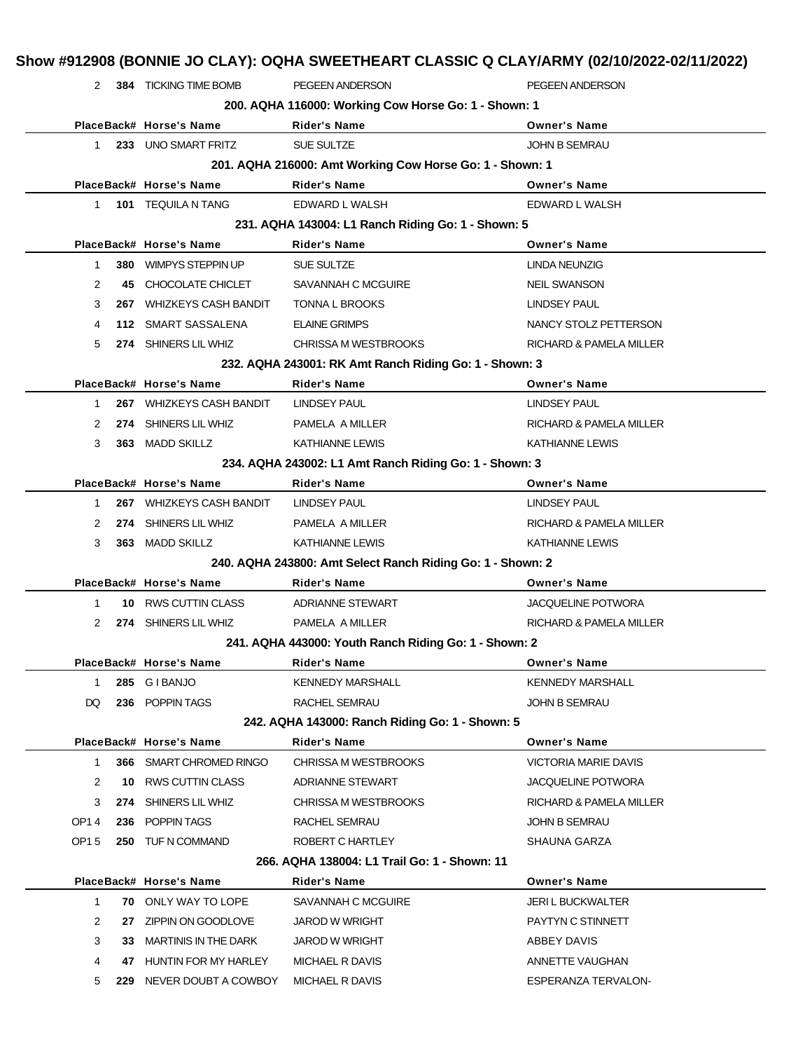# Show #912908 (BONNIE JO CLAY): OQHA SWEETHEART CLASSIC Q CLAY/ARMY (02/10/2022-02/11/2022)

| Place | Back# | Horse's Name | Rider's Name | Owner's Name |
|---|---|---|---|---|
| 2 | 384 | TICKING TIME BOMB | PEGEEN ANDERSON | PEGEEN ANDERSON |

### 200. AQHA 116000: Working Cow Horse Go: 1 - Shown: 1

| Place | Back# | Horse's Name | Rider's Name | Owner's Name |
|---|---|---|---|---|
| 1 | 233 | UNO SMART FRITZ | SUE SULTZE | JOHN B SEMRAU |

### 201. AQHA 216000: Amt Working Cow Horse Go: 1 - Shown: 1

| Place | Back# | Horse's Name | Rider's Name | Owner's Name |
|---|---|---|---|---|
| 1 | 101 | TEQUILA N TANG | EDWARD L WALSH | EDWARD L WALSH |

### 231. AQHA 143004: L1 Ranch Riding Go: 1 - Shown: 5

| Place | Back# | Horse's Name | Rider's Name | Owner's Name |
|---|---|---|---|---|
| 1 | 380 | WIMPYS STEPPIN UP | SUE SULTZE | LINDA NEUNZIG |
| 2 | 45 | CHOCOLATE CHICLET | SAVANNAH C MCGUIRE | NEIL SWANSON |
| 3 | 267 | WHIZKEYS CASH BANDIT | TONNA L BROOKS | LINDSEY PAUL |
| 4 | 112 | SMART SASSALENA | ELAINE GRIMPS | NANCY STOLZ PETTERSON |
| 5 | 274 | SHINERS LIL WHIZ | CHRISSA M WESTBROOKS | RICHARD & PAMELA MILLER |

### 232. AQHA 243001: RK Amt Ranch Riding Go: 1 - Shown: 3

| Place | Back# | Horse's Name | Rider's Name | Owner's Name |
|---|---|---|---|---|
| 1 | 267 | WHIZKEYS CASH BANDIT | LINDSEY PAUL | LINDSEY PAUL |
| 2 | 274 | SHINERS LIL WHIZ | PAMELA A MILLER | RICHARD & PAMELA MILLER |
| 3 | 363 | MADD SKILLZ | KATHIANNE LEWIS | KATHIANNE LEWIS |

### 234. AQHA 243002: L1 Amt Ranch Riding Go: 1 - Shown: 3

| Place | Back# | Horse's Name | Rider's Name | Owner's Name |
|---|---|---|---|---|
| 1 | 267 | WHIZKEYS CASH BANDIT | LINDSEY PAUL | LINDSEY PAUL |
| 2 | 274 | SHINERS LIL WHIZ | PAMELA A MILLER | RICHARD & PAMELA MILLER |
| 3 | 363 | MADD SKILLZ | KATHIANNE LEWIS | KATHIANNE LEWIS |

### 240. AQHA 243800: Amt Select Ranch Riding Go: 1 - Shown: 2

| Place | Back# | Horse's Name | Rider's Name | Owner's Name |
|---|---|---|---|---|
| 1 | 10 | RWS CUTTIN CLASS | ADRIANNE STEWART | JACQUELINE POTWORA |
| 2 | 274 | SHINERS LIL WHIZ | PAMELA A MILLER | RICHARD & PAMELA MILLER |

### 241. AQHA 443000: Youth Ranch Riding Go: 1 - Shown: 2

| Place | Back# | Horse's Name | Rider's Name | Owner's Name |
|---|---|---|---|---|
| 1 | 285 | G I BANJO | KENNEDY MARSHALL | KENNEDY MARSHALL |
| DQ | 236 | POPPIN TAGS | RACHEL SEMRAU | JOHN B SEMRAU |

### 242. AQHA 143000: Ranch Riding Go: 1 - Shown: 5

| Place | Back# | Horse's Name | Rider's Name | Owner's Name |
|---|---|---|---|---|
| 1 | 366 | SMART CHROMED RINGO | CHRISSA M WESTBROOKS | VICTORIA MARIE DAVIS |
| 2 | 10 | RWS CUTTIN CLASS | ADRIANNE STEWART | JACQUELINE POTWORA |
| 3 | 274 | SHINERS LIL WHIZ | CHRISSA M WESTBROOKS | RICHARD & PAMELA MILLER |
| OP1 4 | 236 | POPPIN TAGS | RACHEL SEMRAU | JOHN B SEMRAU |
| OP1 5 | 250 | TUF N COMMAND | ROBERT C HARTLEY | SHAUNA GARZA |

### 266. AQHA 138004: L1 Trail Go: 1 - Shown: 11

| Place | Back# | Horse's Name | Rider's Name | Owner's Name |
|---|---|---|---|---|
| 1 | 70 | ONLY WAY TO LOPE | SAVANNAH C MCGUIRE | JERI L BUCKWALTER |
| 2 | 27 | ZIPPIN ON GOODLOVE | JAROD W WRIGHT | PAYTYN C STINNETT |
| 3 | 33 | MARTINIS IN THE DARK | JAROD W WRIGHT | ABBEY DAVIS |
| 4 | 47 | HUNTIN FOR MY HARLEY | MICHAEL R DAVIS | ANNETTE VAUGHAN |
| 5 | 229 | NEVER DOUBT A COWBOY | MICHAEL R DAVIS | ESPERANZA TERVALON- |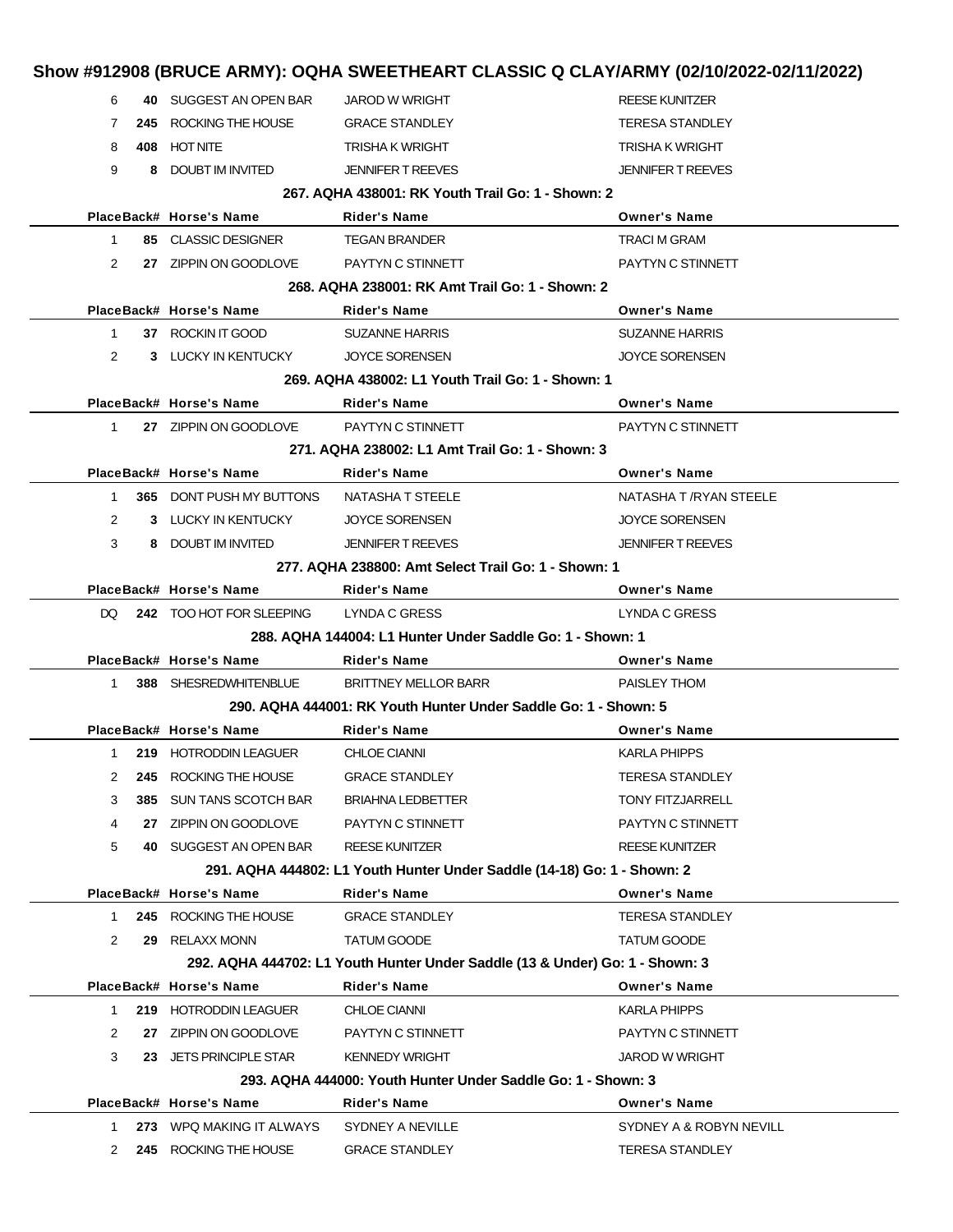# Show #912908 (BRUCE ARMY): OQHA SWEETHEART CLASSIC Q CLAY/ARMY (02/10/2022-02/11/2022)

| Place | Back# | Horse's Name | Rider's Name | Owner's Name |
|---|---|---|---|---|
| 6 | 40 | SUGGEST AN OPEN BAR | JAROD W WRIGHT | REESE KUNITZER |
| 7 | 245 | ROCKING THE HOUSE | GRACE STANDLEY | TERESA STANDLEY |
| 8 | 408 | HOT NITE | TRISHA K WRIGHT | TRISHA K WRIGHT |
| 9 | 8 | DOUBT IM INVITED | JENNIFER T REEVES | JENNIFER T REEVES |

**267. AQHA 438001: RK Youth Trail Go: 1 - Shown: 2**

| Place | Back# | Horse's Name | Rider's Name | Owner's Name |
|---|---|---|---|---|
| 1 | 85 | CLASSIC DESIGNER | TEGAN BRANDER | TRACI M GRAM |
| 2 | 27 | ZIPPIN ON GOODLOVE | PAYTYN C STINNETT | PAYTYN C STINNETT |

**268. AQHA 238001: RK Amt Trail Go: 1 - Shown: 2**

| Place | Back# | Horse's Name | Rider's Name | Owner's Name |
|---|---|---|---|---|
| 1 | 37 | ROCKIN IT GOOD | SUZANNE HARRIS | SUZANNE HARRIS |
| 2 | 3 | LUCKY IN KENTUCKY | JOYCE SORENSEN | JOYCE SORENSEN |

**269. AQHA 438002: L1 Youth Trail Go: 1 - Shown: 1**

| Place | Back# | Horse's Name | Rider's Name | Owner's Name |
|---|---|---|---|---|
| 1 | 27 | ZIPPIN ON GOODLOVE | PAYTYN C STINNETT | PAYTYN C STINNETT |

**271. AQHA 238002: L1 Amt Trail Go: 1 - Shown: 3**

| Place | Back# | Horse's Name | Rider's Name | Owner's Name |
|---|---|---|---|---|
| 1 | 365 | DONT PUSH MY BUTTONS | NATASHA T STEELE | NATASHA T /RYAN STEELE |
| 2 | 3 | LUCKY IN KENTUCKY | JOYCE SORENSEN | JOYCE SORENSEN |
| 3 | 8 | DOUBT IM INVITED | JENNIFER T REEVES | JENNIFER T REEVES |

**277. AQHA 238800: Amt Select Trail Go: 1 - Shown: 1**

| Place | Back# | Horse's Name | Rider's Name | Owner's Name |
|---|---|---|---|---|
| DQ | 242 | TOO HOT FOR SLEEPING | LYNDA C GRESS | LYNDA C GRESS |

**288. AQHA 144004: L1 Hunter Under Saddle Go: 1 - Shown: 1**

| Place | Back# | Horse's Name | Rider's Name | Owner's Name |
|---|---|---|---|---|
| 1 | 388 | SHESREDWHITENBLUE | BRITTNEY MELLOR BARR | PAISLEY THOM |

**290. AQHA 444001: RK Youth Hunter Under Saddle Go: 1 - Shown: 5**

| Place | Back# | Horse's Name | Rider's Name | Owner's Name |
|---|---|---|---|---|
| 1 | 219 | HOTRODDIN LEAGUER | CHLOE CIANNI | KARLA PHIPPS |
| 2 | 245 | ROCKING THE HOUSE | GRACE STANDLEY | TERESA STANDLEY |
| 3 | 385 | SUN TANS SCOTCH BAR | BRIAHNA LEDBETTER | TONY FITZJARRELL |
| 4 | 27 | ZIPPIN ON GOODLOVE | PAYTYN C STINNETT | PAYTYN C STINNETT |
| 5 | 40 | SUGGEST AN OPEN BAR | REESE KUNITZER | REESE KUNITZER |

**291. AQHA 444802: L1 Youth Hunter Under Saddle (14-18) Go: 1 - Shown: 2**

| Place | Back# | Horse's Name | Rider's Name | Owner's Name |
|---|---|---|---|---|
| 1 | 245 | ROCKING THE HOUSE | GRACE STANDLEY | TERESA STANDLEY |
| 2 | 29 | RELAXX MONN | TATUM GOODE | TATUM GOODE |

**292. AQHA 444702: L1 Youth Hunter Under Saddle (13 & Under) Go: 1 - Shown: 3**

| Place | Back# | Horse's Name | Rider's Name | Owner's Name |
|---|---|---|---|---|
| 1 | 219 | HOTRODDIN LEAGUER | CHLOE CIANNI | KARLA PHIPPS |
| 2 | 27 | ZIPPIN ON GOODLOVE | PAYTYN C STINNETT | PAYTYN C STINNETT |
| 3 | 23 | JETS PRINCIPLE STAR | KENNEDY WRIGHT | JAROD W WRIGHT |

**293. AQHA 444000: Youth Hunter Under Saddle Go: 1 - Shown: 3**

| Place | Back# | Horse's Name | Rider's Name | Owner's Name |
|---|---|---|---|---|
| 1 | 273 | WPQ MAKING IT ALWAYS | SYDNEY A NEVILLE | SYDNEY A & ROBYN NEVILL |
| 2 | 245 | ROCKING THE HOUSE | GRACE STANDLEY | TERESA STANDLEY |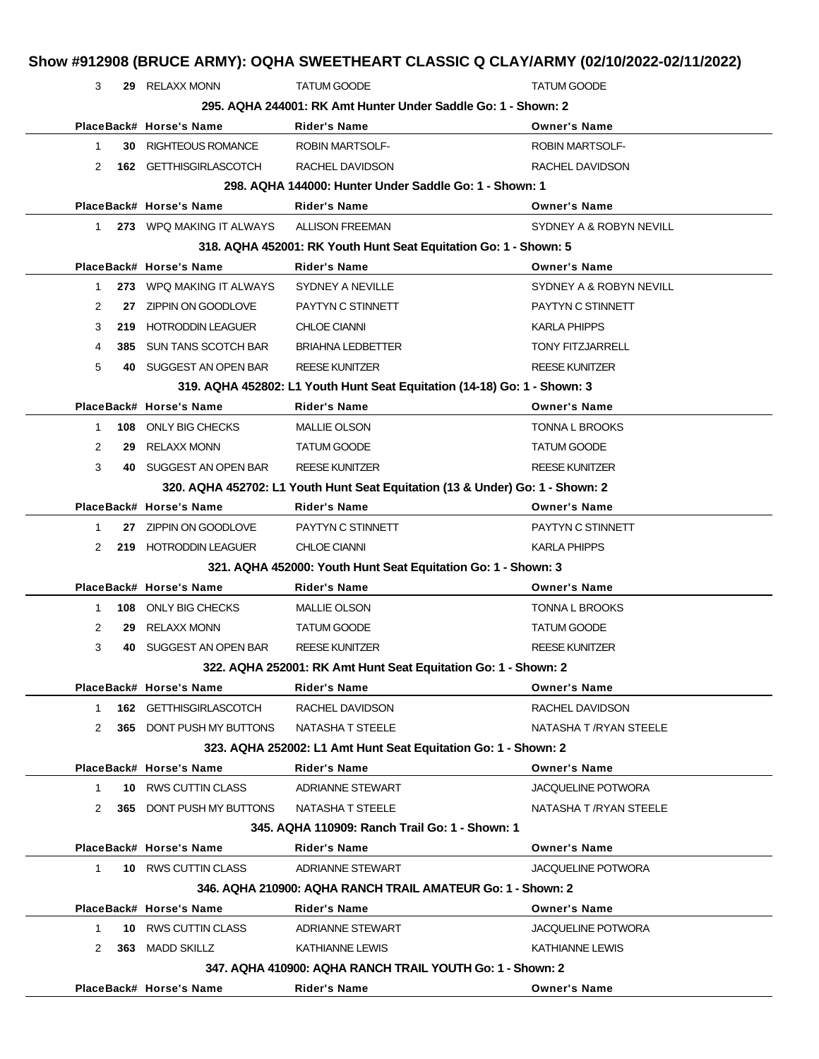# Show #912908 (BRUCE ARMY): OQHA SWEETHEART CLASSIC Q CLAY/ARMY (02/10/2022-02/11/2022)

| Place | Back# | Horse's Name | Rider's Name | Owner's Name |
|---|---|---|---|---|
| 3 | 29 | RELAXX MONN | TATUM GOODE | TATUM GOODE |

**295. AQHA 244001: RK Amt Hunter Under Saddle Go: 1 - Shown: 2**

| Place | Back# | Horse's Name | Rider's Name | Owner's Name |
|---|---|---|---|---|
| 1 | 30 | RIGHTEOUS ROMANCE | ROBIN MARTSOLF- | ROBIN MARTSOLF- |
| 2 | 162 | GETTHISGIRLASCOTCH | RACHEL DAVIDSON | RACHEL DAVIDSON |

**298. AQHA 144000: Hunter Under Saddle Go: 1 - Shown: 1**

| Place | Back# | Horse's Name | Rider's Name | Owner's Name |
|---|---|---|---|---|
| 1 | 273 | WPQ MAKING IT ALWAYS | ALLISON FREEMAN | SYDNEY A & ROBYN NEVILL |

**318. AQHA 452001: RK Youth Hunt Seat Equitation Go: 1 - Shown: 5**

| Place | Back# | Horse's Name | Rider's Name | Owner's Name |
|---|---|---|---|---|
| 1 | 273 | WPQ MAKING IT ALWAYS | SYDNEY A NEVILLE | SYDNEY A & ROBYN NEVILL |
| 2 | 27 | ZIPPIN ON GOODLOVE | PAYTYN C STINNETT | PAYTYN C STINNETT |
| 3 | 219 | HOTRODDIN LEAGUER | CHLOE CIANNI | KARLA PHIPPS |
| 4 | 385 | SUN TANS SCOTCH BAR | BRIAHNA LEDBETTER | TONY FITZJARRELL |
| 5 | 40 | SUGGEST AN OPEN BAR | REESE KUNITZER | REESE KUNITZER |

**319. AQHA 452802: L1 Youth Hunt Seat Equitation (14-18) Go: 1 - Shown: 3**

| Place | Back# | Horse's Name | Rider's Name | Owner's Name |
|---|---|---|---|---|
| 1 | 108 | ONLY BIG CHECKS | MALLIE OLSON | TONNA L BROOKS |
| 2 | 29 | RELAXX MONN | TATUM GOODE | TATUM GOODE |
| 3 | 40 | SUGGEST AN OPEN BAR | REESE KUNITZER | REESE KUNITZER |

**320. AQHA 452702: L1 Youth Hunt Seat Equitation (13 & Under) Go: 1 - Shown: 2**

| Place | Back# | Horse's Name | Rider's Name | Owner's Name |
|---|---|---|---|---|
| 1 | 27 | ZIPPIN ON GOODLOVE | PAYTYN C STINNETT | PAYTYN C STINNETT |
| 2 | 219 | HOTRODDIN LEAGUER | CHLOE CIANNI | KARLA PHIPPS |

**321. AQHA 452000: Youth Hunt Seat Equitation Go: 1 - Shown: 3**

| Place | Back# | Horse's Name | Rider's Name | Owner's Name |
|---|---|---|---|---|
| 1 | 108 | ONLY BIG CHECKS | MALLIE OLSON | TONNA L BROOKS |
| 2 | 29 | RELAXX MONN | TATUM GOODE | TATUM GOODE |
| 3 | 40 | SUGGEST AN OPEN BAR | REESE KUNITZER | REESE KUNITZER |

**322. AQHA 252001: RK Amt Hunt Seat Equitation Go: 1 - Shown: 2**

| Place | Back# | Horse's Name | Rider's Name | Owner's Name |
|---|---|---|---|---|
| 1 | 162 | GETTHISGIRLASCOTCH | RACHEL DAVIDSON | RACHEL DAVIDSON |
| 2 | 365 | DONT PUSH MY BUTTONS | NATASHA T STEELE | NATASHA T /RYAN STEELE |

**323. AQHA 252002: L1 Amt Hunt Seat Equitation Go: 1 - Shown: 2**

| Place | Back# | Horse's Name | Rider's Name | Owner's Name |
|---|---|---|---|---|
| 1 | 10 | RWS CUTTIN CLASS | ADRIANNE STEWART | JACQUELINE POTWORA |
| 2 | 365 | DONT PUSH MY BUTTONS | NATASHA T STEELE | NATASHA T /RYAN STEELE |

**345. AQHA 110909: Ranch Trail Go: 1 - Shown: 1**

| Place | Back# | Horse's Name | Rider's Name | Owner's Name |
|---|---|---|---|---|
| 1 | 10 | RWS CUTTIN CLASS | ADRIANNE STEWART | JACQUELINE POTWORA |

**346. AQHA 210900: AQHA RANCH TRAIL AMATEUR Go: 1 - Shown: 2**

| Place | Back# | Horse's Name | Rider's Name | Owner's Name |
|---|---|---|---|---|
| 1 | 10 | RWS CUTTIN CLASS | ADRIANNE STEWART | JACQUELINE POTWORA |
| 2 | 363 | MADD SKILLZ | KATHIANNE LEWIS | KATHIANNE LEWIS |

**347. AQHA 410900: AQHA RANCH TRAIL YOUTH Go: 1 - Shown: 2**

| Place | Back# | Horse's Name | Rider's Name | Owner's Name |
|---|---|---|---|---|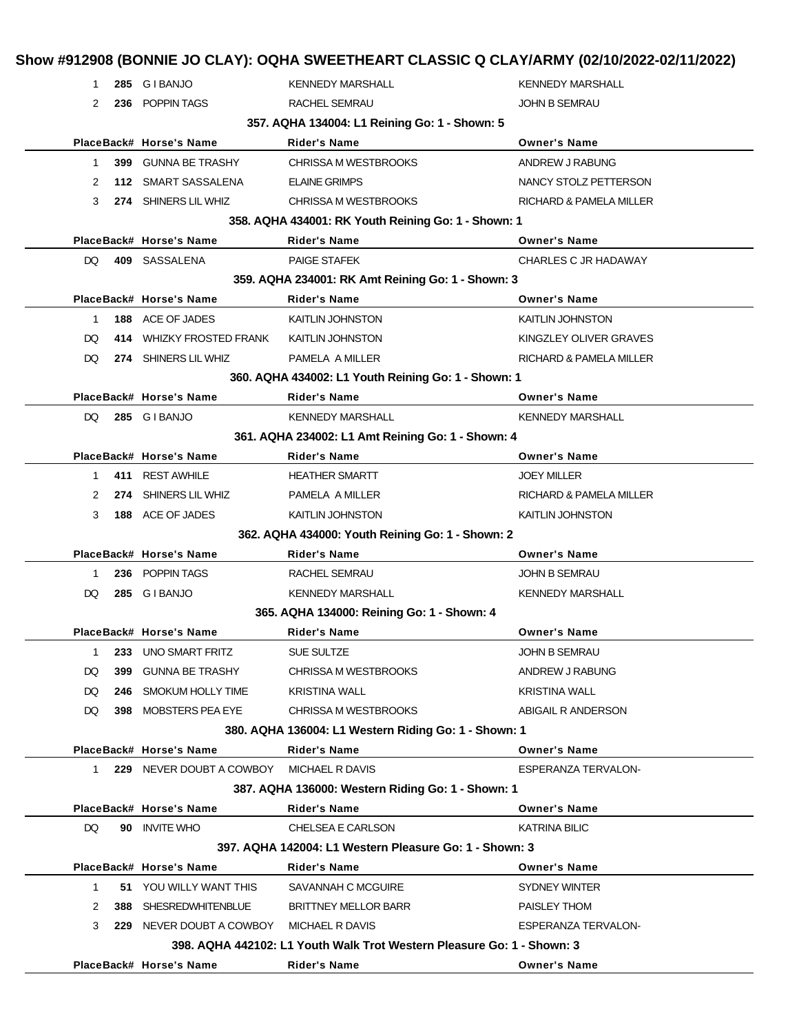# Show #912908 (BONNIE JO CLAY): OQHA SWEETHEART CLASSIC Q CLAY/ARMY (02/10/2022-02/11/2022)

| Place | Back# | Horse's Name | Rider's Name | Owner's Name |
|---|---|---|---|---|
| 1 | 285 | G I BANJO | KENNEDY MARSHALL | KENNEDY MARSHALL |
| 2 | 236 | POPPIN TAGS | RACHEL SEMRAU | JOHN B SEMRAU |

### 357. AQHA 134004: L1 Reining Go: 1 - Shown: 5

| Place | Back# | Horse's Name | Rider's Name | Owner's Name |
|---|---|---|---|---|
| 1 | 399 | GUNNA BE TRASHY | CHRISSA M WESTBROOKS | ANDREW J RABUNG |
| 2 | 112 | SMART SASSALENA | ELAINE GRIMPS | NANCY STOLZ PETTERSON |
| 3 | 274 | SHINERS LIL WHIZ | CHRISSA M WESTBROOKS | RICHARD & PAMELA MILLER |

### 358. AQHA 434001: RK Youth Reining Go: 1 - Shown: 1

| Place | Back# | Horse's Name | Rider's Name | Owner's Name |
|---|---|---|---|---|
| DQ | 409 | SASSALENA | PAIGE STAFEK | CHARLES C JR HADAWAY |

### 359. AQHA 234001: RK Amt Reining Go: 1 - Shown: 3

| Place | Back# | Horse's Name | Rider's Name | Owner's Name |
|---|---|---|---|---|
| 1 | 188 | ACE OF JADES | KAITLIN JOHNSTON | KAITLIN JOHNSTON |
| DQ | 414 | WHIZKY FROSTED FRANK | KAITLIN JOHNSTON | KINGZLEY OLIVER GRAVES |
| DQ | 274 | SHINERS LIL WHIZ | PAMELA A MILLER | RICHARD & PAMELA MILLER |

### 360. AQHA 434002: L1 Youth Reining Go: 1 - Shown: 1

| Place | Back# | Horse's Name | Rider's Name | Owner's Name |
|---|---|---|---|---|
| DQ | 285 | G I BANJO | KENNEDY MARSHALL | KENNEDY MARSHALL |

### 361. AQHA 234002: L1 Amt Reining Go: 1 - Shown: 4

| Place | Back# | Horse's Name | Rider's Name | Owner's Name |
|---|---|---|---|---|
| 1 | 411 | REST AWHILE | HEATHER SMARTT | JOEY MILLER |
| 2 | 274 | SHINERS LIL WHIZ | PAMELA A MILLER | RICHARD & PAMELA MILLER |
| 3 | 188 | ACE OF JADES | KAITLIN JOHNSTON | KAITLIN JOHNSTON |

### 362. AQHA 434000: Youth Reining Go: 1 - Shown: 2

| Place | Back# | Horse's Name | Rider's Name | Owner's Name |
|---|---|---|---|---|
| 1 | 236 | POPPIN TAGS | RACHEL SEMRAU | JOHN B SEMRAU |
| DQ | 285 | G I BANJO | KENNEDY MARSHALL | KENNEDY MARSHALL |

### 365. AQHA 134000: Reining Go: 1 - Shown: 4

| Place | Back# | Horse's Name | Rider's Name | Owner's Name |
|---|---|---|---|---|
| 1 | 233 | UNO SMART FRITZ | SUE SULTZE | JOHN B SEMRAU |
| DQ | 399 | GUNNA BE TRASHY | CHRISSA M WESTBROOKS | ANDREW J RABUNG |
| DQ | 246 | SMOKUM HOLLY TIME | KRISTINA WALL | KRISTINA WALL |
| DQ | 398 | MOBSTERS PEA EYE | CHRISSA M WESTBROOKS | ABIGAIL R ANDERSON |

### 380. AQHA 136004: L1 Western Riding Go: 1 - Shown: 1

| Place | Back# | Horse's Name | Rider's Name | Owner's Name |
|---|---|---|---|---|
| 1 | 229 | NEVER DOUBT A COWBOY | MICHAEL R DAVIS | ESPERANZA TERVALON- |

### 387. AQHA 136000: Western Riding Go: 1 - Shown: 1

| Place | Back# | Horse's Name | Rider's Name | Owner's Name |
|---|---|---|---|---|
| DQ | 90 | INVITE WHO | CHELSEA E CARLSON | KATRINA BILIC |

### 397. AQHA 142004: L1 Western Pleasure Go: 1 - Shown: 3

| Place | Back# | Horse's Name | Rider's Name | Owner's Name |
|---|---|---|---|---|
| 1 | 51 | YOU WILLY WANT THIS | SAVANNAH C MCGUIRE | SYDNEY WINTER |
| 2 | 388 | SHESREDWHITENBLUE | BRITTNEY MELLOR BARR | PAISLEY THOM |
| 3 | 229 | NEVER DOUBT A COWBOY | MICHAEL R DAVIS | ESPERANZA TERVALON- |

### 398. AQHA 442102: L1 Youth Walk Trot Western Pleasure Go: 1 - Shown: 3

| Place | Back# | Horse's Name | Rider's Name | Owner's Name |
|---|---|---|---|---|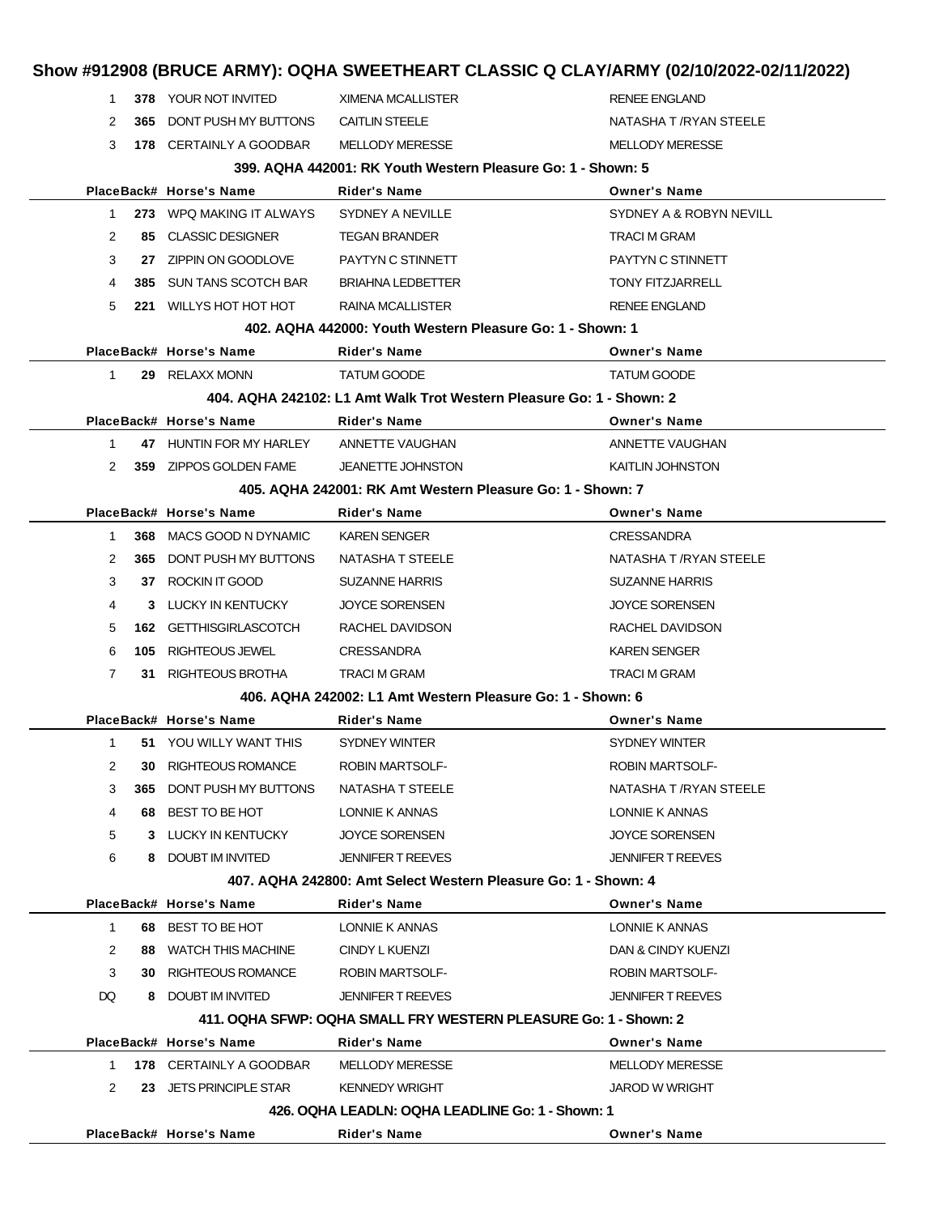# Show #912908 (BRUCE ARMY): OQHA SWEETHEART CLASSIC Q CLAY/ARMY (02/10/2022-02/11/2022)

| Place | Back# | Horse's Name | Rider's Name | Owner's Name |
|---|---|---|---|---|
| 1 | **378** | YOUR NOT INVITED | XIMENA MCALLISTER | RENEE ENGLAND |
| 2 | **365** | DONT PUSH MY BUTTONS | CAITLIN STEELE | NATASHA T /RYAN STEELE |
| 3 | **178** | CERTAINLY A GOODBAR | MELLODY MERESSE | MELLODY MERESSE |

**399. AQHA 442001: RK Youth Western Pleasure Go: 1 - Shown: 5**

| Place | Back# | Horse's Name | Rider's Name | Owner's Name |
|---|---|---|---|---|
| 1 | **273** | WPQ MAKING IT ALWAYS | SYDNEY A NEVILLE | SYDNEY A & ROBYN NEVILL |
| 2 | **85** | CLASSIC DESIGNER | TEGAN BRANDER | TRACI M GRAM |
| 3 | **27** | ZIPPIN ON GOODLOVE | PAYTYN C STINNETT | PAYTYN C STINNETT |
| 4 | **385** | SUN TANS SCOTCH BAR | BRIAHNA LEDBETTER | TONY FITZJARRELL |
| 5 | **221** | WILLYS HOT HOT HOT | RAINA MCALLISTER | RENEE ENGLAND |

**402. AQHA 442000: Youth Western Pleasure Go: 1 - Shown: 1**

| Place | Back# | Horse's Name | Rider's Name | Owner's Name |
|---|---|---|---|---|
| 1 | **29** | RELAXX MONN | TATUM GOODE | TATUM GOODE |

**404. AQHA 242102: L1 Amt Walk Trot Western Pleasure Go: 1 - Shown: 2**

| Place | Back# | Horse's Name | Rider's Name | Owner's Name |
|---|---|---|---|---|
| 1 | **47** | HUNTIN FOR MY HARLEY | ANNETTE VAUGHAN | ANNETTE VAUGHAN |
| 2 | **359** | ZIPPOS GOLDEN FAME | JEANETTE JOHNSTON | KAITLIN JOHNSTON |

**405. AQHA 242001: RK Amt Western Pleasure Go: 1 - Shown: 7**

| Place | Back# | Horse's Name | Rider's Name | Owner's Name |
|---|---|---|---|---|
| 1 | **368** | MACS GOOD N DYNAMIC | KAREN SENGER | CRESSANDRA |
| 2 | **365** | DONT PUSH MY BUTTONS | NATASHA T STEELE | NATASHA T /RYAN STEELE |
| 3 | **37** | ROCKIN IT GOOD | SUZANNE HARRIS | SUZANNE HARRIS |
| 4 | **3** | LUCKY IN KENTUCKY | JOYCE SORENSEN | JOYCE SORENSEN |
| 5 | **162** | GETTHISGIRLASCOTCH | RACHEL DAVIDSON | RACHEL DAVIDSON |
| 6 | **105** | RIGHTEOUS JEWEL | CRESSANDRA | KAREN SENGER |
| 7 | **31** | RIGHTEOUS BROTHA | TRACI M GRAM | TRACI M GRAM |

**406. AQHA 242002: L1 Amt Western Pleasure Go: 1 - Shown: 6**

| Place | Back# | Horse's Name | Rider's Name | Owner's Name |
|---|---|---|---|---|
| 1 | **51** | YOU WILLY WANT THIS | SYDNEY WINTER | SYDNEY WINTER |
| 2 | **30** | RIGHTEOUS ROMANCE | ROBIN MARTSOLF- | ROBIN MARTSOLF- |
| 3 | **365** | DONT PUSH MY BUTTONS | NATASHA T STEELE | NATASHA T /RYAN STEELE |
| 4 | **68** | BEST TO BE HOT | LONNIE K ANNAS | LONNIE K ANNAS |
| 5 | **3** | LUCKY IN KENTUCKY | JOYCE SORENSEN | JOYCE SORENSEN |
| 6 | **8** | DOUBT IM INVITED | JENNIFER T REEVES | JENNIFER T REEVES |

**407. AQHA 242800: Amt Select Western Pleasure Go: 1 - Shown: 4**

| Place | Back# | Horse's Name | Rider's Name | Owner's Name |
|---|---|---|---|---|
| 1 | **68** | BEST TO BE HOT | LONNIE K ANNAS | LONNIE K ANNAS |
| 2 | **88** | WATCH THIS MACHINE | CINDY L KUENZI | DAN & CINDY KUENZI |
| 3 | **30** | RIGHTEOUS ROMANCE | ROBIN MARTSOLF- | ROBIN MARTSOLF- |
| DQ | **8** | DOUBT IM INVITED | JENNIFER T REEVES | JENNIFER T REEVES |

**411. OQHA SFWP: OQHA SMALL FRY WESTERN PLEASURE Go: 1 - Shown: 2**

| Place | Back# | Horse's Name | Rider's Name | Owner's Name |
|---|---|---|---|---|
| 1 | **178** | CERTAINLY A GOODBAR | MELLODY MERESSE | MELLODY MERESSE |
| 2 | **23** | JETS PRINCIPLE STAR | KENNEDY WRIGHT | JAROD W WRIGHT |

**426. OQHA LEADLN: OQHA LEADLINE Go: 1 - Shown: 1**

| Place | Back# | Horse's Name | Rider's Name | Owner's Name |
|---|---|---|---|---|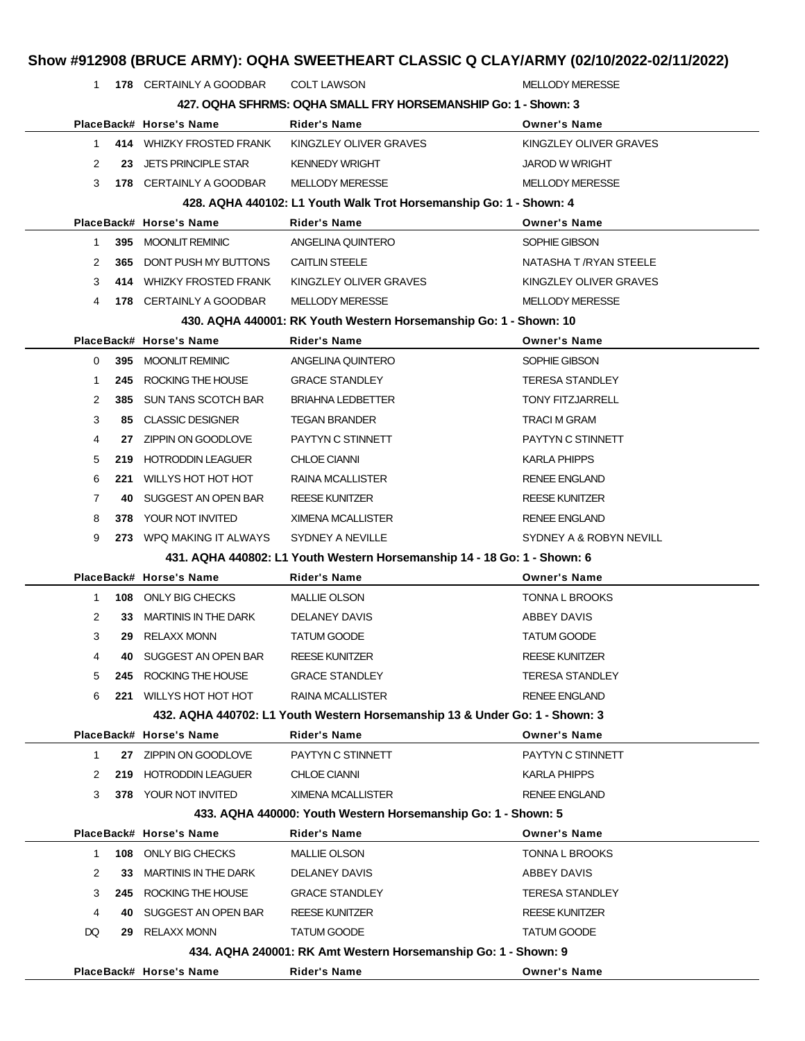# Show #912908 (BRUCE ARMY): OQHA SWEETHEART CLASSIC Q CLAY/ARMY (02/10/2022-02/11/2022)

| Place | Back# | Horse's Name | Rider's Name | Owner's Name |
|---|---|---|---|---|
| 1 | 178 | CERTAINLY A GOODBAR | COLT LAWSON | MELLODY MERESSE |

### 427. OQHA SFHRMS: OQHA SMALL FRY HORSEMANSHIP Go: 1 - Shown: 3

| Place | Back# | Horse's Name | Rider's Name | Owner's Name |
|---|---|---|---|---|
| 1 | 414 | WHIZKY FROSTED FRANK | KINGZLEY OLIVER GRAVES | KINGZLEY OLIVER GRAVES |
| 2 | 23 | JETS PRINCIPLE STAR | KENNEDY WRIGHT | JAROD W WRIGHT |
| 3 | 178 | CERTAINLY A GOODBAR | MELLODY MERESSE | MELLODY MERESSE |

### 428. AQHA 440102: L1 Youth Walk Trot Horsemanship Go: 1 - Shown: 4

| Place | Back# | Horse's Name | Rider's Name | Owner's Name |
|---|---|---|---|---|
| 1 | 395 | MOONLIT REMINIC | ANGELINA QUINTERO | SOPHIE GIBSON |
| 2 | 365 | DONT PUSH MY BUTTONS | CAITLIN STEELE | NATASHA T /RYAN STEELE |
| 3 | 414 | WHIZKY FROSTED FRANK | KINGZLEY OLIVER GRAVES | KINGZLEY OLIVER GRAVES |
| 4 | 178 | CERTAINLY A GOODBAR | MELLODY MERESSE | MELLODY MERESSE |

### 430. AQHA 440001: RK Youth Western Horsemanship Go: 1 - Shown: 10

| Place | Back# | Horse's Name | Rider's Name | Owner's Name |
|---|---|---|---|---|
| 0 | 395 | MOONLIT REMINIC | ANGELINA QUINTERO | SOPHIE GIBSON |
| 1 | 245 | ROCKING THE HOUSE | GRACE STANDLEY | TERESA STANDLEY |
| 2 | 385 | SUN TANS SCOTCH BAR | BRIAHNA LEDBETTER | TONY FITZJARRELL |
| 3 | 85 | CLASSIC DESIGNER | TEGAN BRANDER | TRACI M GRAM |
| 4 | 27 | ZIPPIN ON GOODLOVE | PAYTYN C STINNETT | PAYTYN C STINNETT |
| 5 | 219 | HOTRODDIN LEAGUER | CHLOE CIANNI | KARLA PHIPPS |
| 6 | 221 | WILLYS HOT HOT HOT | RAINA MCALLISTER | RENEE ENGLAND |
| 7 | 40 | SUGGEST AN OPEN BAR | REESE KUNITZER | REESE KUNITZER |
| 8 | 378 | YOUR NOT INVITED | XIMENA MCALLISTER | RENEE ENGLAND |
| 9 | 273 | WPQ MAKING IT ALWAYS | SYDNEY A NEVILLE | SYDNEY A & ROBYN NEVILL |

### 431. AQHA 440802: L1 Youth Western Horsemanship 14 - 18 Go: 1 - Shown: 6

| Place | Back# | Horse's Name | Rider's Name | Owner's Name |
|---|---|---|---|---|
| 1 | 108 | ONLY BIG CHECKS | MALLIE OLSON | TONNA L BROOKS |
| 2 | 33 | MARTINIS IN THE DARK | DELANEY DAVIS | ABBEY DAVIS |
| 3 | 29 | RELAXX MONN | TATUM GOODE | TATUM GOODE |
| 4 | 40 | SUGGEST AN OPEN BAR | REESE KUNITZER | REESE KUNITZER |
| 5 | 245 | ROCKING THE HOUSE | GRACE STANDLEY | TERESA STANDLEY |
| 6 | 221 | WILLYS HOT HOT HOT | RAINA MCALLISTER | RENEE ENGLAND |

### 432. AQHA 440702: L1 Youth Western Horsemanship 13 & Under Go: 1 - Shown: 3

| Place | Back# | Horse's Name | Rider's Name | Owner's Name |
|---|---|---|---|---|
| 1 | 27 | ZIPPIN ON GOODLOVE | PAYTYN C STINNETT | PAYTYN C STINNETT |
| 2 | 219 | HOTRODDIN LEAGUER | CHLOE CIANNI | KARLA PHIPPS |
| 3 | 378 | YOUR NOT INVITED | XIMENA MCALLISTER | RENEE ENGLAND |

### 433. AQHA 440000: Youth Western Horsemanship Go: 1 - Shown: 5

| Place | Back# | Horse's Name | Rider's Name | Owner's Name |
|---|---|---|---|---|
| 1 | 108 | ONLY BIG CHECKS | MALLIE OLSON | TONNA L BROOKS |
| 2 | 33 | MARTINIS IN THE DARK | DELANEY DAVIS | ABBEY DAVIS |
| 3 | 245 | ROCKING THE HOUSE | GRACE STANDLEY | TERESA STANDLEY |
| 4 | 40 | SUGGEST AN OPEN BAR | REESE KUNITZER | REESE KUNITZER |
| DQ | 29 | RELAXX MONN | TATUM GOODE | TATUM GOODE |

### 434. AQHA 240001: RK Amt Western Horsemanship Go: 1 - Shown: 9

| Place | Back# | Horse's Name | Rider's Name | Owner's Name |
|---|---|---|---|---|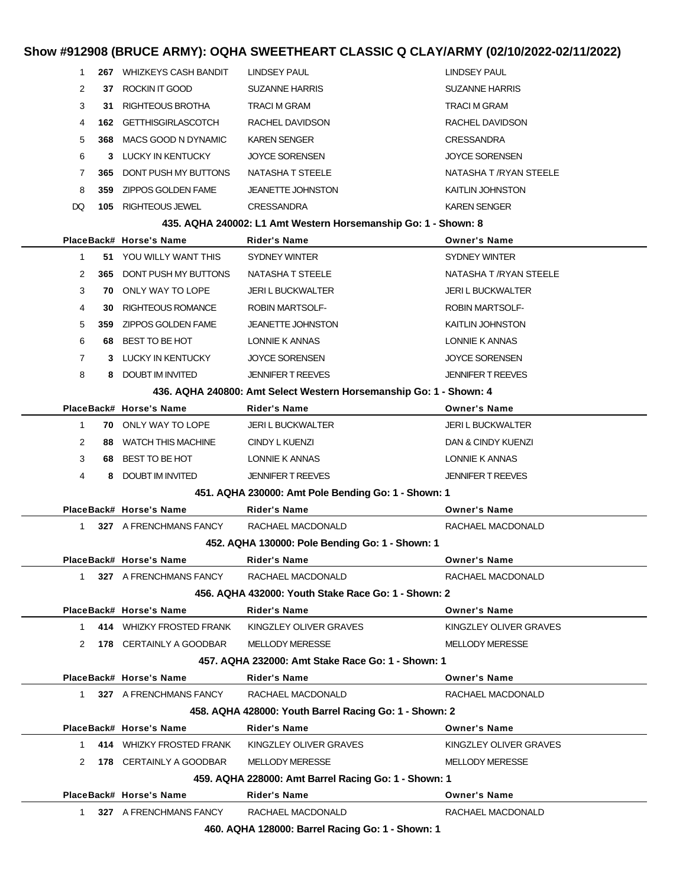# Show #912908 (BRUCE ARMY): OQHA SWEETHEART CLASSIC Q CLAY/ARMY (02/10/2022-02/11/2022)

| Place | Back# | Horse's Name | Rider's Name | Owner's Name |
|---|---|---|---|---|
| 1 | 267 | WHIZKEYS CASH BANDIT | LINDSEY PAUL | LINDSEY PAUL |
| 2 | 37 | ROCKIN IT GOOD | SUZANNE HARRIS | SUZANNE HARRIS |
| 3 | 31 | RIGHTEOUS BROTHA | TRACI M GRAM | TRACI M GRAM |
| 4 | 162 | GETTHISGIRLASCOTCH | RACHEL DAVIDSON | RACHEL DAVIDSON |
| 5 | 368 | MACS GOOD N DYNAMIC | KAREN SENGER | CRESSANDRA |
| 6 | 3 | LUCKY IN KENTUCKY | JOYCE SORENSEN | JOYCE SORENSEN |
| 7 | 365 | DONT PUSH MY BUTTONS | NATASHA T STEELE | NATASHA T /RYAN STEELE |
| 8 | 359 | ZIPPOS GOLDEN FAME | JEANETTE JOHNSTON | KAITLIN JOHNSTON |
| DQ | 105 | RIGHTEOUS JEWEL | CRESSANDRA | KAREN SENGER |

### 435. AQHA 240002: L1 Amt Western Horsemanship Go: 1 - Shown: 8

| Place | Back# | Horse's Name | Rider's Name | Owner's Name |
|---|---|---|---|---|
| 1 | 51 | YOU WILLY WANT THIS | SYDNEY WINTER | SYDNEY WINTER |
| 2 | 365 | DONT PUSH MY BUTTONS | NATASHA T STEELE | NATASHA T /RYAN STEELE |
| 3 | 70 | ONLY WAY TO LOPE | JERI L BUCKWALTER | JERI L BUCKWALTER |
| 4 | 30 | RIGHTEOUS ROMANCE | ROBIN MARTSOLF- | ROBIN MARTSOLF- |
| 5 | 359 | ZIPPOS GOLDEN FAME | JEANETTE JOHNSTON | KAITLIN JOHNSTON |
| 6 | 68 | BEST TO BE HOT | LONNIE K ANNAS | LONNIE K ANNAS |
| 7 | 3 | LUCKY IN KENTUCKY | JOYCE SORENSEN | JOYCE SORENSEN |
| 8 | 8 | DOUBT IM INVITED | JENNIFER T REEVES | JENNIFER T REEVES |

### 436. AQHA 240800: Amt Select Western Horsemanship Go: 1 - Shown: 4

| Place | Back# | Horse's Name | Rider's Name | Owner's Name |
|---|---|---|---|---|
| 1 | 70 | ONLY WAY TO LOPE | JERI L BUCKWALTER | JERI L BUCKWALTER |
| 2 | 88 | WATCH THIS MACHINE | CINDY L KUENZI | DAN & CINDY KUENZI |
| 3 | 68 | BEST TO BE HOT | LONNIE K ANNAS | LONNIE K ANNAS |
| 4 | 8 | DOUBT IM INVITED | JENNIFER T REEVES | JENNIFER T REEVES |

### 451. AQHA 230000: Amt Pole Bending Go: 1 - Shown: 1

| Place | Back# | Horse's Name | Rider's Name | Owner's Name |
|---|---|---|---|---|
| 1 | 327 | A FRENCHMANS FANCY | RACHAEL MACDONALD | RACHAEL MACDONALD |

### 452. AQHA 130000: Pole Bending Go: 1 - Shown: 1

| Place | Back# | Horse's Name | Rider's Name | Owner's Name |
|---|---|---|---|---|
| 1 | 327 | A FRENCHMANS FANCY | RACHAEL MACDONALD | RACHAEL MACDONALD |

### 456. AQHA 432000: Youth Stake Race Go: 1 - Shown: 2

| Place | Back# | Horse's Name | Rider's Name | Owner's Name |
|---|---|---|---|---|
| 1 | 414 | WHIZKY FROSTED FRANK | KINGZLEY OLIVER GRAVES | KINGZLEY OLIVER GRAVES |
| 2 | 178 | CERTAINLY A GOODBAR | MELLODY MERESSE | MELLODY MERESSE |

### 457. AQHA 232000: Amt Stake Race Go: 1 - Shown: 1

| Place | Back# | Horse's Name | Rider's Name | Owner's Name |
|---|---|---|---|---|
| 1 | 327 | A FRENCHMANS FANCY | RACHAEL MACDONALD | RACHAEL MACDONALD |

### 458. AQHA 428000: Youth Barrel Racing Go: 1 - Shown: 2

| Place | Back# | Horse's Name | Rider's Name | Owner's Name |
|---|---|---|---|---|
| 1 | 414 | WHIZKY FROSTED FRANK | KINGZLEY OLIVER GRAVES | KINGZLEY OLIVER GRAVES |
| 2 | 178 | CERTAINLY A GOODBAR | MELLODY MERESSE | MELLODY MERESSE |

### 459. AQHA 228000: Amt Barrel Racing Go: 1 - Shown: 1

| Place | Back# | Horse's Name | Rider's Name | Owner's Name |
|---|---|---|---|---|
| 1 | 327 | A FRENCHMANS FANCY | RACHAEL MACDONALD | RACHAEL MACDONALD |

### 460. AQHA 128000: Barrel Racing Go: 1 - Shown: 1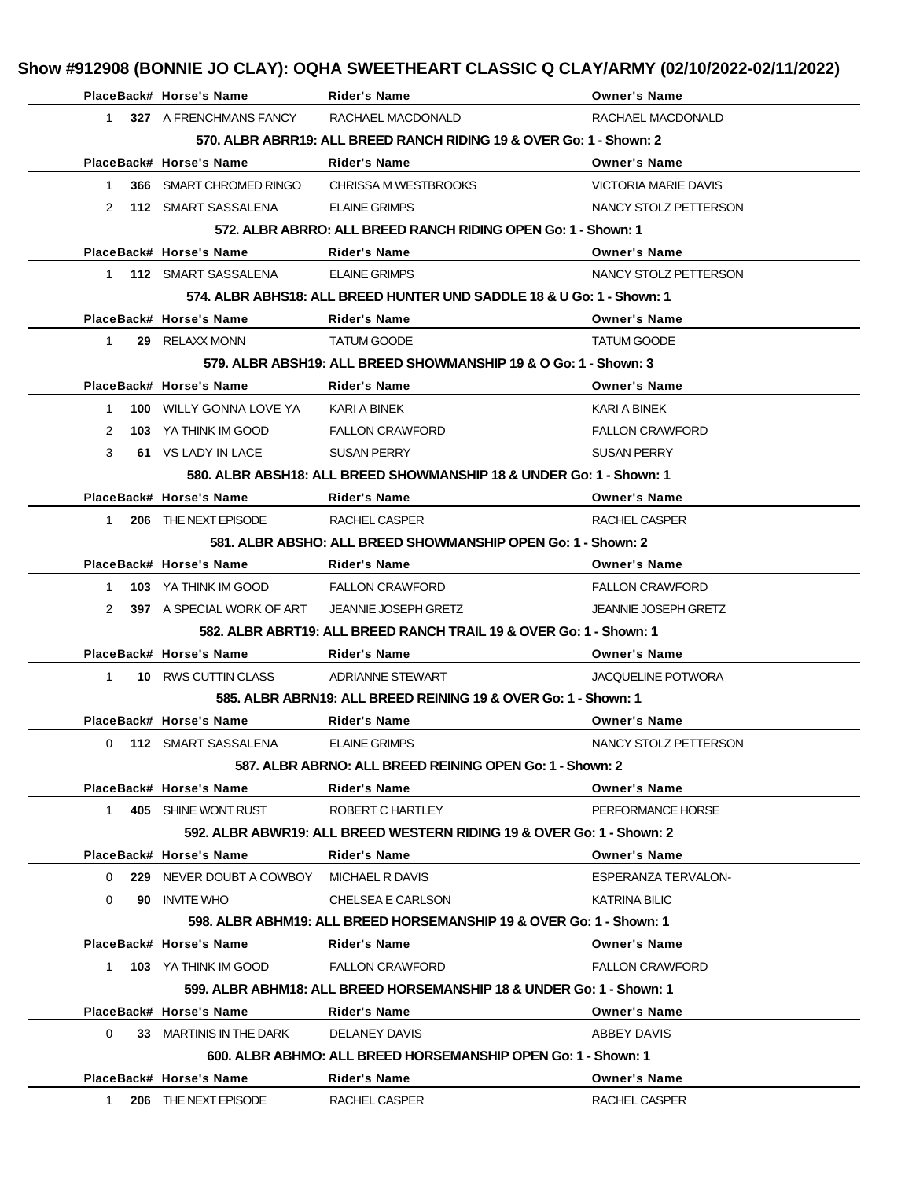# Show #912908 (BONNIE JO CLAY): OQHA SWEETHEART CLASSIC Q CLAY/ARMY (02/10/2022-02/11/2022)

| Place | Back# | Horse's Name | Rider's Name | Owner's Name |
|---|---|---|---|---|
| 1 | 327 | A FRENCHMANS FANCY | RACHAEL MACDONALD | RACHAEL MACDONALD |

**570. ALBR ABRR19: ALL BREED RANCH RIDING 19 & OVER Go: 1 - Shown: 2**

| Place | Back# | Horse's Name | Rider's Name | Owner's Name |
|---|---|---|---|---|
| 1 | 366 | SMART CHROMED RINGO | CHRISSA M WESTBROOKS | VICTORIA MARIE DAVIS |
| 2 | 112 | SMART SASSALENA | ELAINE GRIMPS | NANCY STOLZ PETTERSON |

**572. ALBR ABRRO: ALL BREED RANCH RIDING OPEN Go: 1 - Shown: 1**

| Place | Back# | Horse's Name | Rider's Name | Owner's Name |
|---|---|---|---|---|
| 1 | 112 | SMART SASSALENA | ELAINE GRIMPS | NANCY STOLZ PETTERSON |

**574. ALBR ABHS18: ALL BREED HUNTER UND SADDLE 18 & U Go: 1 - Shown: 1**

| Place | Back# | Horse's Name | Rider's Name | Owner's Name |
|---|---|---|---|---|
| 1 | 29 | RELAXX MONN | TATUM GOODE | TATUM GOODE |

**579. ALBR ABSH19: ALL BREED SHOWMANSHIP 19 & O Go: 1 - Shown: 3**

| Place | Back# | Horse's Name | Rider's Name | Owner's Name |
|---|---|---|---|---|
| 1 | 100 | WILLY GONNA LOVE YA | KARI A BINEK | KARI A BINEK |
| 2 | 103 | YA THINK IM GOOD | FALLON CRAWFORD | FALLON CRAWFORD |
| 3 | 61 | VS LADY IN LACE | SUSAN PERRY | SUSAN PERRY |

**580. ALBR ABSH18: ALL BREED SHOWMANSHIP 18 & UNDER Go: 1 - Shown: 1**

| Place | Back# | Horse's Name | Rider's Name | Owner's Name |
|---|---|---|---|---|
| 1 | 206 | THE NEXT EPISODE | RACHEL CASPER | RACHEL CASPER |

**581. ALBR ABSHO: ALL BREED SHOWMANSHIP OPEN Go: 1 - Shown: 2**

| Place | Back# | Horse's Name | Rider's Name | Owner's Name |
|---|---|---|---|---|
| 1 | 103 | YA THINK IM GOOD | FALLON CRAWFORD | FALLON CRAWFORD |
| 2 | 397 | A SPECIAL WORK OF ART | JEANNIE JOSEPH GRETZ | JEANNIE JOSEPH GRETZ |

**582. ALBR ABRT19: ALL BREED RANCH TRAIL 19 & OVER Go: 1 - Shown: 1**

| Place | Back# | Horse's Name | Rider's Name | Owner's Name |
|---|---|---|---|---|
| 1 | 10 | RWS CUTTIN CLASS | ADRIANNE STEWART | JACQUELINE POTWORA |

**585. ALBR ABRN19: ALL BREED REINING 19 & OVER Go: 1 - Shown: 1**

| Place | Back# | Horse's Name | Rider's Name | Owner's Name |
|---|---|---|---|---|
| 0 | 112 | SMART SASSALENA | ELAINE GRIMPS | NANCY STOLZ PETTERSON |

**587. ALBR ABRNO: ALL BREED REINING OPEN Go: 1 - Shown: 2**

| Place | Back# | Horse's Name | Rider's Name | Owner's Name |
|---|---|---|---|---|
| 1 | 405 | SHINE WONT RUST | ROBERT C HARTLEY | PERFORMANCE HORSE |

**592. ALBR ABWR19: ALL BREED WESTERN RIDING 19 & OVER Go: 1 - Shown: 2**

| Place | Back# | Horse's Name | Rider's Name | Owner's Name |
|---|---|---|---|---|
| 0 | 229 | NEVER DOUBT A COWBOY | MICHAEL R DAVIS | ESPERANZA TERVALON- |
| 0 | 90 | INVITE WHO | CHELSEA E CARLSON | KATRINA BILIC |

**598. ALBR ABHM19: ALL BREED HORSEMANSHIP 19 & OVER Go: 1 - Shown: 1**

| Place | Back# | Horse's Name | Rider's Name | Owner's Name |
|---|---|---|---|---|
| 1 | 103 | YA THINK IM GOOD | FALLON CRAWFORD | FALLON CRAWFORD |

**599. ALBR ABHM18: ALL BREED HORSEMANSHIP 18 & UNDER Go: 1 - Shown: 1**

| Place | Back# | Horse's Name | Rider's Name | Owner's Name |
|---|---|---|---|---|
| 0 | 33 | MARTINIS IN THE DARK | DELANEY DAVIS | ABBEY DAVIS |

**600. ALBR ABHMO: ALL BREED HORSEMANSHIP OPEN Go: 1 - Shown: 1**

| Place | Back# | Horse's Name | Rider's Name | Owner's Name |
|---|---|---|---|---|
| 1 | 206 | THE NEXT EPISODE | RACHEL CASPER | RACHEL CASPER |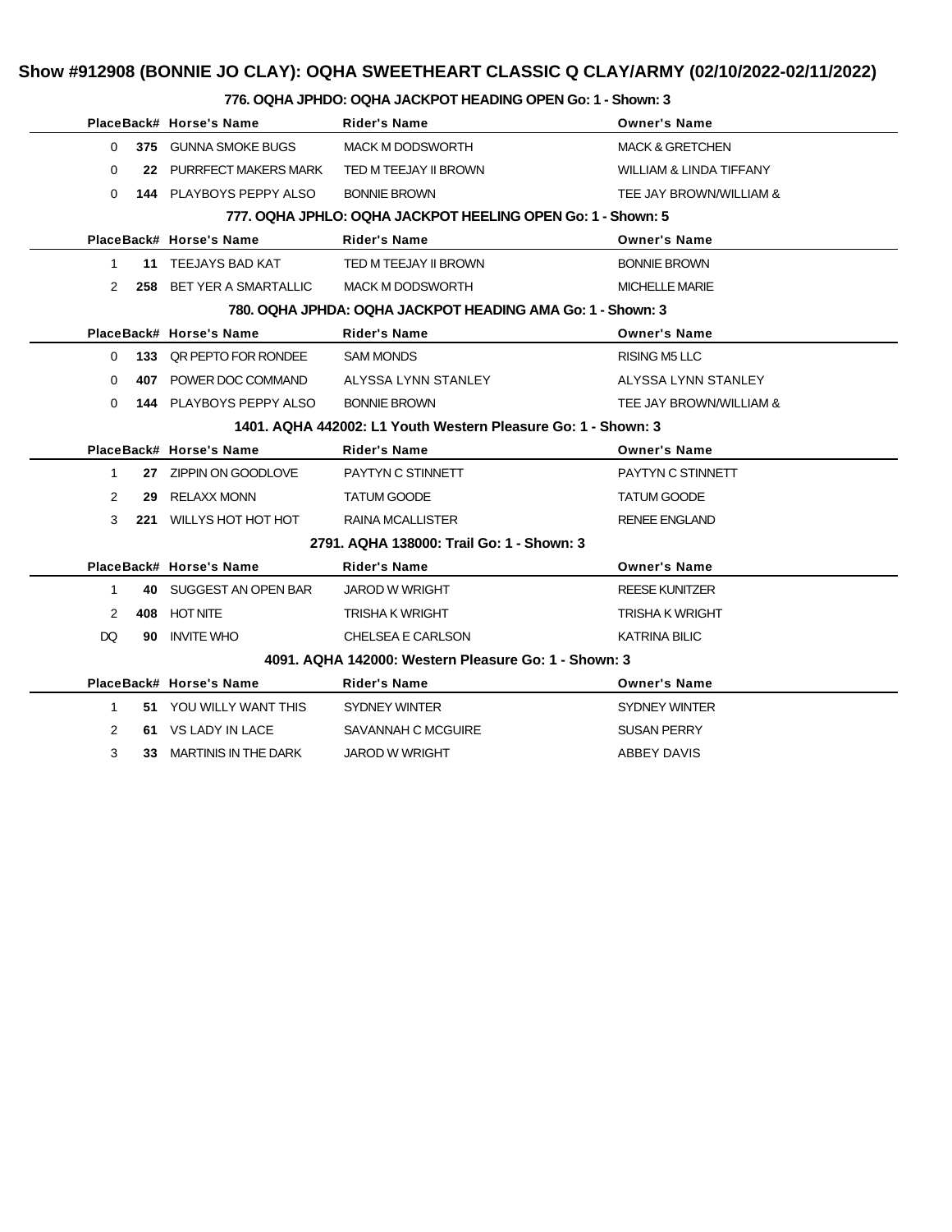# Show #912908 (BONNIE JO CLAY): OQHA SWEETHEART CLASSIC Q CLAY/ARMY (02/10/2022-02/11/2022)

### 776. OQHA JPHDO: OQHA JACKPOT HEADING OPEN Go: 1 - Shown: 3

| Place | Back# | Horse's Name | Rider's Name | Owner's Name |
|---|---|---|---|---|
| 0 | **375** | GUNNA SMOKE BUGS | MACK M DODSWORTH | MACK & GRETCHEN |
| 0 | **22** | PURRFECT MAKERS MARK | TED M TEEJAY II BROWN | WILLIAM & LINDA TIFFANY |
| 0 | **144** | PLAYBOYS PEPPY ALSO | BONNIE BROWN | TEE JAY BROWN/WILLIAM & |

### 777. OQHA JPHLO: OQHA JACKPOT HEELING OPEN Go: 1 - Shown: 5

| Place | Back# | Horse's Name | Rider's Name | Owner's Name |
|---|---|---|---|---|
| 1 | **11** | TEEJAYS BAD KAT | TED M TEEJAY II BROWN | BONNIE BROWN |
| 2 | **258** | BET YER A SMARTALLIC | MACK M DODSWORTH | MICHELLE MARIE |

### 780. OQHA JPHDA: OQHA JACKPOT HEADING AMA Go: 1 - Shown: 3

| Place | Back# | Horse's Name | Rider's Name | Owner's Name |
|---|---|---|---|---|
| 0 | **133** | QR PEPTO FOR RONDEE | SAM MONDS | RISING M5 LLC |
| 0 | **407** | POWER DOC COMMAND | ALYSSA LYNN STANLEY | ALYSSA LYNN STANLEY |
| 0 | **144** | PLAYBOYS PEPPY ALSO | BONNIE BROWN | TEE JAY BROWN/WILLIAM & |

### 1401. AQHA 442002: L1 Youth Western Pleasure Go: 1 - Shown: 3

| Place | Back# | Horse's Name | Rider's Name | Owner's Name |
|---|---|---|---|---|
| 1 | **27** | ZIPPIN ON GOODLOVE | PAYTYN C STINNETT | PAYTYN C STINNETT |
| 2 | **29** | RELAXX MONN | TATUM GOODE | TATUM GOODE |
| 3 | **221** | WILLYS HOT HOT HOT | RAINA MCALLISTER | RENEE ENGLAND |

### 2791. AQHA 138000: Trail Go: 1 - Shown: 3

| Place | Back# | Horse's Name | Rider's Name | Owner's Name |
|---|---|---|---|---|
| 1 | **40** | SUGGEST AN OPEN BAR | JAROD W WRIGHT | REESE KUNITZER |
| 2 | **408** | HOT NITE | TRISHA K WRIGHT | TRISHA K WRIGHT |
| DQ | **90** | INVITE WHO | CHELSEA E CARLSON | KATRINA BILIC |

### 4091. AQHA 142000: Western Pleasure Go: 1 - Shown: 3

| Place | Back# | Horse's Name | Rider's Name | Owner's Name |
|---|---|---|---|---|
| 1 | **51** | YOU WILLY WANT THIS | SYDNEY WINTER | SYDNEY WINTER |
| 2 | **61** | VS LADY IN LACE | SAVANNAH C MCGUIRE | SUSAN PERRY |
| 3 | **33** | MARTINIS IN THE DARK | JAROD W WRIGHT | ABBEY DAVIS |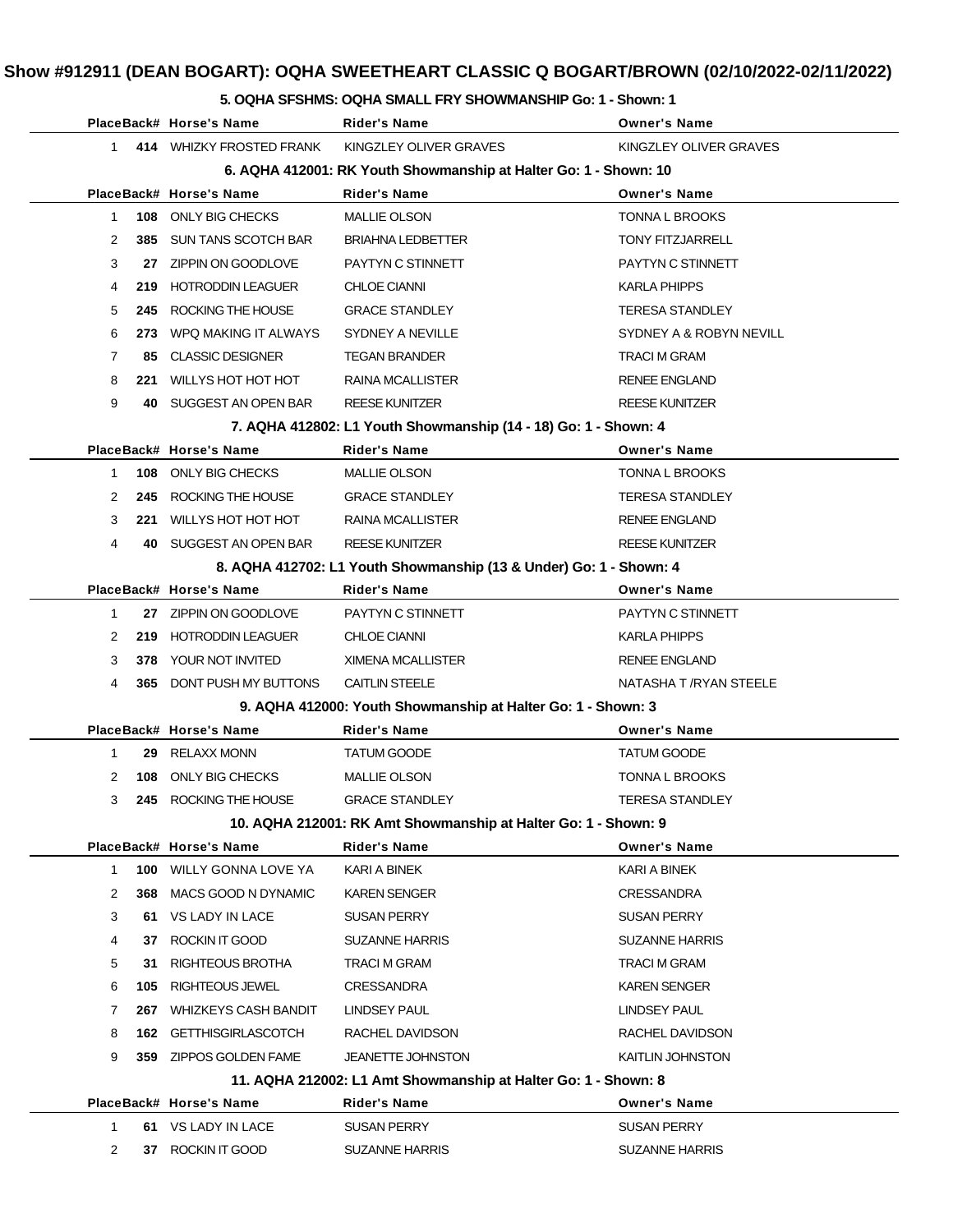# Show #912911 (DEAN BOGART): OQHA SWEETHEART CLASSIC Q BOGART/BROWN (02/10/2022-02/11/2022)

### 5. OQHA SFSHMS: OQHA SMALL FRY SHOWMANSHIP Go: 1 - Shown: 1

| Place | Back# | Horse's Name | Rider's Name | Owner's Name |
|---|---|---|---|---|
| 1 | **414** | WHIZKY FROSTED FRANK | KINGZLEY OLIVER GRAVES | KINGZLEY OLIVER GRAVES |

### 6. AQHA 412001: RK Youth Showmanship at Halter Go: 1 - Shown: 10

| Place | Back# | Horse's Name | Rider's Name | Owner's Name |
|---|---|---|---|---|
| 1 | **108** | ONLY BIG CHECKS | MALLIE OLSON | TONNA L BROOKS |
| 2 | **385** | SUN TANS SCOTCH BAR | BRIAHNA LEDBETTER | TONY FITZJARRELL |
| 3 | **27** | ZIPPIN ON GOODLOVE | PAYTYN C STINNETT | PAYTYN C STINNETT |
| 4 | **219** | HOTRODDIN LEAGUER | CHLOE CIANNI | KARLA PHIPPS |
| 5 | **245** | ROCKING THE HOUSE | GRACE STANDLEY | TERESA STANDLEY |
| 6 | **273** | WPQ MAKING IT ALWAYS | SYDNEY A NEVILLE | SYDNEY A & ROBYN NEVILL |
| 7 | **85** | CLASSIC DESIGNER | TEGAN BRANDER | TRACI M GRAM |
| 8 | **221** | WILLYS HOT HOT HOT | RAINA MCALLISTER | RENEE ENGLAND |
| 9 | **40** | SUGGEST AN OPEN BAR | REESE KUNITZER | REESE KUNITZER |

### 7. AQHA 412802: L1 Youth Showmanship (14 - 18) Go: 1 - Shown: 4

| Place | Back# | Horse's Name | Rider's Name | Owner's Name |
|---|---|---|---|---|
| 1 | **108** | ONLY BIG CHECKS | MALLIE OLSON | TONNA L BROOKS |
| 2 | **245** | ROCKING THE HOUSE | GRACE STANDLEY | TERESA STANDLEY |
| 3 | **221** | WILLYS HOT HOT HOT | RAINA MCALLISTER | RENEE ENGLAND |
| 4 | **40** | SUGGEST AN OPEN BAR | REESE KUNITZER | REESE KUNITZER |

### 8. AQHA 412702: L1 Youth Showmanship (13 & Under) Go: 1 - Shown: 4

| Place | Back# | Horse's Name | Rider's Name | Owner's Name |
|---|---|---|---|---|
| 1 | **27** | ZIPPIN ON GOODLOVE | PAYTYN C STINNETT | PAYTYN C STINNETT |
| 2 | **219** | HOTRODDIN LEAGUER | CHLOE CIANNI | KARLA PHIPPS |
| 3 | **378** | YOUR NOT INVITED | XIMENA MCALLISTER | RENEE ENGLAND |
| 4 | **365** | DONT PUSH MY BUTTONS | CAITLIN STEELE | NATASHA T /RYAN STEELE |

### 9. AQHA 412000: Youth Showmanship at Halter Go: 1 - Shown: 3

| Place | Back# | Horse's Name | Rider's Name | Owner's Name |
|---|---|---|---|---|
| 1 | **29** | RELAXX MONN | TATUM GOODE | TATUM GOODE |
| 2 | **108** | ONLY BIG CHECKS | MALLIE OLSON | TONNA L BROOKS |
| 3 | **245** | ROCKING THE HOUSE | GRACE STANDLEY | TERESA STANDLEY |

### 10. AQHA 212001: RK Amt Showmanship at Halter Go: 1 - Shown: 9

| Place | Back# | Horse's Name | Rider's Name | Owner's Name |
|---|---|---|---|---|
| 1 | **100** | WILLY GONNA LOVE YA | KARI A BINEK | KARI A BINEK |
| 2 | **368** | MACS GOOD N DYNAMIC | KAREN SENGER | CRESSANDRA |
| 3 | **61** | VS LADY IN LACE | SUSAN PERRY | SUSAN PERRY |
| 4 | **37** | ROCKIN IT GOOD | SUZANNE HARRIS | SUZANNE HARRIS |
| 5 | **31** | RIGHTEOUS BROTHA | TRACI M GRAM | TRACI M GRAM |
| 6 | **105** | RIGHTEOUS JEWEL | CRESSANDRA | KAREN SENGER |
| 7 | **267** | WHIZKEYS CASH BANDIT | LINDSEY PAUL | LINDSEY PAUL |
| 8 | **162** | GETTHISGIRLASCOTCH | RACHEL DAVIDSON | RACHEL DAVIDSON |
| 9 | **359** | ZIPPOS GOLDEN FAME | JEANETTE JOHNSTON | KAITLIN JOHNSTON |

### 11. AQHA 212002: L1 Amt Showmanship at Halter Go: 1 - Shown: 8

| Place | Back# | Horse's Name | Rider's Name | Owner's Name |
|---|---|---|---|---|
| 1 | **61** | VS LADY IN LACE | SUSAN PERRY | SUSAN PERRY |
| 2 | **37** | ROCKIN IT GOOD | SUZANNE HARRIS | SUZANNE HARRIS |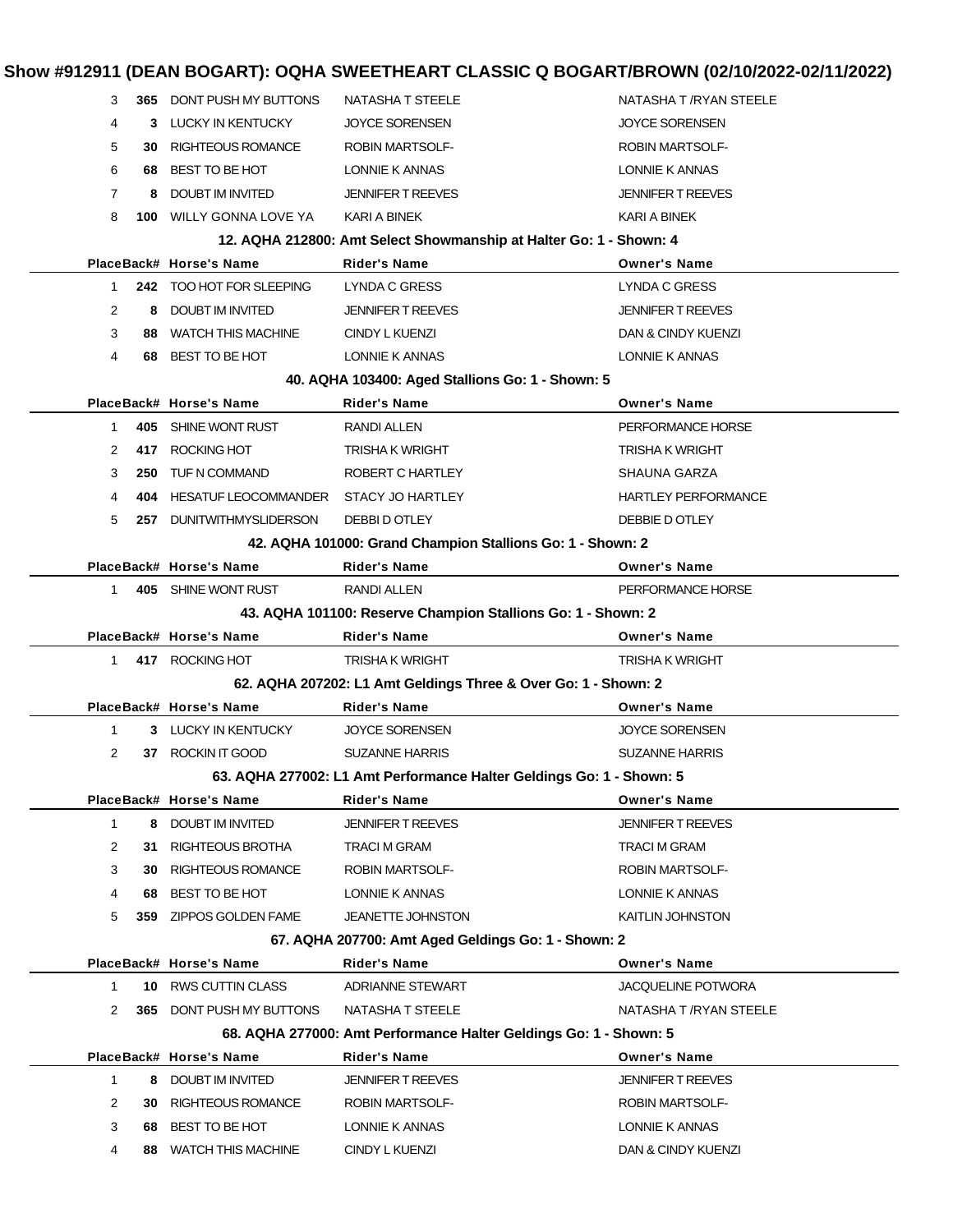# Show #912911 (DEAN BOGART): OQHA SWEETHEART CLASSIC Q BOGART/BROWN (02/10/2022-02/11/2022)

| Place | Back# | Horse's Name | Rider's Name | Owner's Name |
|---|---|---|---|---|
| 3 | 365 | DONT PUSH MY BUTTONS | NATASHA T STEELE | NATASHA T /RYAN STEELE |
| 4 | 3 | LUCKY IN KENTUCKY | JOYCE SORENSEN | JOYCE SORENSEN |
| 5 | 30 | RIGHTEOUS ROMANCE | ROBIN MARTSOLF- | ROBIN MARTSOLF- |
| 6 | 68 | BEST TO BE HOT | LONNIE K ANNAS | LONNIE K ANNAS |
| 7 | 8 | DOUBT IM INVITED | JENNIFER T REEVES | JENNIFER T REEVES |
| 8 | 100 | WILLY GONNA LOVE YA | KARI A BINEK | KARI A BINEK |

### 12. AQHA 212800: Amt Select Showmanship at Halter Go: 1 - Shown: 4

| Place | Back# | Horse's Name | Rider's Name | Owner's Name |
|---|---|---|---|---|
| 1 | 242 | TOO HOT FOR SLEEPING | LYNDA C GRESS | LYNDA C GRESS |
| 2 | 8 | DOUBT IM INVITED | JENNIFER T REEVES | JENNIFER T REEVES |
| 3 | 88 | WATCH THIS MACHINE | CINDY L KUENZI | DAN & CINDY KUENZI |
| 4 | 68 | BEST TO BE HOT | LONNIE K ANNAS | LONNIE K ANNAS |

### 40. AQHA 103400: Aged Stallions Go: 1 - Shown: 5

| Place | Back# | Horse's Name | Rider's Name | Owner's Name |
|---|---|---|---|---|
| 1 | 405 | SHINE WONT RUST | RANDI ALLEN | PERFORMANCE HORSE |
| 2 | 417 | ROCKING HOT | TRISHA K WRIGHT | TRISHA K WRIGHT |
| 3 | 250 | TUF N COMMAND | ROBERT C HARTLEY | SHAUNA GARZA |
| 4 | 404 | HESATUF LEOCOMMANDER | STACY JO HARTLEY | HARTLEY PERFORMANCE |
| 5 | 257 | DUNITWITHMYSLIDERSON | DEBBI D OTLEY | DEBBIE D OTLEY |

### 42. AQHA 101000: Grand Champion Stallions Go: 1 - Shown: 2

| Place | Back# | Horse's Name | Rider's Name | Owner's Name |
|---|---|---|---|---|
| 1 | 405 | SHINE WONT RUST | RANDI ALLEN | PERFORMANCE HORSE |

### 43. AQHA 101100: Reserve Champion Stallions Go: 1 - Shown: 2

| Place | Back# | Horse's Name | Rider's Name | Owner's Name |
|---|---|---|---|---|
| 1 | 417 | ROCKING HOT | TRISHA K WRIGHT | TRISHA K WRIGHT |

### 62. AQHA 207202: L1 Amt Geldings Three & Over Go: 1 - Shown: 2

| Place | Back# | Horse's Name | Rider's Name | Owner's Name |
|---|---|---|---|---|
| 1 | 3 | LUCKY IN KENTUCKY | JOYCE SORENSEN | JOYCE SORENSEN |
| 2 | 37 | ROCKIN IT GOOD | SUZANNE HARRIS | SUZANNE HARRIS |

### 63. AQHA 277002: L1 Amt Performance Halter Geldings Go: 1 - Shown: 5

| Place | Back# | Horse's Name | Rider's Name | Owner's Name |
|---|---|---|---|---|
| 1 | 8 | DOUBT IM INVITED | JENNIFER T REEVES | JENNIFER T REEVES |
| 2 | 31 | RIGHTEOUS BROTHA | TRACI M GRAM | TRACI M GRAM |
| 3 | 30 | RIGHTEOUS ROMANCE | ROBIN MARTSOLF- | ROBIN MARTSOLF- |
| 4 | 68 | BEST TO BE HOT | LONNIE K ANNAS | LONNIE K ANNAS |
| 5 | 359 | ZIPPOS GOLDEN FAME | JEANETTE JOHNSTON | KAITLIN JOHNSTON |

### 67. AQHA 207700: Amt Aged Geldings Go: 1 - Shown: 2

| Place | Back# | Horse's Name | Rider's Name | Owner's Name |
|---|---|---|---|---|
| 1 | 10 | RWS CUTTIN CLASS | ADRIANNE STEWART | JACQUELINE POTWORA |
| 2 | 365 | DONT PUSH MY BUTTONS | NATASHA T STEELE | NATASHA T /RYAN STEELE |

### 68. AQHA 277000: Amt Performance Halter Geldings Go: 1 - Shown: 5

| Place | Back# | Horse's Name | Rider's Name | Owner's Name |
|---|---|---|---|---|
| 1 | 8 | DOUBT IM INVITED | JENNIFER T REEVES | JENNIFER T REEVES |
| 2 | 30 | RIGHTEOUS ROMANCE | ROBIN MARTSOLF- | ROBIN MARTSOLF- |
| 3 | 68 | BEST TO BE HOT | LONNIE K ANNAS | LONNIE K ANNAS |
| 4 | 88 | WATCH THIS MACHINE | CINDY L KUENZI | DAN & CINDY KUENZI |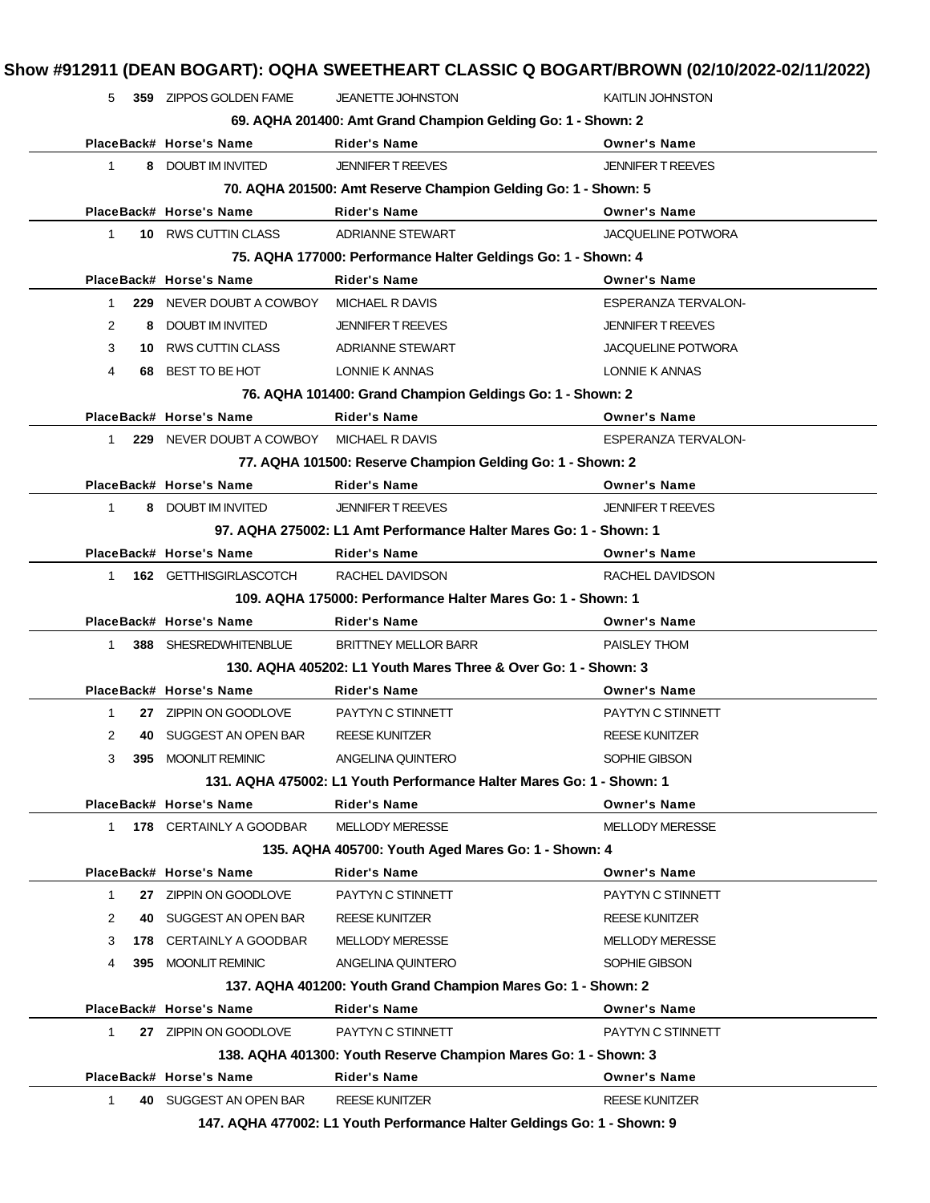# Show #912911 (DEAN BOGART): OQHA SWEETHEART CLASSIC Q BOGART/BROWN (02/10/2022-02/11/2022)

| Place | Back# | Horse's Name | Rider's Name | Owner's Name |
|---|---|---|---|---|
| 5 | 359 | ZIPPOS GOLDEN FAME | JEANETTE JOHNSTON | KAITLIN JOHNSTON |

### 69. AQHA 201400: Amt Grand Champion Gelding Go: 1 - Shown: 2

| Place | Back# | Horse's Name | Rider's Name | Owner's Name |
|---|---|---|---|---|
| 1 | 8 | DOUBT IM INVITED | JENNIFER T REEVES | JENNIFER T REEVES |

### 70. AQHA 201500: Amt Reserve Champion Gelding Go: 1 - Shown: 5

| Place | Back# | Horse's Name | Rider's Name | Owner's Name |
|---|---|---|---|---|
| 1 | 10 | RWS CUTTIN CLASS | ADRIANNE STEWART | JACQUELINE POTWORA |

### 75. AQHA 177000: Performance Halter Geldings Go: 1 - Shown: 4

| Place | Back# | Horse's Name | Rider's Name | Owner's Name |
|---|---|---|---|---|
| 1 | 229 | NEVER DOUBT A COWBOY | MICHAEL R DAVIS | ESPERANZA TERVALON- |
| 2 | 8 | DOUBT IM INVITED | JENNIFER T REEVES | JENNIFER T REEVES |
| 3 | 10 | RWS CUTTIN CLASS | ADRIANNE STEWART | JACQUELINE POTWORA |
| 4 | 68 | BEST TO BE HOT | LONNIE K ANNAS | LONNIE K ANNAS |

### 76. AQHA 101400: Grand Champion Geldings Go: 1 - Shown: 2

| Place | Back# | Horse's Name | Rider's Name | Owner's Name |
|---|---|---|---|---|
| 1 | 229 | NEVER DOUBT A COWBOY | MICHAEL R DAVIS | ESPERANZA TERVALON- |

### 77. AQHA 101500: Reserve Champion Gelding Go: 1 - Shown: 2

| Place | Back# | Horse's Name | Rider's Name | Owner's Name |
|---|---|---|---|---|
| 1 | 8 | DOUBT IM INVITED | JENNIFER T REEVES | JENNIFER T REEVES |

### 97. AQHA 275002: L1 Amt Performance Halter Mares Go: 1 - Shown: 1

| Place | Back# | Horse's Name | Rider's Name | Owner's Name |
|---|---|---|---|---|
| 1 | 162 | GETTHISGIRLASCOTCH | RACHEL DAVIDSON | RACHEL DAVIDSON |

### 109. AQHA 175000: Performance Halter Mares Go: 1 - Shown: 1

| Place | Back# | Horse's Name | Rider's Name | Owner's Name |
|---|---|---|---|---|
| 1 | 388 | SHESREDWHITENBLUE | BRITTNEY MELLOR BARR | PAISLEY THOM |

### 130. AQHA 405202: L1 Youth Mares Three & Over Go: 1 - Shown: 3

| Place | Back# | Horse's Name | Rider's Name | Owner's Name |
|---|---|---|---|---|
| 1 | 27 | ZIPPIN ON GOODLOVE | PAYTYN C STINNETT | PAYTYN C STINNETT |
| 2 | 40 | SUGGEST AN OPEN BAR | REESE KUNITZER | REESE KUNITZER |
| 3 | 395 | MOONLIT REMINIC | ANGELINA QUINTERO | SOPHIE GIBSON |

### 131. AQHA 475002: L1 Youth Performance Halter Mares Go: 1 - Shown: 1

| Place | Back# | Horse's Name | Rider's Name | Owner's Name |
|---|---|---|---|---|
| 1 | 178 | CERTAINLY A GOODBAR | MELLODY MERESSE | MELLODY MERESSE |

### 135. AQHA 405700: Youth Aged Mares Go: 1 - Shown: 4

| Place | Back# | Horse's Name | Rider's Name | Owner's Name |
|---|---|---|---|---|
| 1 | 27 | ZIPPIN ON GOODLOVE | PAYTYN C STINNETT | PAYTYN C STINNETT |
| 2 | 40 | SUGGEST AN OPEN BAR | REESE KUNITZER | REESE KUNITZER |
| 3 | 178 | CERTAINLY A GOODBAR | MELLODY MERESSE | MELLODY MERESSE |
| 4 | 395 | MOONLIT REMINIC | ANGELINA QUINTERO | SOPHIE GIBSON |

### 137. AQHA 401200: Youth Grand Champion Mares Go: 1 - Shown: 2

| Place | Back# | Horse's Name | Rider's Name | Owner's Name |
|---|---|---|---|---|
| 1 | 27 | ZIPPIN ON GOODLOVE | PAYTYN C STINNETT | PAYTYN C STINNETT |

### 138. AQHA 401300: Youth Reserve Champion Mares Go: 1 - Shown: 3

| Place | Back# | Horse's Name | Rider's Name | Owner's Name |
|---|---|---|---|---|
| 1 | 40 | SUGGEST AN OPEN BAR | REESE KUNITZER | REESE KUNITZER |

### 147. AQHA 477002: L1 Youth Performance Halter Geldings Go: 1 - Shown: 9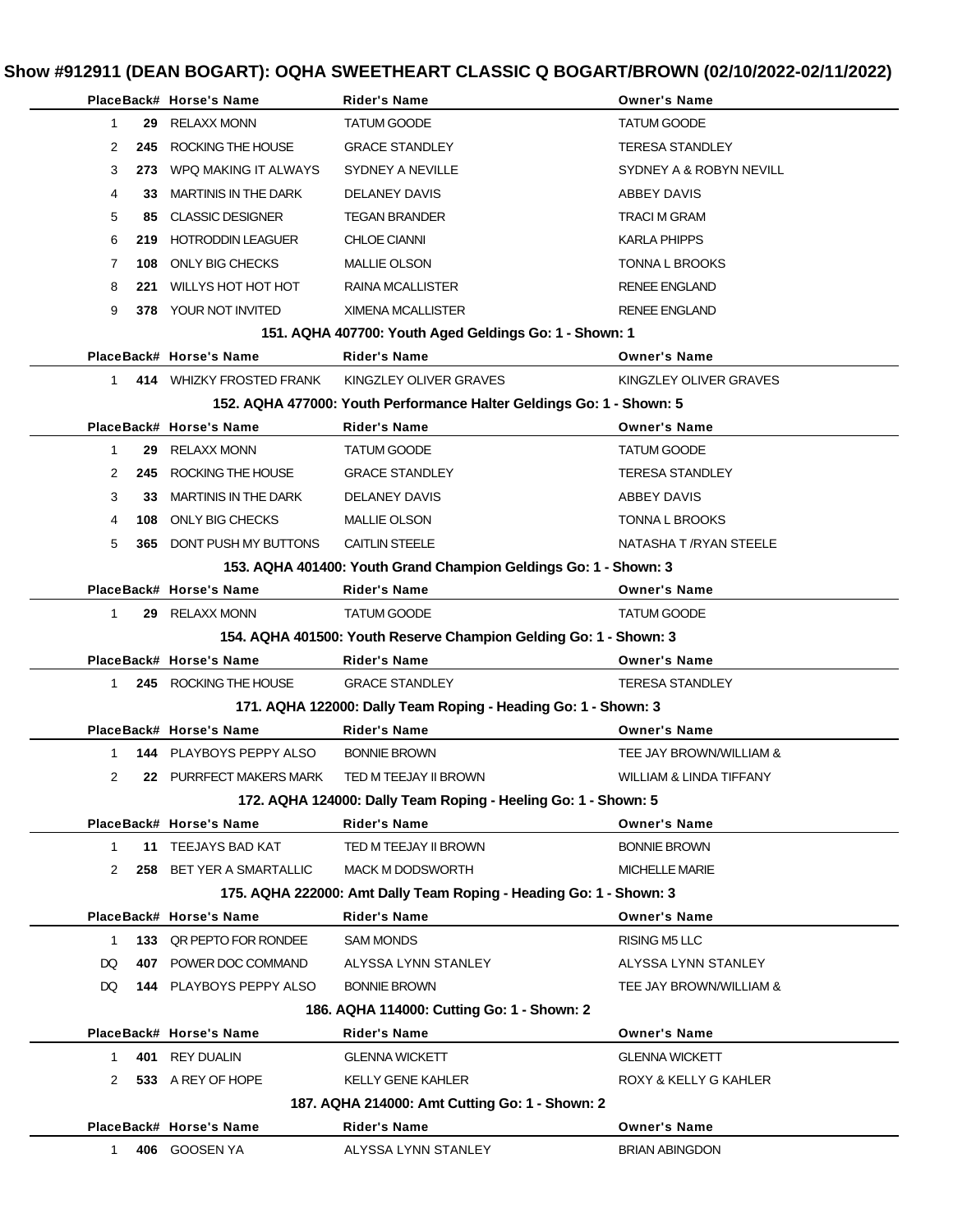# Show #912911 (DEAN BOGART): OQHA SWEETHEART CLASSIC Q BOGART/BROWN (02/10/2022-02/11/2022)

| Place | Back# | Horse's Name | Rider's Name | Owner's Name |
|---|---|---|---|---|
| 1 | 29 | RELAXX MONN | TATUM GOODE | TATUM GOODE |
| 2 | 245 | ROCKING THE HOUSE | GRACE STANDLEY | TERESA STANDLEY |
| 3 | 273 | WPQ MAKING IT ALWAYS | SYDNEY A NEVILLE | SYDNEY A & ROBYN NEVILL |
| 4 | 33 | MARTINIS IN THE DARK | DELANEY DAVIS | ABBEY DAVIS |
| 5 | 85 | CLASSIC DESIGNER | TEGAN BRANDER | TRACI M GRAM |
| 6 | 219 | HOTRODDIN LEAGUER | CHLOE CIANNI | KARLA PHIPPS |
| 7 | 108 | ONLY BIG CHECKS | MALLIE OLSON | TONNA L BROOKS |
| 8 | 221 | WILLYS HOT HOT HOT | RAINA MCALLISTER | RENEE ENGLAND |
| 9 | 378 | YOUR NOT INVITED | XIMENA MCALLISTER | RENEE ENGLAND |

**151. AQHA 407700: Youth Aged Geldings Go: 1 - Shown: 1**

| Place | Back# | Horse's Name | Rider's Name | Owner's Name |
|---|---|---|---|---|
| 1 | 414 | WHIZKY FROSTED FRANK | KINGZLEY OLIVER GRAVES | KINGZLEY OLIVER GRAVES |

**152. AQHA 477000: Youth Performance Halter Geldings Go: 1 - Shown: 5**

| Place | Back# | Horse's Name | Rider's Name | Owner's Name |
|---|---|---|---|---|
| 1 | 29 | RELAXX MONN | TATUM GOODE | TATUM GOODE |
| 2 | 245 | ROCKING THE HOUSE | GRACE STANDLEY | TERESA STANDLEY |
| 3 | 33 | MARTINIS IN THE DARK | DELANEY DAVIS | ABBEY DAVIS |
| 4 | 108 | ONLY BIG CHECKS | MALLIE OLSON | TONNA L BROOKS |
| 5 | 365 | DONT PUSH MY BUTTONS | CAITLIN STEELE | NATASHA T /RYAN STEELE |

**153. AQHA 401400: Youth Grand Champion Geldings Go: 1 - Shown: 3**

| Place | Back# | Horse's Name | Rider's Name | Owner's Name |
|---|---|---|---|---|
| 1 | 29 | RELAXX MONN | TATUM GOODE | TATUM GOODE |

**154. AQHA 401500: Youth Reserve Champion Gelding Go: 1 - Shown: 3**

| Place | Back# | Horse's Name | Rider's Name | Owner's Name |
|---|---|---|---|---|
| 1 | 245 | ROCKING THE HOUSE | GRACE STANDLEY | TERESA STANDLEY |

**171. AQHA 122000: Dally Team Roping - Heading Go: 1 - Shown: 3**

| Place | Back# | Horse's Name | Rider's Name | Owner's Name |
|---|---|---|---|---|
| 1 | 144 | PLAYBOYS PEPPY ALSO | BONNIE BROWN | TEE JAY BROWN/WILLIAM & |
| 2 | 22 | PURRFECT MAKERS MARK | TED M TEEJAY II BROWN | WILLIAM & LINDA TIFFANY |

**172. AQHA 124000: Dally Team Roping - Heeling Go: 1 - Shown: 5**

| Place | Back# | Horse's Name | Rider's Name | Owner's Name |
|---|---|---|---|---|
| 1 | 11 | TEEJAYS BAD KAT | TED M TEEJAY II BROWN | BONNIE BROWN |
| 2 | 258 | BET YER A SMARTALLIC | MACK M DODSWORTH | MICHELLE MARIE |

**175. AQHA 222000: Amt Dally Team Roping - Heading Go: 1 - Shown: 3**

| Place | Back# | Horse's Name | Rider's Name | Owner's Name |
|---|---|---|---|---|
| 1 | 133 | QR PEPTO FOR RONDEE | SAM MONDS | RISING M5 LLC |
| DQ | 407 | POWER DOC COMMAND | ALYSSA LYNN STANLEY | ALYSSA LYNN STANLEY |
| DQ | 144 | PLAYBOYS PEPPY ALSO | BONNIE BROWN | TEE JAY BROWN/WILLIAM & |

**186. AQHA 114000: Cutting Go: 1 - Shown: 2**

| Place | Back# | Horse's Name | Rider's Name | Owner's Name |
|---|---|---|---|---|
| 1 | 401 | REY DUALIN | GLENNA WICKETT | GLENNA WICKETT |
| 2 | 533 | A REY OF HOPE | KELLY GENE KAHLER | ROXY & KELLY G KAHLER |

**187. AQHA 214000: Amt Cutting Go: 1 - Shown: 2**

| Place | Back# | Horse's Name | Rider's Name | Owner's Name |
|---|---|---|---|---|
| 1 | 406 | GOOSEN YA | ALYSSA LYNN STANLEY | BRIAN ABINGDON |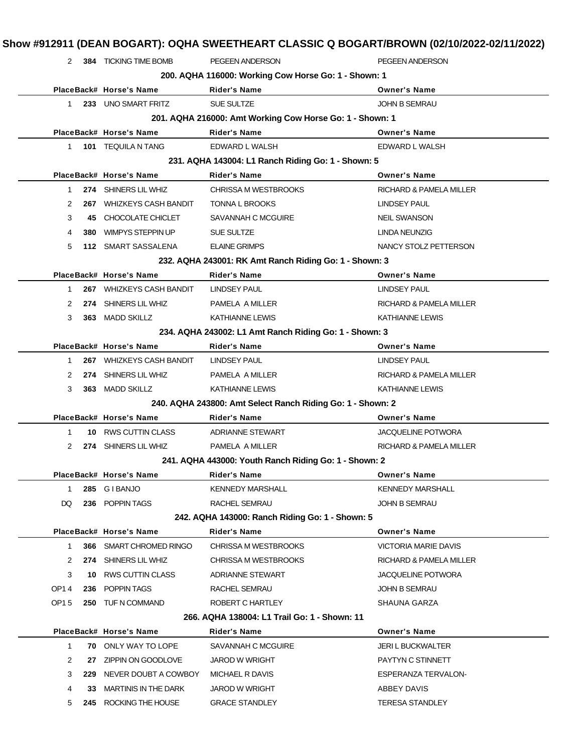# Show #912911 (DEAN BOGART): OQHA SWEETHEART CLASSIC Q BOGART/BROWN (02/10/2022-02/11/2022)

| Place | Back# | Horse's Name | Rider's Name | Owner's Name |
|---|---|---|---|---|
| 2 | 384 | TICKING TIME BOMB | PEGEEN ANDERSON | PEGEEN ANDERSON |

### 200. AQHA 116000: Working Cow Horse Go: 1 - Shown: 1

| Place | Back# | Horse's Name | Rider's Name | Owner's Name |
|---|---|---|---|---|
| 1 | 233 | UNO SMART FRITZ | SUE SULTZE | JOHN B SEMRAU |

### 201. AQHA 216000: Amt Working Cow Horse Go: 1 - Shown: 1

| Place | Back# | Horse's Name | Rider's Name | Owner's Name |
|---|---|---|---|---|
| 1 | 101 | TEQUILA N TANG | EDWARD L WALSH | EDWARD L WALSH |

### 231. AQHA 143004: L1 Ranch Riding Go: 1 - Shown: 5

| Place | Back# | Horse's Name | Rider's Name | Owner's Name |
|---|---|---|---|---|
| 1 | 274 | SHINERS LIL WHIZ | CHRISSA M WESTBROOKS | RICHARD & PAMELA MILLER |
| 2 | 267 | WHIZKEYS CASH BANDIT | TONNA L BROOKS | LINDSEY PAUL |
| 3 | 45 | CHOCOLATE CHICLET | SAVANNAH C MCGUIRE | NEIL SWANSON |
| 4 | 380 | WIMPYS STEPPIN UP | SUE SULTZE | LINDA NEUNZIG |
| 5 | 112 | SMART SASSALENA | ELAINE GRIMPS | NANCY STOLZ PETTERSON |

### 232. AQHA 243001: RK Amt Ranch Riding Go: 1 - Shown: 3

| Place | Back# | Horse's Name | Rider's Name | Owner's Name |
|---|---|---|---|---|
| 1 | 267 | WHIZKEYS CASH BANDIT | LINDSEY PAUL | LINDSEY PAUL |
| 2 | 274 | SHINERS LIL WHIZ | PAMELA A MILLER | RICHARD & PAMELA MILLER |
| 3 | 363 | MADD SKILLZ | KATHIANNE LEWIS | KATHIANNE LEWIS |

### 234. AQHA 243002: L1 Amt Ranch Riding Go: 1 - Shown: 3

| Place | Back# | Horse's Name | Rider's Name | Owner's Name |
|---|---|---|---|---|
| 1 | 267 | WHIZKEYS CASH BANDIT | LINDSEY PAUL | LINDSEY PAUL |
| 2 | 274 | SHINERS LIL WHIZ | PAMELA A MILLER | RICHARD & PAMELA MILLER |
| 3 | 363 | MADD SKILLZ | KATHIANNE LEWIS | KATHIANNE LEWIS |

### 240. AQHA 243800: Amt Select Ranch Riding Go: 1 - Shown: 2

| Place | Back# | Horse's Name | Rider's Name | Owner's Name |
|---|---|---|---|---|
| 1 | 10 | RWS CUTTIN CLASS | ADRIANNE STEWART | JACQUELINE POTWORA |
| 2 | 274 | SHINERS LIL WHIZ | PAMELA A MILLER | RICHARD & PAMELA MILLER |

### 241. AQHA 443000: Youth Ranch Riding Go: 1 - Shown: 2

| Place | Back# | Horse's Name | Rider's Name | Owner's Name |
|---|---|---|---|---|
| 1 | 285 | G I BANJO | KENNEDY MARSHALL | KENNEDY MARSHALL |
| DQ | 236 | POPPIN TAGS | RACHEL SEMRAU | JOHN B SEMRAU |

### 242. AQHA 143000: Ranch Riding Go: 1 - Shown: 5

| Place | Back# | Horse's Name | Rider's Name | Owner's Name |
|---|---|---|---|---|
| 1 | 366 | SMART CHROMED RINGO | CHRISSA M WESTBROOKS | VICTORIA MARIE DAVIS |
| 2 | 274 | SHINERS LIL WHIZ | CHRISSA M WESTBROOKS | RICHARD & PAMELA MILLER |
| 3 | 10 | RWS CUTTIN CLASS | ADRIANNE STEWART | JACQUELINE POTWORA |
| OP1 4 | 236 | POPPIN TAGS | RACHEL SEMRAU | JOHN B SEMRAU |
| OP1 5 | 250 | TUF N COMMAND | ROBERT C HARTLEY | SHAUNA GARZA |

### 266. AQHA 138004: L1 Trail Go: 1 - Shown: 11

| Place | Back# | Horse's Name | Rider's Name | Owner's Name |
|---|---|---|---|---|
| 1 | 70 | ONLY WAY TO LOPE | SAVANNAH C MCGUIRE | JERI L BUCKWALTER |
| 2 | 27 | ZIPPIN ON GOODLOVE | JAROD W WRIGHT | PAYTYN C STINNETT |
| 3 | 229 | NEVER DOUBT A COWBOY | MICHAEL R DAVIS | ESPERANZA TERVALON- |
| 4 | 33 | MARTINIS IN THE DARK | JAROD W WRIGHT | ABBEY DAVIS |
| 5 | 245 | ROCKING THE HOUSE | GRACE STANDLEY | TERESA STANDLEY |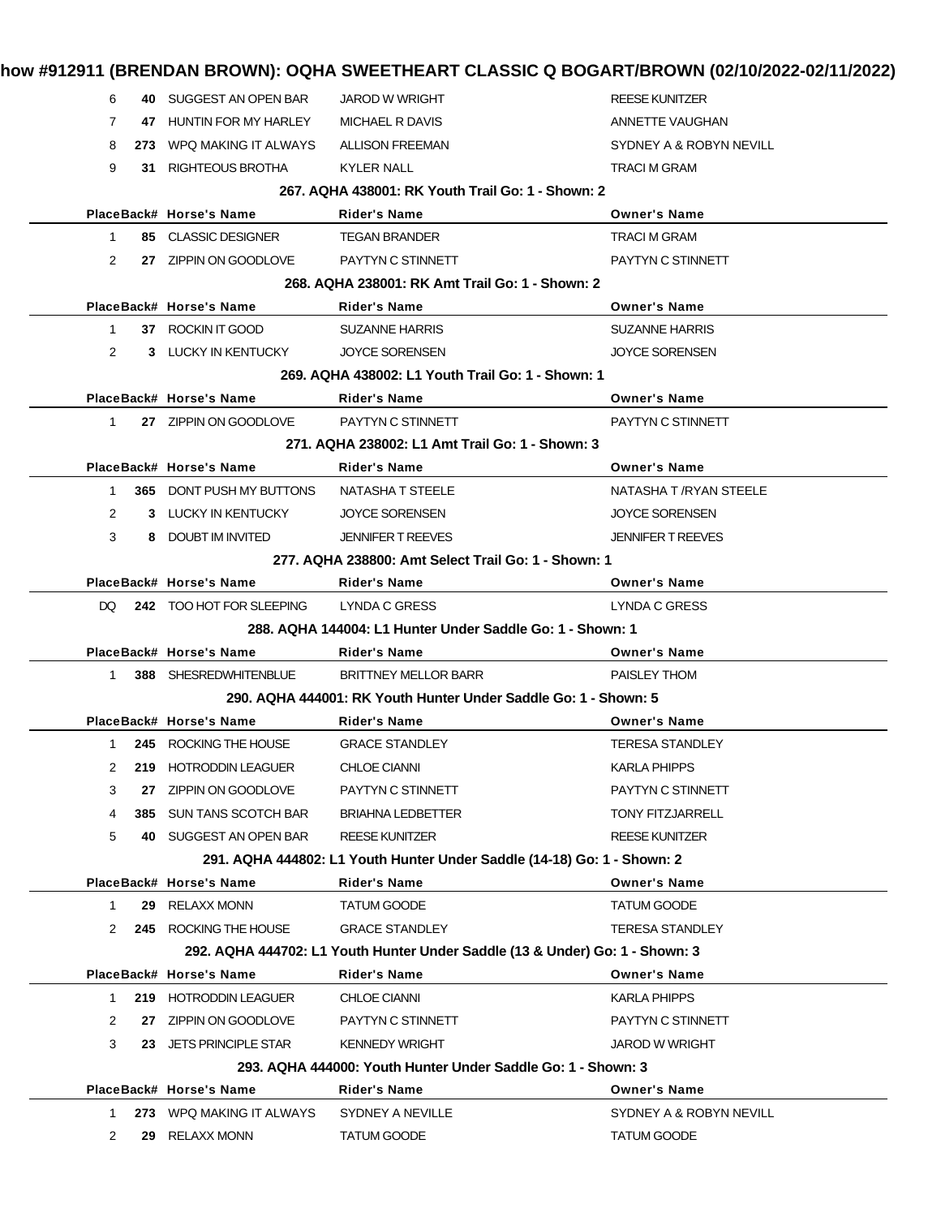| Place | Back# | Horse's Name | Rider's Name | Owner's Name |
|---|---|---|---|---|
| 6 | 40 | SUGGEST AN OPEN BAR | JAROD W WRIGHT | REESE KUNITZER |
| 7 | 47 | HUNTIN FOR MY HARLEY | MICHAEL R DAVIS | ANNETTE VAUGHAN |
| 8 | 273 | WPQ MAKING IT ALWAYS | ALLISON FREEMAN | SYDNEY A & ROBYN NEVILL |
| 9 | 31 | RIGHTEOUS BROTHA | KYLER NALL | TRACI M GRAM |

**267. AQHA 438001: RK Youth Trail Go: 1 - Shown: 2**

| Place | Back# | Horse's Name | Rider's Name | Owner's Name |
|---|---|---|---|---|
| 1 | 85 | CLASSIC DESIGNER | TEGAN BRANDER | TRACI M GRAM |
| 2 | 27 | ZIPPIN ON GOODLOVE | PAYTYN C STINNETT | PAYTYN C STINNETT |

**268. AQHA 238001: RK Amt Trail Go: 1 - Shown: 2**

| Place | Back# | Horse's Name | Rider's Name | Owner's Name |
|---|---|---|---|---|
| 1 | 37 | ROCKIN IT GOOD | SUZANNE HARRIS | SUZANNE HARRIS |
| 2 | 3 | LUCKY IN KENTUCKY | JOYCE SORENSEN | JOYCE SORENSEN |

**269. AQHA 438002: L1 Youth Trail Go: 1 - Shown: 1**

| Place | Back# | Horse's Name | Rider's Name | Owner's Name |
|---|---|---|---|---|
| 1 | 27 | ZIPPIN ON GOODLOVE | PAYTYN C STINNETT | PAYTYN C STINNETT |

**271. AQHA 238002: L1 Amt Trail Go: 1 - Shown: 3**

| Place | Back# | Horse's Name | Rider's Name | Owner's Name |
|---|---|---|---|---|
| 1 | 365 | DONT PUSH MY BUTTONS | NATASHA T STEELE | NATASHA T /RYAN STEELE |
| 2 | 3 | LUCKY IN KENTUCKY | JOYCE SORENSEN | JOYCE SORENSEN |
| 3 | 8 | DOUBT IM INVITED | JENNIFER T REEVES | JENNIFER T REEVES |

**277. AQHA 238800: Amt Select Trail Go: 1 - Shown: 1**

| Place | Back# | Horse's Name | Rider's Name | Owner's Name |
|---|---|---|---|---|
| DQ | 242 | TOO HOT FOR SLEEPING | LYNDA C GRESS | LYNDA C GRESS |

**288. AQHA 144004: L1 Hunter Under Saddle Go: 1 - Shown: 1**

| Place | Back# | Horse's Name | Rider's Name | Owner's Name |
|---|---|---|---|---|
| 1 | 388 | SHESREDWHITENBLUE | BRITTNEY MELLOR BARR | PAISLEY THOM |

**290. AQHA 444001: RK Youth Hunter Under Saddle Go: 1 - Shown: 5**

| Place | Back# | Horse's Name | Rider's Name | Owner's Name |
|---|---|---|---|---|
| 1 | 245 | ROCKING THE HOUSE | GRACE STANDLEY | TERESA STANDLEY |
| 2 | 219 | HOTRODDIN LEAGUER | CHLOE CIANNI | KARLA PHIPPS |
| 3 | 27 | ZIPPIN ON GOODLOVE | PAYTYN C STINNETT | PAYTYN C STINNETT |
| 4 | 385 | SUN TANS SCOTCH BAR | BRIAHNA LEDBETTER | TONY FITZJARRELL |
| 5 | 40 | SUGGEST AN OPEN BAR | REESE KUNITZER | REESE KUNITZER |

**291. AQHA 444802: L1 Youth Hunter Under Saddle (14-18) Go: 1 - Shown: 2**

| Place | Back# | Horse's Name | Rider's Name | Owner's Name |
|---|---|---|---|---|
| 1 | 29 | RELAXX MONN | TATUM GOODE | TATUM GOODE |
| 2 | 245 | ROCKING THE HOUSE | GRACE STANDLEY | TERESA STANDLEY |

**292. AQHA 444702: L1 Youth Hunter Under Saddle (13 & Under) Go: 1 - Shown: 3**

| Place | Back# | Horse's Name | Rider's Name | Owner's Name |
|---|---|---|---|---|
| 1 | 219 | HOTRODDIN LEAGUER | CHLOE CIANNI | KARLA PHIPPS |
| 2 | 27 | ZIPPIN ON GOODLOVE | PAYTYN C STINNETT | PAYTYN C STINNETT |
| 3 | 23 | JETS PRINCIPLE STAR | KENNEDY WRIGHT | JAROD W WRIGHT |

**293. AQHA 444000: Youth Hunter Under Saddle Go: 1 - Shown: 3**

| Place | Back# | Horse's Name | Rider's Name | Owner's Name |
|---|---|---|---|---|
| 1 | 273 | WPQ MAKING IT ALWAYS | SYDNEY A NEVILLE | SYDNEY A & ROBYN NEVILL |
| 2 | 29 | RELAXX MONN | TATUM GOODE | TATUM GOODE |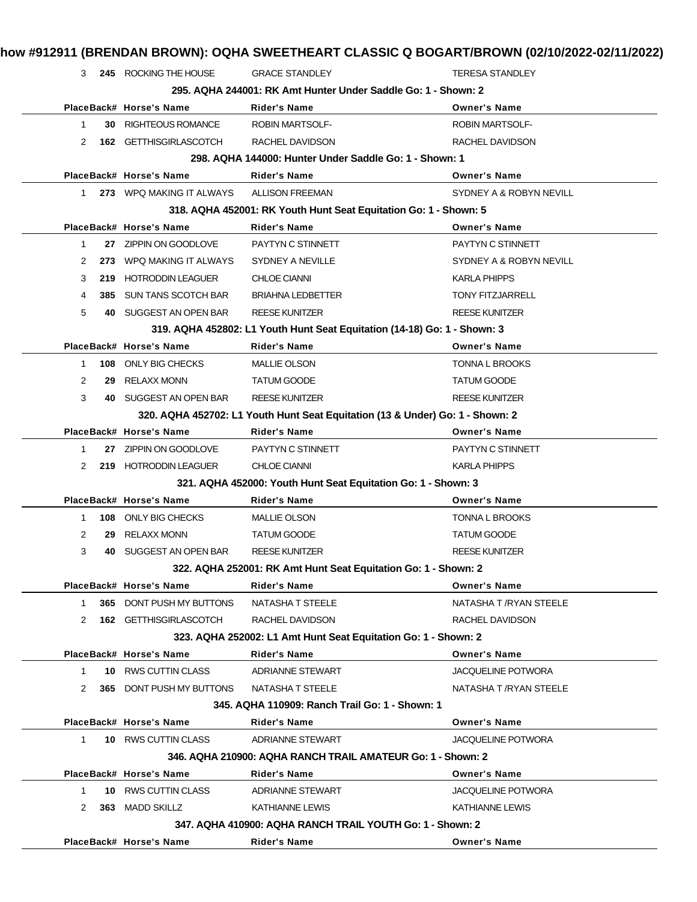| Place | Back# | Horse's Name | Rider's Name | Owner's Name |
|---|---|---|---|---|
| 3 | **245** | ROCKING THE HOUSE | GRACE STANDLEY | TERESA STANDLEY |

**295. AQHA 244001: RK Amt Hunter Under Saddle Go: 1 - Shown: 2**

| Place | Back# | Horse's Name | Rider's Name | Owner's Name |
|---|---|---|---|---|
| 1 | **30** | RIGHTEOUS ROMANCE | ROBIN MARTSOLF- | ROBIN MARTSOLF- |
| 2 | **162** | GETTHISGIRLASCOTCH | RACHEL DAVIDSON | RACHEL DAVIDSON |

**298. AQHA 144000: Hunter Under Saddle Go: 1 - Shown: 1**

| Place | Back# | Horse's Name | Rider's Name | Owner's Name |
|---|---|---|---|---|
| 1 | **273** | WPQ MAKING IT ALWAYS | ALLISON FREEMAN | SYDNEY A & ROBYN NEVILL |

**318. AQHA 452001: RK Youth Hunt Seat Equitation Go: 1 - Shown: 5**

| Place | Back# | Horse's Name | Rider's Name | Owner's Name |
|---|---|---|---|---|
| 1 | **27** | ZIPPIN ON GOODLOVE | PAYTYN C STINNETT | PAYTYN C STINNETT |
| 2 | **273** | WPQ MAKING IT ALWAYS | SYDNEY A NEVILLE | SYDNEY A & ROBYN NEVILL |
| 3 | **219** | HOTRODDIN LEAGUER | CHLOE CIANNI | KARLA PHIPPS |
| 4 | **385** | SUN TANS SCOTCH BAR | BRIAHNA LEDBETTER | TONY FITZJARRELL |
| 5 | **40** | SUGGEST AN OPEN BAR | REESE KUNITZER | REESE KUNITZER |

**319. AQHA 452802: L1 Youth Hunt Seat Equitation (14-18) Go: 1 - Shown: 3**

| Place | Back# | Horse's Name | Rider's Name | Owner's Name |
|---|---|---|---|---|
| 1 | **108** | ONLY BIG CHECKS | MALLIE OLSON | TONNA L BROOKS |
| 2 | **29** | RELAXX MONN | TATUM GOODE | TATUM GOODE |
| 3 | **40** | SUGGEST AN OPEN BAR | REESE KUNITZER | REESE KUNITZER |

**320. AQHA 452702: L1 Youth Hunt Seat Equitation (13 & Under) Go: 1 - Shown: 2**

| Place | Back# | Horse's Name | Rider's Name | Owner's Name |
|---|---|---|---|---|
| 1 | **27** | ZIPPIN ON GOODLOVE | PAYTYN C STINNETT | PAYTYN C STINNETT |
| 2 | **219** | HOTRODDIN LEAGUER | CHLOE CIANNI | KARLA PHIPPS |

**321. AQHA 452000: Youth Hunt Seat Equitation Go: 1 - Shown: 3**

| Place | Back# | Horse's Name | Rider's Name | Owner's Name |
|---|---|---|---|---|
| 1 | **108** | ONLY BIG CHECKS | MALLIE OLSON | TONNA L BROOKS |
| 2 | **29** | RELAXX MONN | TATUM GOODE | TATUM GOODE |
| 3 | **40** | SUGGEST AN OPEN BAR | REESE KUNITZER | REESE KUNITZER |

**322. AQHA 252001: RK Amt Hunt Seat Equitation Go: 1 - Shown: 2**

| Place | Back# | Horse's Name | Rider's Name | Owner's Name |
|---|---|---|---|---|
| 1 | **365** | DONT PUSH MY BUTTONS | NATASHA T STEELE | NATASHA T /RYAN STEELE |
| 2 | **162** | GETTHISGIRLASCOTCH | RACHEL DAVIDSON | RACHEL DAVIDSON |

**323. AQHA 252002: L1 Amt Hunt Seat Equitation Go: 1 - Shown: 2**

| Place | Back# | Horse's Name | Rider's Name | Owner's Name |
|---|---|---|---|---|
| 1 | **10** | RWS CUTTIN CLASS | ADRIANNE STEWART | JACQUELINE POTWORA |
| 2 | **365** | DONT PUSH MY BUTTONS | NATASHA T STEELE | NATASHA T /RYAN STEELE |

**345. AQHA 110909: Ranch Trail Go: 1 - Shown: 1**

| Place | Back# | Horse's Name | Rider's Name | Owner's Name |
|---|---|---|---|---|
| 1 | **10** | RWS CUTTIN CLASS | ADRIANNE STEWART | JACQUELINE POTWORA |

**346. AQHA 210900: AQHA RANCH TRAIL AMATEUR Go: 1 - Shown: 2**

| Place | Back# | Horse's Name | Rider's Name | Owner's Name |
|---|---|---|---|---|
| 1 | **10** | RWS CUTTIN CLASS | ADRIANNE STEWART | JACQUELINE POTWORA |
| 2 | **363** | MADD SKILLZ | KATHIANNE LEWIS | KATHIANNE LEWIS |

**347. AQHA 410900: AQHA RANCH TRAIL YOUTH Go: 1 - Shown: 2**

| Place | Back# | Horse's Name | Rider's Name | Owner's Name |
|---|---|---|---|---|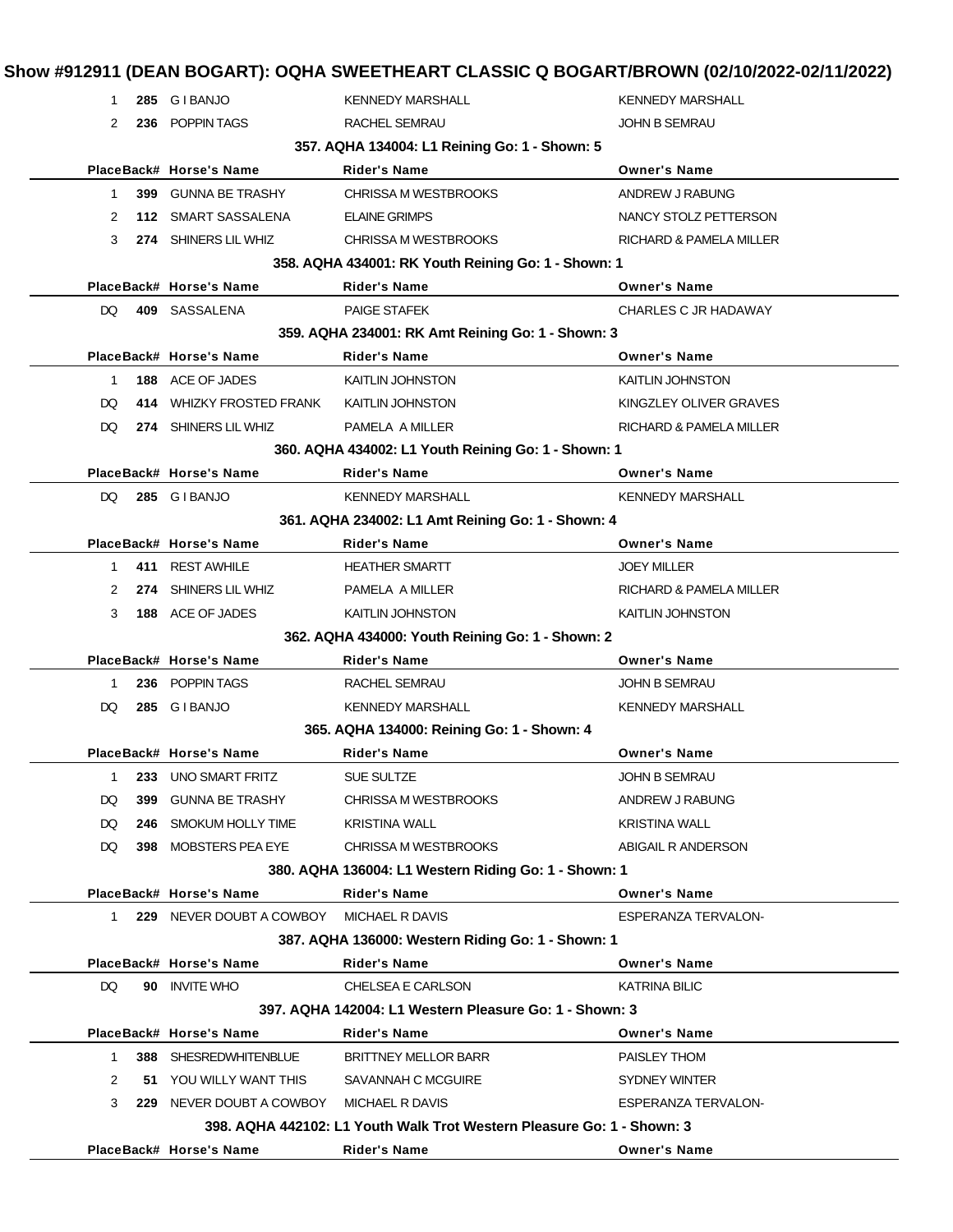# Show #912911 (DEAN BOGART): OQHA SWEETHEART CLASSIC Q BOGART/BROWN (02/10/2022-02/11/2022)

| Place | Back# | Horse's Name | Rider's Name | Owner's Name |
|---|---|---|---|---|
| 1 | 285 | G I BANJO | KENNEDY MARSHALL | KENNEDY MARSHALL |
| 2 | 236 | POPPIN TAGS | RACHEL SEMRAU | JOHN B SEMRAU |

### 357. AQHA 134004: L1 Reining Go: 1 - Shown: 5

| Place | Back# | Horse's Name | Rider's Name | Owner's Name |
|---|---|---|---|---|
| 1 | 399 | GUNNA BE TRASHY | CHRISSA M WESTBROOKS | ANDREW J RABUNG |
| 2 | 112 | SMART SASSALENA | ELAINE GRIMPS | NANCY STOLZ PETTERSON |
| 3 | 274 | SHINERS LIL WHIZ | CHRISSA M WESTBROOKS | RICHARD & PAMELA MILLER |

### 358. AQHA 434001: RK Youth Reining Go: 1 - Shown: 1

| Place | Back# | Horse's Name | Rider's Name | Owner's Name |
|---|---|---|---|---|
| DQ | 409 | SASSALENA | PAIGE STAFEK | CHARLES C JR HADAWAY |

### 359. AQHA 234001: RK Amt Reining Go: 1 - Shown: 3

| Place | Back# | Horse's Name | Rider's Name | Owner's Name |
|---|---|---|---|---|
| 1 | 188 | ACE OF JADES | KAITLIN JOHNSTON | KAITLIN JOHNSTON |
| DQ | 414 | WHIZKY FROSTED FRANK | KAITLIN JOHNSTON | KINGZLEY OLIVER GRAVES |
| DQ | 274 | SHINERS LIL WHIZ | PAMELA A MILLER | RICHARD & PAMELA MILLER |

### 360. AQHA 434002: L1 Youth Reining Go: 1 - Shown: 1

| Place | Back# | Horse's Name | Rider's Name | Owner's Name |
|---|---|---|---|---|
| DQ | 285 | G I BANJO | KENNEDY MARSHALL | KENNEDY MARSHALL |

### 361. AQHA 234002: L1 Amt Reining Go: 1 - Shown: 4

| Place | Back# | Horse's Name | Rider's Name | Owner's Name |
|---|---|---|---|---|
| 1 | 411 | REST AWHILE | HEATHER SMARTT | JOEY MILLER |
| 2 | 274 | SHINERS LIL WHIZ | PAMELA A MILLER | RICHARD & PAMELA MILLER |
| 3 | 188 | ACE OF JADES | KAITLIN JOHNSTON | KAITLIN JOHNSTON |

### 362. AQHA 434000: Youth Reining Go: 1 - Shown: 2

| Place | Back# | Horse's Name | Rider's Name | Owner's Name |
|---|---|---|---|---|
| 1 | 236 | POPPIN TAGS | RACHEL SEMRAU | JOHN B SEMRAU |
| DQ | 285 | G I BANJO | KENNEDY MARSHALL | KENNEDY MARSHALL |

### 365. AQHA 134000: Reining Go: 1 - Shown: 4

| Place | Back# | Horse's Name | Rider's Name | Owner's Name |
|---|---|---|---|---|
| 1 | 233 | UNO SMART FRITZ | SUE SULTZE | JOHN B SEMRAU |
| DQ | 399 | GUNNA BE TRASHY | CHRISSA M WESTBROOKS | ANDREW J RABUNG |
| DQ | 246 | SMOKUM HOLLY TIME | KRISTINA WALL | KRISTINA WALL |
| DQ | 398 | MOBSTERS PEA EYE | CHRISSA M WESTBROOKS | ABIGAIL R ANDERSON |

### 380. AQHA 136004: L1 Western Riding Go: 1 - Shown: 1

| Place | Back# | Horse's Name | Rider's Name | Owner's Name |
|---|---|---|---|---|
| 1 | 229 | NEVER DOUBT A COWBOY | MICHAEL R DAVIS | ESPERANZA TERVALON- |

### 387. AQHA 136000: Western Riding Go: 1 - Shown: 1

| Place | Back# | Horse's Name | Rider's Name | Owner's Name |
|---|---|---|---|---|
| DQ | 90 | INVITE WHO | CHELSEA E CARLSON | KATRINA BILIC |

### 397. AQHA 142004: L1 Western Pleasure Go: 1 - Shown: 3

| Place | Back# | Horse's Name | Rider's Name | Owner's Name |
|---|---|---|---|---|
| 1 | 388 | SHESREDWHITENBLUE | BRITTNEY MELLOR BARR | PAISLEY THOM |
| 2 | 51 | YOU WILLY WANT THIS | SAVANNAH C MCGUIRE | SYDNEY WINTER |
| 3 | 229 | NEVER DOUBT A COWBOY | MICHAEL R DAVIS | ESPERANZA TERVALON- |

### 398. AQHA 442102: L1 Youth Walk Trot Western Pleasure Go: 1 - Shown: 3

| Place | Back# | Horse's Name | Rider's Name | Owner's Name |
|---|---|---|---|---|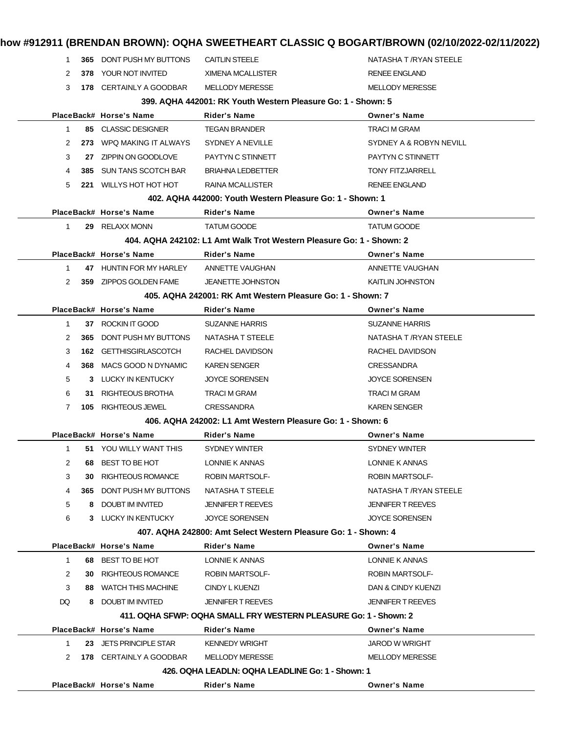| Place | Back# | Horse's Name | Rider's Name | Owner's Name |
|---|---|---|---|---|
| 1 | 365 | DONT PUSH MY BUTTONS | CAITLIN STEELE | NATASHA T /RYAN STEELE |
| 2 | 378 | YOUR NOT INVITED | XIMENA MCALLISTER | RENEE ENGLAND |
| 3 | 178 | CERTAINLY A GOODBAR | MELLODY MERESSE | MELLODY MERESSE |

### 399. AQHA 442001: RK Youth Western Pleasure Go: 1 - Shown: 5

| Place | Back# | Horse's Name | Rider's Name | Owner's Name |
|---|---|---|---|---|
| 1 | 85 | CLASSIC DESIGNER | TEGAN BRANDER | TRACI M GRAM |
| 2 | 273 | WPQ MAKING IT ALWAYS | SYDNEY A NEVILLE | SYDNEY A & ROBYN NEVILL |
| 3 | 27 | ZIPPIN ON GOODLOVE | PAYTYN C STINNETT | PAYTYN C STINNETT |
| 4 | 385 | SUN TANS SCOTCH BAR | BRIAHNA LEDBETTER | TONY FITZJARRELL |
| 5 | 221 | WILLYS HOT HOT HOT | RAINA MCALLISTER | RENEE ENGLAND |

### 402. AQHA 442000: Youth Western Pleasure Go: 1 - Shown: 1

| Place | Back# | Horse's Name | Rider's Name | Owner's Name |
|---|---|---|---|---|
| 1 | 29 | RELAXX MONN | TATUM GOODE | TATUM GOODE |

### 404. AQHA 242102: L1 Amt Walk Trot Western Pleasure Go: 1 - Shown: 2

| Place | Back# | Horse's Name | Rider's Name | Owner's Name |
|---|---|---|---|---|
| 1 | 47 | HUNTIN FOR MY HARLEY | ANNETTE VAUGHAN | ANNETTE VAUGHAN |
| 2 | 359 | ZIPPOS GOLDEN FAME | JEANETTE JOHNSTON | KAITLIN JOHNSTON |

### 405. AQHA 242001: RK Amt Western Pleasure Go: 1 - Shown: 7

| Place | Back# | Horse's Name | Rider's Name | Owner's Name |
|---|---|---|---|---|
| 1 | 37 | ROCKIN IT GOOD | SUZANNE HARRIS | SUZANNE HARRIS |
| 2 | 365 | DONT PUSH MY BUTTONS | NATASHA T STEELE | NATASHA T /RYAN STEELE |
| 3 | 162 | GETTHISGIRLASCOTCH | RACHEL DAVIDSON | RACHEL DAVIDSON |
| 4 | 368 | MACS GOOD N DYNAMIC | KAREN SENGER | CRESSANDRA |
| 5 | 3 | LUCKY IN KENTUCKY | JOYCE SORENSEN | JOYCE SORENSEN |
| 6 | 31 | RIGHTEOUS BROTHA | TRACI M GRAM | TRACI M GRAM |
| 7 | 105 | RIGHTEOUS JEWEL | CRESSANDRA | KAREN SENGER |

### 406. AQHA 242002: L1 Amt Western Pleasure Go: 1 - Shown: 6

| Place | Back# | Horse's Name | Rider's Name | Owner's Name |
|---|---|---|---|---|
| 1 | 51 | YOU WILLY WANT THIS | SYDNEY WINTER | SYDNEY WINTER |
| 2 | 68 | BEST TO BE HOT | LONNIE K ANNAS | LONNIE K ANNAS |
| 3 | 30 | RIGHTEOUS ROMANCE | ROBIN MARTSOLF- | ROBIN MARTSOLF- |
| 4 | 365 | DONT PUSH MY BUTTONS | NATASHA T STEELE | NATASHA T /RYAN STEELE |
| 5 | 8 | DOUBT IM INVITED | JENNIFER T REEVES | JENNIFER T REEVES |
| 6 | 3 | LUCKY IN KENTUCKY | JOYCE SORENSEN | JOYCE SORENSEN |

### 407. AQHA 242800: Amt Select Western Pleasure Go: 1 - Shown: 4

| Place | Back# | Horse's Name | Rider's Name | Owner's Name |
|---|---|---|---|---|
| 1 | 68 | BEST TO BE HOT | LONNIE K ANNAS | LONNIE K ANNAS |
| 2 | 30 | RIGHTEOUS ROMANCE | ROBIN MARTSOLF- | ROBIN MARTSOLF- |
| 3 | 88 | WATCH THIS MACHINE | CINDY L KUENZI | DAN & CINDY KUENZI |
| DQ | 8 | DOUBT IM INVITED | JENNIFER T REEVES | JENNIFER T REEVES |

### 411. OQHA SFWP: OQHA SMALL FRY WESTERN PLEASURE Go: 1 - Shown: 2

| Place | Back# | Horse's Name | Rider's Name | Owner's Name |
|---|---|---|---|---|
| 1 | 23 | JETS PRINCIPLE STAR | KENNEDY WRIGHT | JAROD W WRIGHT |
| 2 | 178 | CERTAINLY A GOODBAR | MELLODY MERESSE | MELLODY MERESSE |

### 426. OQHA LEADLN: OQHA LEADLINE Go: 1 - Shown: 1

| Place | Back# | Horse's Name | Rider's Name | Owner's Name |
|---|---|---|---|---|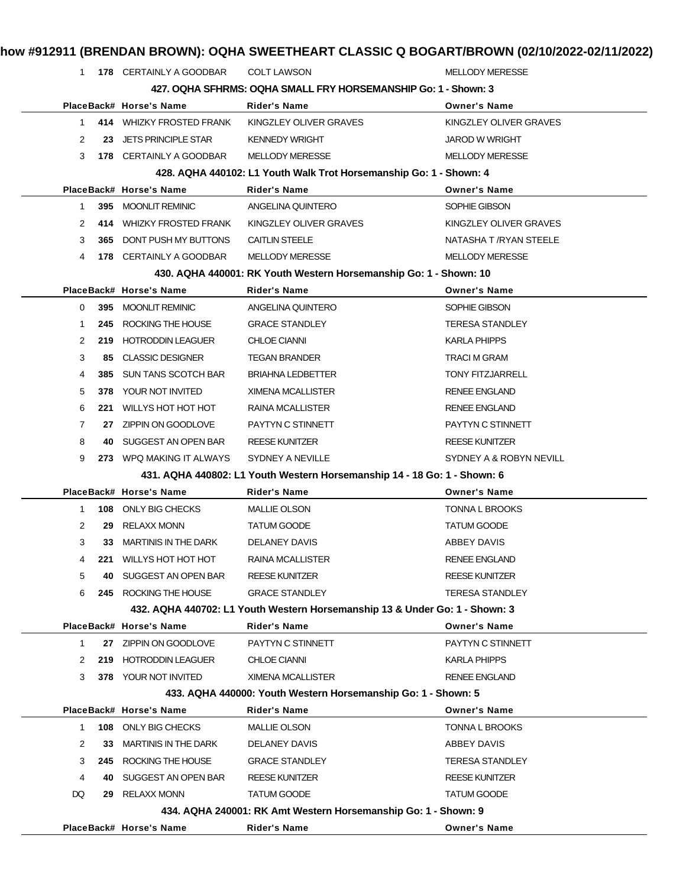| Place | Back# | Horse's Name | Rider's Name | Owner's Name |
|---|---|---|---|---|
| 1 | 178 | CERTAINLY A GOODBAR | COLT LAWSON | MELLODY MERESSE |

### 427. OQHA SFHRMS: OQHA SMALL FRY HORSEMANSHIP Go: 1 - Shown: 3

| Place | Back# | Horse's Name | Rider's Name | Owner's Name |
|---|---|---|---|---|
| 1 | 414 | WHIZKY FROSTED FRANK | KINGZLEY OLIVER GRAVES | KINGZLEY OLIVER GRAVES |
| 2 | 23 | JETS PRINCIPLE STAR | KENNEDY WRIGHT | JAROD W WRIGHT |
| 3 | 178 | CERTAINLY A GOODBAR | MELLODY MERESSE | MELLODY MERESSE |

### 428. AQHA 440102: L1 Youth Walk Trot Horsemanship Go: 1 - Shown: 4

| Place | Back# | Horse's Name | Rider's Name | Owner's Name |
|---|---|---|---|---|
| 1 | 395 | MOONLIT REMINIC | ANGELINA QUINTERO | SOPHIE GIBSON |
| 2 | 414 | WHIZKY FROSTED FRANK | KINGZLEY OLIVER GRAVES | KINGZLEY OLIVER GRAVES |
| 3 | 365 | DONT PUSH MY BUTTONS | CAITLIN STEELE | NATASHA T /RYAN STEELE |
| 4 | 178 | CERTAINLY A GOODBAR | MELLODY MERESSE | MELLODY MERESSE |

### 430. AQHA 440001: RK Youth Western Horsemanship Go: 1 - Shown: 10

| Place | Back# | Horse's Name | Rider's Name | Owner's Name |
|---|---|---|---|---|
| 0 | 395 | MOONLIT REMINIC | ANGELINA QUINTERO | SOPHIE GIBSON |
| 1 | 245 | ROCKING THE HOUSE | GRACE STANDLEY | TERESA STANDLEY |
| 2 | 219 | HOTRODDIN LEAGUER | CHLOE CIANNI | KARLA PHIPPS |
| 3 | 85 | CLASSIC DESIGNER | TEGAN BRANDER | TRACI M GRAM |
| 4 | 385 | SUN TANS SCOTCH BAR | BRIAHNA LEDBETTER | TONY FITZJARRELL |
| 5 | 378 | YOUR NOT INVITED | XIMENA MCALLISTER | RENEE ENGLAND |
| 6 | 221 | WILLYS HOT HOT HOT | RAINA MCALLISTER | RENEE ENGLAND |
| 7 | 27 | ZIPPIN ON GOODLOVE | PAYTYN C STINNETT | PAYTYN C STINNETT |
| 8 | 40 | SUGGEST AN OPEN BAR | REESE KUNITZER | REESE KUNITZER |
| 9 | 273 | WPQ MAKING IT ALWAYS | SYDNEY A NEVILLE | SYDNEY A & ROBYN NEVILL |

### 431. AQHA 440802: L1 Youth Western Horsemanship 14 - 18 Go: 1 - Shown: 6

| Place | Back# | Horse's Name | Rider's Name | Owner's Name |
|---|---|---|---|---|
| 1 | 108 | ONLY BIG CHECKS | MALLIE OLSON | TONNA L BROOKS |
| 2 | 29 | RELAXX MONN | TATUM GOODE | TATUM GOODE |
| 3 | 33 | MARTINIS IN THE DARK | DELANEY DAVIS | ABBEY DAVIS |
| 4 | 221 | WILLYS HOT HOT HOT | RAINA MCALLISTER | RENEE ENGLAND |
| 5 | 40 | SUGGEST AN OPEN BAR | REESE KUNITZER | REESE KUNITZER |
| 6 | 245 | ROCKING THE HOUSE | GRACE STANDLEY | TERESA STANDLEY |

### 432. AQHA 440702: L1 Youth Western Horsemanship 13 & Under Go: 1 - Shown: 3

| Place | Back# | Horse's Name | Rider's Name | Owner's Name |
|---|---|---|---|---|
| 1 | 27 | ZIPPIN ON GOODLOVE | PAYTYN C STINNETT | PAYTYN C STINNETT |
| 2 | 219 | HOTRODDIN LEAGUER | CHLOE CIANNI | KARLA PHIPPS |
| 3 | 378 | YOUR NOT INVITED | XIMENA MCALLISTER | RENEE ENGLAND |

### 433. AQHA 440000: Youth Western Horsemanship Go: 1 - Shown: 5

| Place | Back# | Horse's Name | Rider's Name | Owner's Name |
|---|---|---|---|---|
| 1 | 108 | ONLY BIG CHECKS | MALLIE OLSON | TONNA L BROOKS |
| 2 | 33 | MARTINIS IN THE DARK | DELANEY DAVIS | ABBEY DAVIS |
| 3 | 245 | ROCKING THE HOUSE | GRACE STANDLEY | TERESA STANDLEY |
| 4 | 40 | SUGGEST AN OPEN BAR | REESE KUNITZER | REESE KUNITZER |
| DQ | 29 | RELAXX MONN | TATUM GOODE | TATUM GOODE |

### 434. AQHA 240001: RK Amt Western Horsemanship Go: 1 - Shown: 9

| Place | Back# | Horse's Name | Rider's Name | Owner's Name |
|---|---|---|---|---|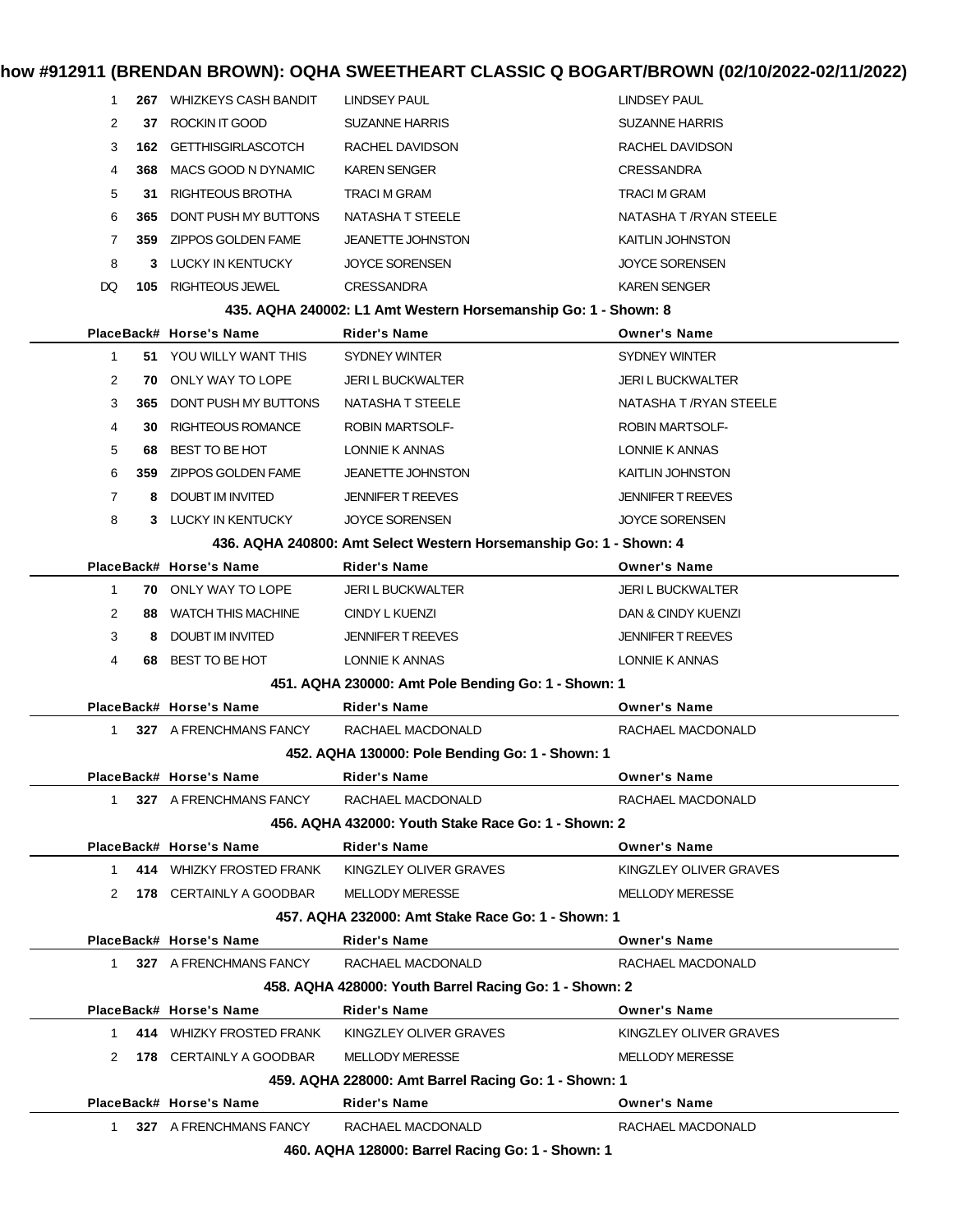| Place | Back# | Horse's Name | Rider's Name | Owner's Name |
|---|---|---|---|---|
| 1 | 267 | WHIZKEYS CASH BANDIT | LINDSEY PAUL | LINDSEY PAUL |
| 2 | 37 | ROCKIN IT GOOD | SUZANNE HARRIS | SUZANNE HARRIS |
| 3 | 162 | GETTHISGIRLASCOTCH | RACHEL DAVIDSON | RACHEL DAVIDSON |
| 4 | 368 | MACS GOOD N DYNAMIC | KAREN SENGER | CRESSANDRA |
| 5 | 31 | RIGHTEOUS BROTHA | TRACI M GRAM | TRACI M GRAM |
| 6 | 365 | DONT PUSH MY BUTTONS | NATASHA T STEELE | NATASHA T /RYAN STEELE |
| 7 | 359 | ZIPPOS GOLDEN FAME | JEANETTE JOHNSTON | KAITLIN JOHNSTON |
| 8 | 3 | LUCKY IN KENTUCKY | JOYCE SORENSEN | JOYCE SORENSEN |
| DQ | 105 | RIGHTEOUS JEWEL | CRESSANDRA | KAREN SENGER |

**435. AQHA 240002: L1 Amt Western Horsemanship Go: 1 - Shown: 8**

| Place | Back# | Horse's Name | Rider's Name | Owner's Name |
|---|---|---|---|---|
| 1 | 51 | YOU WILLY WANT THIS | SYDNEY WINTER | SYDNEY WINTER |
| 2 | 70 | ONLY WAY TO LOPE | JERI L BUCKWALTER | JERI L BUCKWALTER |
| 3 | 365 | DONT PUSH MY BUTTONS | NATASHA T STEELE | NATASHA T /RYAN STEELE |
| 4 | 30 | RIGHTEOUS ROMANCE | ROBIN MARTSOLF- | ROBIN MARTSOLF- |
| 5 | 68 | BEST TO BE HOT | LONNIE K ANNAS | LONNIE K ANNAS |
| 6 | 359 | ZIPPOS GOLDEN FAME | JEANETTE JOHNSTON | KAITLIN JOHNSTON |
| 7 | 8 | DOUBT IM INVITED | JENNIFER T REEVES | JENNIFER T REEVES |
| 8 | 3 | LUCKY IN KENTUCKY | JOYCE SORENSEN | JOYCE SORENSEN |

**436. AQHA 240800: Amt Select Western Horsemanship Go: 1 - Shown: 4**

| Place | Back# | Horse's Name | Rider's Name | Owner's Name |
|---|---|---|---|---|
| 1 | 70 | ONLY WAY TO LOPE | JERI L BUCKWALTER | JERI L BUCKWALTER |
| 2 | 88 | WATCH THIS MACHINE | CINDY L KUENZI | DAN & CINDY KUENZI |
| 3 | 8 | DOUBT IM INVITED | JENNIFER T REEVES | JENNIFER T REEVES |
| 4 | 68 | BEST TO BE HOT | LONNIE K ANNAS | LONNIE K ANNAS |

**451. AQHA 230000: Amt Pole Bending Go: 1 - Shown: 1**

| Place | Back# | Horse's Name | Rider's Name | Owner's Name |
|---|---|---|---|---|
| 1 | 327 | A FRENCHMANS FANCY | RACHAEL MACDONALD | RACHAEL MACDONALD |

**452. AQHA 130000: Pole Bending Go: 1 - Shown: 1**

| Place | Back# | Horse's Name | Rider's Name | Owner's Name |
|---|---|---|---|---|
| 1 | 327 | A FRENCHMANS FANCY | RACHAEL MACDONALD | RACHAEL MACDONALD |

**456. AQHA 432000: Youth Stake Race Go: 1 - Shown: 2**

| Place | Back# | Horse's Name | Rider's Name | Owner's Name |
|---|---|---|---|---|
| 1 | 414 | WHIZKY FROSTED FRANK | KINGZLEY OLIVER GRAVES | KINGZLEY OLIVER GRAVES |
| 2 | 178 | CERTAINLY A GOODBAR | MELLODY MERESSE | MELLODY MERESSE |

**457. AQHA 232000: Amt Stake Race Go: 1 - Shown: 1**

| Place | Back# | Horse's Name | Rider's Name | Owner's Name |
|---|---|---|---|---|
| 1 | 327 | A FRENCHMANS FANCY | RACHAEL MACDONALD | RACHAEL MACDONALD |

**458. AQHA 428000: Youth Barrel Racing Go: 1 - Shown: 2**

| Place | Back# | Horse's Name | Rider's Name | Owner's Name |
|---|---|---|---|---|
| 1 | 414 | WHIZKY FROSTED FRANK | KINGZLEY OLIVER GRAVES | KINGZLEY OLIVER GRAVES |
| 2 | 178 | CERTAINLY A GOODBAR | MELLODY MERESSE | MELLODY MERESSE |

**459. AQHA 228000: Amt Barrel Racing Go: 1 - Shown: 1**

| Place | Back# | Horse's Name | Rider's Name | Owner's Name |
|---|---|---|---|---|
| 1 | 327 | A FRENCHMANS FANCY | RACHAEL MACDONALD | RACHAEL MACDONALD |

**460. AQHA 128000: Barrel Racing Go: 1 - Shown: 1**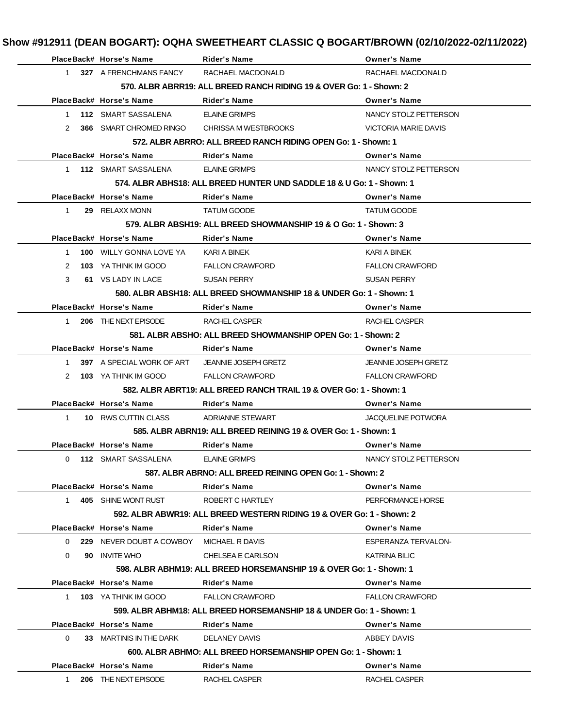# Show #912911 (DEAN BOGART): OQHA SWEETHEART CLASSIC Q BOGART/BROWN (02/10/2022-02/11/2022)

| Place | Back# | Horse's Name | Rider's Name | Owner's Name |
|---|---|---|---|---|
| 1 | **327** | A FRENCHMANS FANCY | RACHAEL MACDONALD | RACHAEL MACDONALD |

**570. ALBR ABRR19: ALL BREED RANCH RIDING 19 & OVER Go: 1 - Shown: 2**

| Place | Back# | Horse's Name | Rider's Name | Owner's Name |
|---|---|---|---|---|
| 1 | **112** | SMART SASSALENA | ELAINE GRIMPS | NANCY STOLZ PETTERSON |
| 2 | **366** | SMART CHROMED RINGO | CHRISSA M WESTBROOKS | VICTORIA MARIE DAVIS |

**572. ALBR ABRRO: ALL BREED RANCH RIDING OPEN Go: 1 - Shown: 1**

| Place | Back# | Horse's Name | Rider's Name | Owner's Name |
|---|---|---|---|---|
| 1 | **112** | SMART SASSALENA | ELAINE GRIMPS | NANCY STOLZ PETTERSON |

**574. ALBR ABHS18: ALL BREED HUNTER UND SADDLE 18 & U Go: 1 - Shown: 1**

| Place | Back# | Horse's Name | Rider's Name | Owner's Name |
|---|---|---|---|---|
| 1 | **29** | RELAXX MONN | TATUM GOODE | TATUM GOODE |

**579. ALBR ABSH19: ALL BREED SHOWMANSHIP 19 & O Go: 1 - Shown: 3**

| Place | Back# | Horse's Name | Rider's Name | Owner's Name |
|---|---|---|---|---|
| 1 | **100** | WILLY GONNA LOVE YA | KARI A BINEK | KARI A BINEK |
| 2 | **103** | YA THINK IM GOOD | FALLON CRAWFORD | FALLON CRAWFORD |
| 3 | **61** | VS LADY IN LACE | SUSAN PERRY | SUSAN PERRY |

**580. ALBR ABSH18: ALL BREED SHOWMANSHIP 18 & UNDER Go: 1 - Shown: 1**

| Place | Back# | Horse's Name | Rider's Name | Owner's Name |
|---|---|---|---|---|
| 1 | **206** | THE NEXT EPISODE | RACHEL CASPER | RACHEL CASPER |

**581. ALBR ABSHO: ALL BREED SHOWMANSHIP OPEN Go: 1 - Shown: 2**

| Place | Back# | Horse's Name | Rider's Name | Owner's Name |
|---|---|---|---|---|
| 1 | **397** | A SPECIAL WORK OF ART | JEANNIE JOSEPH GRETZ | JEANNIE JOSEPH GRETZ |
| 2 | **103** | YA THINK IM GOOD | FALLON CRAWFORD | FALLON CRAWFORD |

**582. ALBR ABRT19: ALL BREED RANCH TRAIL 19 & OVER Go: 1 - Shown: 1**

| Place | Back# | Horse's Name | Rider's Name | Owner's Name |
|---|---|---|---|---|
| 1 | **10** | RWS CUTTIN CLASS | ADRIANNE STEWART | JACQUELINE POTWORA |

**585. ALBR ABRN19: ALL BREED REINING 19 & OVER Go: 1 - Shown: 1**

| Place | Back# | Horse's Name | Rider's Name | Owner's Name |
|---|---|---|---|---|
| 0 | **112** | SMART SASSALENA | ELAINE GRIMPS | NANCY STOLZ PETTERSON |

**587. ALBR ABRNO: ALL BREED REINING OPEN Go: 1 - Shown: 2**

| Place | Back# | Horse's Name | Rider's Name | Owner's Name |
|---|---|---|---|---|
| 1 | **405** | SHINE WONT RUST | ROBERT C HARTLEY | PERFORMANCE HORSE |

**592. ALBR ABWR19: ALL BREED WESTERN RIDING 19 & OVER Go: 1 - Shown: 2**

| Place | Back# | Horse's Name | Rider's Name | Owner's Name |
|---|---|---|---|---|
| 0 | **229** | NEVER DOUBT A COWBOY | MICHAEL R DAVIS | ESPERANZA TERVALON- |
| 0 | **90** | INVITE WHO | CHELSEA E CARLSON | KATRINA BILIC |

**598. ALBR ABHM19: ALL BREED HORSEMANSHIP 19 & OVER Go: 1 - Shown: 1**

| Place | Back# | Horse's Name | Rider's Name | Owner's Name |
|---|---|---|---|---|
| 1 | **103** | YA THINK IM GOOD | FALLON CRAWFORD | FALLON CRAWFORD |

**599. ALBR ABHM18: ALL BREED HORSEMANSHIP 18 & UNDER Go: 1 - Shown: 1**

| Place | Back# | Horse's Name | Rider's Name | Owner's Name |
|---|---|---|---|---|
| 0 | **33** | MARTINIS IN THE DARK | DELANEY DAVIS | ABBEY DAVIS |

**600. ALBR ABHMO: ALL BREED HORSEMANSHIP OPEN Go: 1 - Shown: 1**

| Place | Back# | Horse's Name | Rider's Name | Owner's Name |
|---|---|---|---|---|
| 1 | **206** | THE NEXT EPISODE | RACHEL CASPER | RACHEL CASPER |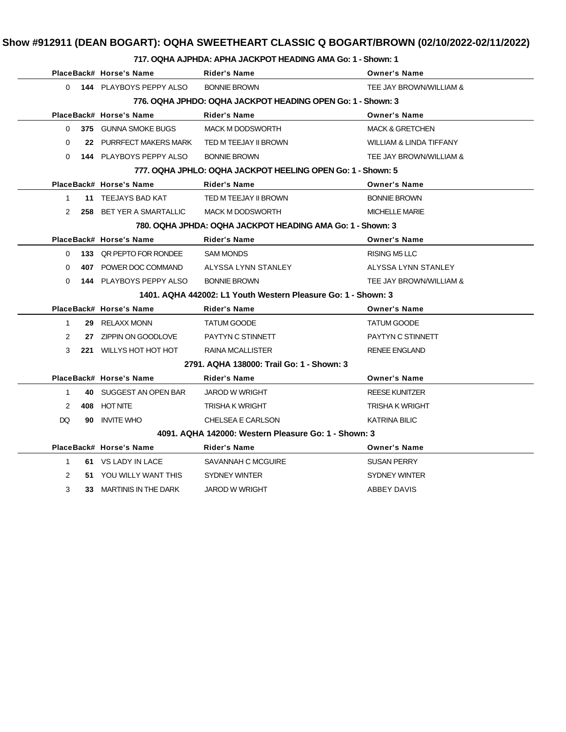# Show #912911 (DEAN BOGART): OQHA SWEETHEART CLASSIC Q BOGART/BROWN (02/10/2022-02/11/2022)

### 717. OQHA AJPHDA: APHA JACKPOT HEADING AMA Go: 1 - Shown: 1

| Place | Back# | Horse's Name | Rider's Name | Owner's Name |
|---|---|---|---|---|
| 0 | **144** | PLAYBOYS PEPPY ALSO | BONNIE BROWN | TEE JAY BROWN/WILLIAM & |

### 776. OQHA JPHDO: OQHA JACKPOT HEADING OPEN Go: 1 - Shown: 3

| Place | Back# | Horse's Name | Rider's Name | Owner's Name |
|---|---|---|---|---|
| 0 | **375** | GUNNA SMOKE BUGS | MACK M DODSWORTH | MACK & GRETCHEN |
| 0 | **22** | PURRFECT MAKERS MARK | TED M TEEJAY II BROWN | WILLIAM & LINDA TIFFANY |
| 0 | **144** | PLAYBOYS PEPPY ALSO | BONNIE BROWN | TEE JAY BROWN/WILLIAM & |

### 777. OQHA JPHLO: OQHA JACKPOT HEELING OPEN Go: 1 - Shown: 5

| Place | Back# | Horse's Name | Rider's Name | Owner's Name |
|---|---|---|---|---|
| 1 | **11** | TEEJAYS BAD KAT | TED M TEEJAY II BROWN | BONNIE BROWN |
| 2 | **258** | BET YER A SMARTALLIC | MACK M DODSWORTH | MICHELLE MARIE |

### 780. OQHA JPHDA: OQHA JACKPOT HEADING AMA Go: 1 - Shown: 3

| Place | Back# | Horse's Name | Rider's Name | Owner's Name |
|---|---|---|---|---|
| 0 | **133** | QR PEPTO FOR RONDEE | SAM MONDS | RISING M5 LLC |
| 0 | **407** | POWER DOC COMMAND | ALYSSA LYNN STANLEY | ALYSSA LYNN STANLEY |
| 0 | **144** | PLAYBOYS PEPPY ALSO | BONNIE BROWN | TEE JAY BROWN/WILLIAM & |

### 1401. AQHA 442002: L1 Youth Western Pleasure Go: 1 - Shown: 3

| Place | Back# | Horse's Name | Rider's Name | Owner's Name |
|---|---|---|---|---|
| 1 | **29** | RELAXX MONN | TATUM GOODE | TATUM GOODE |
| 2 | **27** | ZIPPIN ON GOODLOVE | PAYTYN C STINNETT | PAYTYN C STINNETT |
| 3 | **221** | WILLYS HOT HOT HOT | RAINA MCALLISTER | RENEE ENGLAND |

### 2791. AQHA 138000: Trail Go: 1 - Shown: 3

| Place | Back# | Horse's Name | Rider's Name | Owner's Name |
|---|---|---|---|---|
| 1 | **40** | SUGGEST AN OPEN BAR | JAROD W WRIGHT | REESE KUNITZER |
| 2 | **408** | HOT NITE | TRISHA K WRIGHT | TRISHA K WRIGHT |
| DQ | **90** | INVITE WHO | CHELSEA E CARLSON | KATRINA BILIC |

### 4091. AQHA 142000: Western Pleasure Go: 1 - Shown: 3

| Place | Back# | Horse's Name | Rider's Name | Owner's Name |
|---|---|---|---|---|
| 1 | **61** | VS LADY IN LACE | SAVANNAH C MCGUIRE | SUSAN PERRY |
| 2 | **51** | YOU WILLY WANT THIS | SYDNEY WINTER | SYDNEY WINTER |
| 3 | **33** | MARTINIS IN THE DARK | JAROD W WRIGHT | ABBEY DAVIS |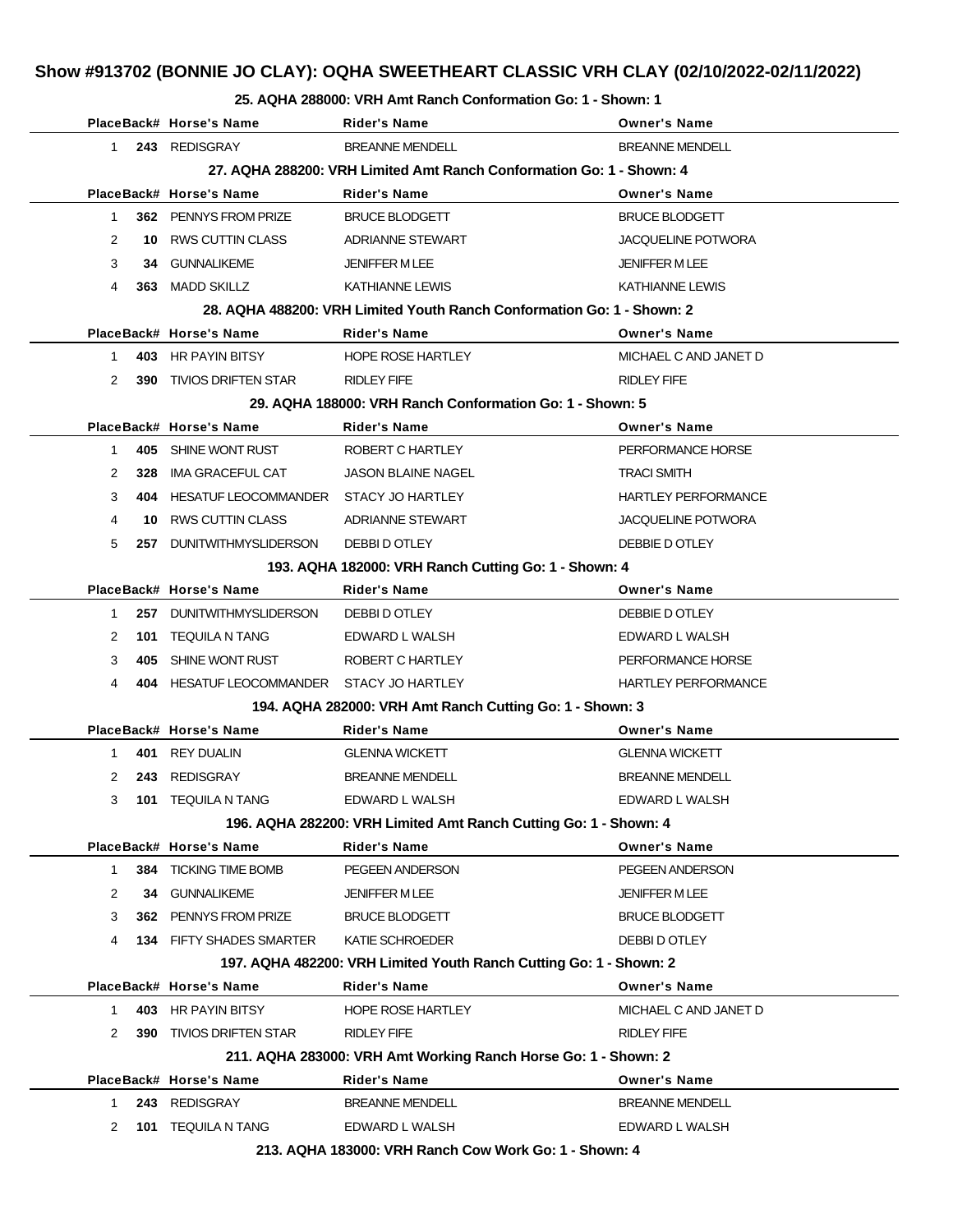## Show #913702 (BONNIE JO CLAY): OQHA SWEETHEART CLASSIC VRH CLAY (02/10/2022-02/11/2022)

### 25. AQHA 288000: VRH Amt Ranch Conformation Go: 1 - Shown: 1

| Place | Back# | Horse's Name | Rider's Name | Owner's Name |
|---|---|---|---|---|
| 1 | 243 | REDISGRAY | BREANNE MENDELL | BREANNE MENDELL |

### 27. AQHA 288200: VRH Limited Amt Ranch Conformation Go: 1 - Shown: 4

| Place | Back# | Horse's Name | Rider's Name | Owner's Name |
|---|---|---|---|---|
| 1 | 362 | PENNYS FROM PRIZE | BRUCE BLODGETT | BRUCE BLODGETT |
| 2 | 10 | RWS CUTTIN CLASS | ADRIANNE STEWART | JACQUELINE POTWORA |
| 3 | 34 | GUNNALIKEME | JENIFFER M LEE | JENIFFER M LEE |
| 4 | 363 | MADD SKILLZ | KATHIANNE LEWIS | KATHIANNE LEWIS |

### 28. AQHA 488200: VRH Limited Youth Ranch Conformation Go: 1 - Shown: 2

| Place | Back# | Horse's Name | Rider's Name | Owner's Name |
|---|---|---|---|---|
| 1 | 403 | HR PAYIN BITSY | HOPE ROSE HARTLEY | MICHAEL C AND JANET D |
| 2 | 390 | TIVIOS DRIFTEN STAR | RIDLEY FIFE | RIDLEY FIFE |

### 29. AQHA 188000: VRH Ranch Conformation Go: 1 - Shown: 5

| Place | Back# | Horse's Name | Rider's Name | Owner's Name |
|---|---|---|---|---|
| 1 | 405 | SHINE WONT RUST | ROBERT C HARTLEY | PERFORMANCE HORSE |
| 2 | 328 | IMA GRACEFUL CAT | JASON BLAINE NAGEL | TRACI SMITH |
| 3 | 404 | HESATUF LEOCOMMANDER | STACY JO HARTLEY | HARTLEY PERFORMANCE |
| 4 | 10 | RWS CUTTIN CLASS | ADRIANNE STEWART | JACQUELINE POTWORA |
| 5 | 257 | DUNITWITHMYSLIDERSON | DEBBI D OTLEY | DEBBIE D OTLEY |

### 193. AQHA 182000: VRH Ranch Cutting Go: 1 - Shown: 4

| Place | Back# | Horse's Name | Rider's Name | Owner's Name |
|---|---|---|---|---|
| 1 | 257 | DUNITWITHMYSLIDERSON | DEBBI D OTLEY | DEBBIE D OTLEY |
| 2 | 101 | TEQUILA N TANG | EDWARD L WALSH | EDWARD L WALSH |
| 3 | 405 | SHINE WONT RUST | ROBERT C HARTLEY | PERFORMANCE HORSE |
| 4 | 404 | HESATUF LEOCOMMANDER | STACY JO HARTLEY | HARTLEY PERFORMANCE |

### 194. AQHA 282000: VRH Amt Ranch Cutting Go: 1 - Shown: 3

| Place | Back# | Horse's Name | Rider's Name | Owner's Name |
|---|---|---|---|---|
| 1 | 401 | REY DUALIN | GLENNA WICKETT | GLENNA WICKETT |
| 2 | 243 | REDISGRAY | BREANNE MENDELL | BREANNE MENDELL |
| 3 | 101 | TEQUILA N TANG | EDWARD L WALSH | EDWARD L WALSH |

### 196. AQHA 282200: VRH Limited Amt Ranch Cutting Go: 1 - Shown: 4

| Place | Back# | Horse's Name | Rider's Name | Owner's Name |
|---|---|---|---|---|
| 1 | 384 | TICKING TIME BOMB | PEGEEN ANDERSON | PEGEEN ANDERSON |
| 2 | 34 | GUNNALIKEME | JENIFFER M LEE | JENIFFER M LEE |
| 3 | 362 | PENNYS FROM PRIZE | BRUCE BLODGETT | BRUCE BLODGETT |
| 4 | 134 | FIFTY SHADES SMARTER | KATIE SCHROEDER | DEBBI D OTLEY |

### 197. AQHA 482200: VRH Limited Youth Ranch Cutting Go: 1 - Shown: 2

| Place | Back# | Horse's Name | Rider's Name | Owner's Name |
|---|---|---|---|---|
| 1 | 403 | HR PAYIN BITSY | HOPE ROSE HARTLEY | MICHAEL C AND JANET D |
| 2 | 390 | TIVIOS DRIFTEN STAR | RIDLEY FIFE | RIDLEY FIFE |

### 211. AQHA 283000: VRH Amt Working Ranch Horse Go: 1 - Shown: 2

| Place | Back# | Horse's Name | Rider's Name | Owner's Name |
|---|---|---|---|---|
| 1 | 243 | REDISGRAY | BREANNE MENDELL | BREANNE MENDELL |
| 2 | 101 | TEQUILA N TANG | EDWARD L WALSH | EDWARD L WALSH |

### 213. AQHA 183000: VRH Ranch Cow Work Go: 1 - Shown: 4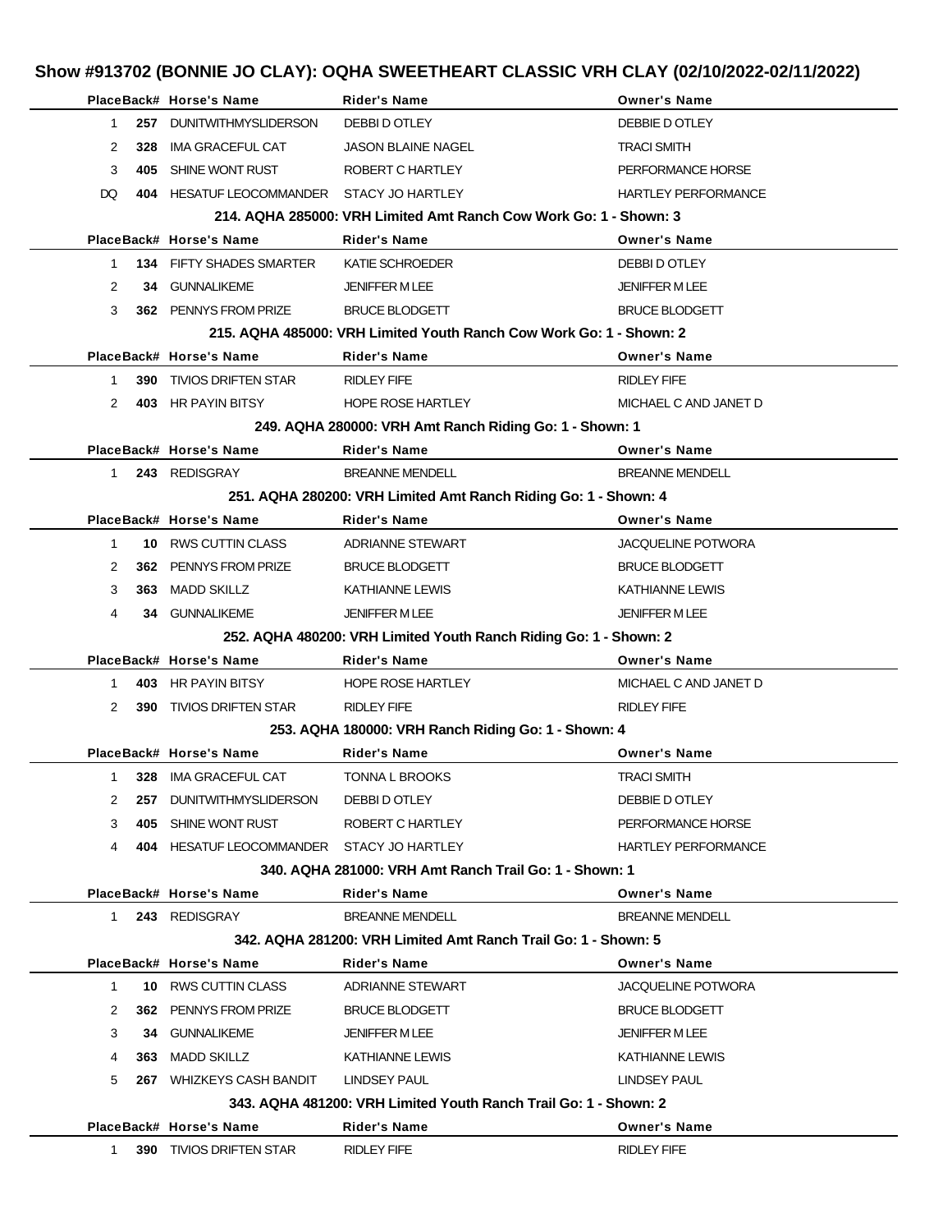# Show #913702 (BONNIE JO CLAY): OQHA SWEETHEART CLASSIC VRH CLAY (02/10/2022-02/11/2022)

| Place | Back# | Horse's Name | Rider's Name | Owner's Name |
|---|---|---|---|---|
| 1 | 257 | DUNITWITHMYSLIDERSON | DEBBI D OTLEY | DEBBIE D OTLEY |
| 2 | 328 | IMA GRACEFUL CAT | JASON BLAINE NAGEL | TRACI SMITH |
| 3 | 405 | SHINE WONT RUST | ROBERT C HARTLEY | PERFORMANCE HORSE |
| DQ | 404 | HESATUF LEOCOMMANDER | STACY JO HARTLEY | HARTLEY PERFORMANCE |

### 214. AQHA 285000: VRH Limited Amt Ranch Cow Work Go: 1 - Shown: 3

| Place | Back# | Horse's Name | Rider's Name | Owner's Name |
|---|---|---|---|---|
| 1 | 134 | FIFTY SHADES SMARTER | KATIE SCHROEDER | DEBBI D OTLEY |
| 2 | 34 | GUNNALIKEME | JENIFFER M LEE | JENIFFER M LEE |
| 3 | 362 | PENNYS FROM PRIZE | BRUCE BLODGETT | BRUCE BLODGETT |

### 215. AQHA 485000: VRH Limited Youth Ranch Cow Work Go: 1 - Shown: 2

| Place | Back# | Horse's Name | Rider's Name | Owner's Name |
|---|---|---|---|---|
| 1 | 390 | TIVIOS DRIFTEN STAR | RIDLEY FIFE | RIDLEY FIFE |
| 2 | 403 | HR PAYIN BITSY | HOPE ROSE HARTLEY | MICHAEL C AND JANET D |

### 249. AQHA 280000: VRH Amt Ranch Riding Go: 1 - Shown: 1

| Place | Back# | Horse's Name | Rider's Name | Owner's Name |
|---|---|---|---|---|
| 1 | 243 | REDISGRAY | BREANNE MENDELL | BREANNE MENDELL |

### 251. AQHA 280200: VRH Limited Amt Ranch Riding Go: 1 - Shown: 4

| Place | Back# | Horse's Name | Rider's Name | Owner's Name |
|---|---|---|---|---|
| 1 | 10 | RWS CUTTIN CLASS | ADRIANNE STEWART | JACQUELINE POTWORA |
| 2 | 362 | PENNYS FROM PRIZE | BRUCE BLODGETT | BRUCE BLODGETT |
| 3 | 363 | MADD SKILLZ | KATHIANNE LEWIS | KATHIANNE LEWIS |
| 4 | 34 | GUNNALIKEME | JENIFFER M LEE | JENIFFER M LEE |

### 252. AQHA 480200: VRH Limited Youth Ranch Riding Go: 1 - Shown: 2

| Place | Back# | Horse's Name | Rider's Name | Owner's Name |
|---|---|---|---|---|
| 1 | 403 | HR PAYIN BITSY | HOPE ROSE HARTLEY | MICHAEL C AND JANET D |
| 2 | 390 | TIVIOS DRIFTEN STAR | RIDLEY FIFE | RIDLEY FIFE |

### 253. AQHA 180000: VRH Ranch Riding Go: 1 - Shown: 4

| Place | Back# | Horse's Name | Rider's Name | Owner's Name |
|---|---|---|---|---|
| 1 | 328 | IMA GRACEFUL CAT | TONNA L BROOKS | TRACI SMITH |
| 2 | 257 | DUNITWITHMYSLIDERSON | DEBBI D OTLEY | DEBBIE D OTLEY |
| 3 | 405 | SHINE WONT RUST | ROBERT C HARTLEY | PERFORMANCE HORSE |
| 4 | 404 | HESATUF LEOCOMMANDER | STACY JO HARTLEY | HARTLEY PERFORMANCE |

### 340. AQHA 281000: VRH Amt Ranch Trail Go: 1 - Shown: 1

| Place | Back# | Horse's Name | Rider's Name | Owner's Name |
|---|---|---|---|---|
| 1 | 243 | REDISGRAY | BREANNE MENDELL | BREANNE MENDELL |

### 342. AQHA 281200: VRH Limited Amt Ranch Trail Go: 1 - Shown: 5

| Place | Back# | Horse's Name | Rider's Name | Owner's Name |
|---|---|---|---|---|
| 1 | 10 | RWS CUTTIN CLASS | ADRIANNE STEWART | JACQUELINE POTWORA |
| 2 | 362 | PENNYS FROM PRIZE | BRUCE BLODGETT | BRUCE BLODGETT |
| 3 | 34 | GUNNALIKEME | JENIFFER M LEE | JENIFFER M LEE |
| 4 | 363 | MADD SKILLZ | KATHIANNE LEWIS | KATHIANNE LEWIS |
| 5 | 267 | WHIZKEYS CASH BANDIT | LINDSEY PAUL | LINDSEY PAUL |

### 343. AQHA 481200: VRH Limited Youth Ranch Trail Go: 1 - Shown: 2

| Place | Back# | Horse's Name | Rider's Name | Owner's Name |
|---|---|---|---|---|
| 1 | 390 | TIVIOS DRIFTEN STAR | RIDLEY FIFE | RIDLEY FIFE |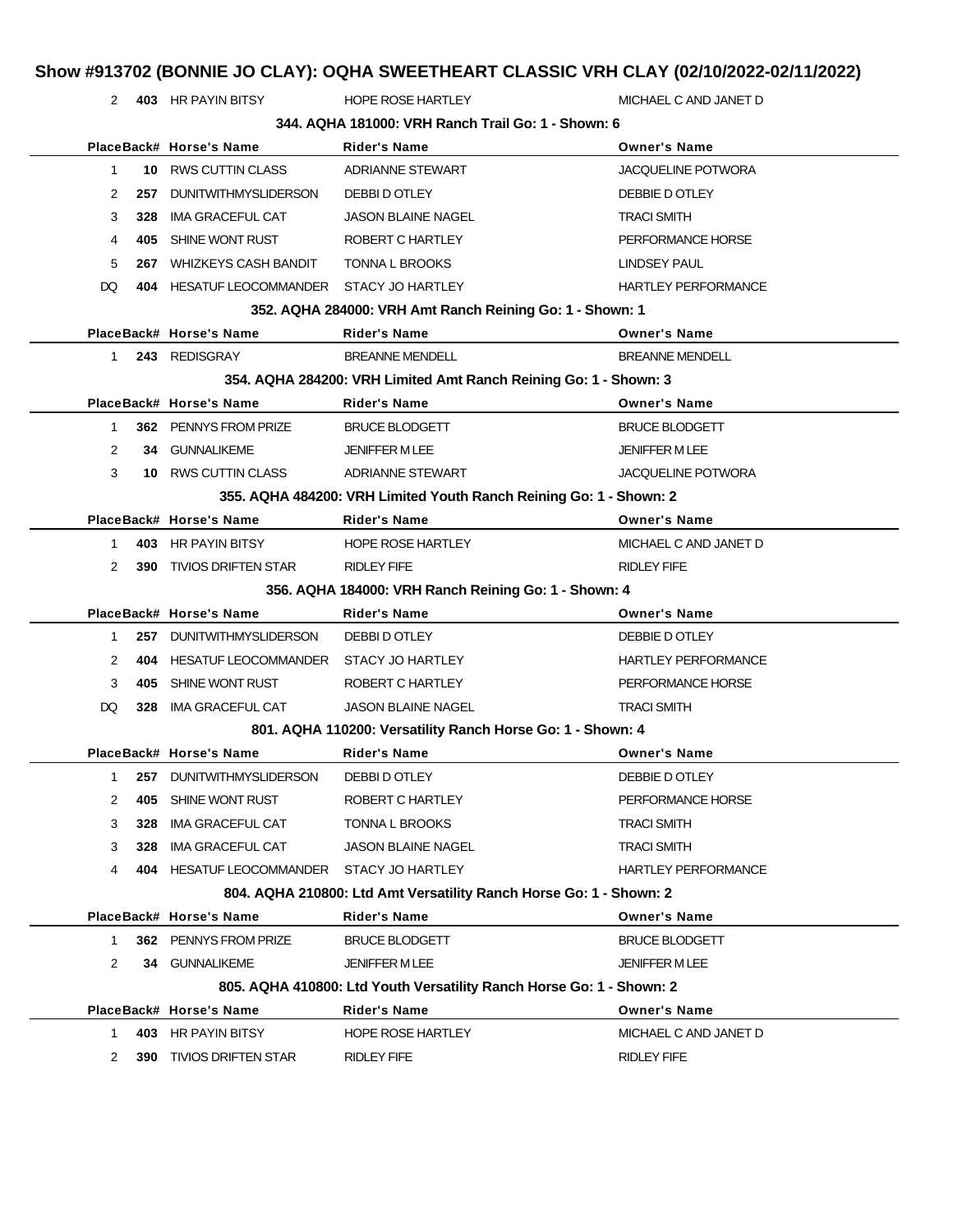# Show #913702 (BONNIE JO CLAY): OQHA SWEETHEART CLASSIC VRH CLAY (02/10/2022-02/11/2022)

| Place | Back# | Horse's Name | Rider's Name | Owner's Name |
|---|---|---|---|---|
| 2 | 403 | HR PAYIN BITSY | HOPE ROSE HARTLEY | MICHAEL C AND JANET D |

### 344. AQHA 181000: VRH Ranch Trail Go: 1 - Shown: 6

| Place | Back# | Horse's Name | Rider's Name | Owner's Name |
|---|---|---|---|---|
| 1 | 10 | RWS CUTTIN CLASS | ADRIANNE STEWART | JACQUELINE POTWORA |
| 2 | 257 | DUNITWITHMYSLIDERSON | DEBBI D OTLEY | DEBBIE D OTLEY |
| 3 | 328 | IMA GRACEFUL CAT | JASON BLAINE NAGEL | TRACI SMITH |
| 4 | 405 | SHINE WONT RUST | ROBERT C HARTLEY | PERFORMANCE HORSE |
| 5 | 267 | WHIZKEYS CASH BANDIT | TONNA L BROOKS | LINDSEY PAUL |
| DQ | 404 | HESATUF LEOCOMMANDER | STACY JO HARTLEY | HARTLEY PERFORMANCE |

### 352. AQHA 284000: VRH Amt Ranch Reining Go: 1 - Shown: 1

| Place | Back# | Horse's Name | Rider's Name | Owner's Name |
|---|---|---|---|---|
| 1 | 243 | REDISGRAY | BREANNE MENDELL | BREANNE MENDELL |

### 354. AQHA 284200: VRH Limited Amt Ranch Reining Go: 1 - Shown: 3

| Place | Back# | Horse's Name | Rider's Name | Owner's Name |
|---|---|---|---|---|
| 1 | 362 | PENNYS FROM PRIZE | BRUCE BLODGETT | BRUCE BLODGETT |
| 2 | 34 | GUNNALIKEME | JENIFFER M LEE | JENIFFER M LEE |
| 3 | 10 | RWS CUTTIN CLASS | ADRIANNE STEWART | JACQUELINE POTWORA |

### 355. AQHA 484200: VRH Limited Youth Ranch Reining Go: 1 - Shown: 2

| Place | Back# | Horse's Name | Rider's Name | Owner's Name |
|---|---|---|---|---|
| 1 | 403 | HR PAYIN BITSY | HOPE ROSE HARTLEY | MICHAEL C AND JANET D |
| 2 | 390 | TIVIOS DRIFTEN STAR | RIDLEY FIFE | RIDLEY FIFE |

### 356. AQHA 184000: VRH Ranch Reining Go: 1 - Shown: 4

| Place | Back# | Horse's Name | Rider's Name | Owner's Name |
|---|---|---|---|---|
| 1 | 257 | DUNITWITHMYSLIDERSON | DEBBI D OTLEY | DEBBIE D OTLEY |
| 2 | 404 | HESATUF LEOCOMMANDER | STACY JO HARTLEY | HARTLEY PERFORMANCE |
| 3 | 405 | SHINE WONT RUST | ROBERT C HARTLEY | PERFORMANCE HORSE |
| DQ | 328 | IMA GRACEFUL CAT | JASON BLAINE NAGEL | TRACI SMITH |

### 801. AQHA 110200: Versatility Ranch Horse Go: 1 - Shown: 4

| Place | Back# | Horse's Name | Rider's Name | Owner's Name |
|---|---|---|---|---|
| 1 | 257 | DUNITWITHMYSLIDERSON | DEBBI D OTLEY | DEBBIE D OTLEY |
| 2 | 405 | SHINE WONT RUST | ROBERT C HARTLEY | PERFORMANCE HORSE |
| 3 | 328 | IMA GRACEFUL CAT | TONNA L BROOKS | TRACI SMITH |
| 3 | 328 | IMA GRACEFUL CAT | JASON BLAINE NAGEL | TRACI SMITH |
| 4 | 404 | HESATUF LEOCOMMANDER | STACY JO HARTLEY | HARTLEY PERFORMANCE |

### 804. AQHA 210800: Ltd Amt Versatility Ranch Horse Go: 1 - Shown: 2

| Place | Back# | Horse's Name | Rider's Name | Owner's Name |
|---|---|---|---|---|
| 1 | 362 | PENNYS FROM PRIZE | BRUCE BLODGETT | BRUCE BLODGETT |
| 2 | 34 | GUNNALIKEME | JENIFFER M LEE | JENIFFER M LEE |

### 805. AQHA 410800: Ltd Youth Versatility Ranch Horse Go: 1 - Shown: 2

| Place | Back# | Horse's Name | Rider's Name | Owner's Name |
|---|---|---|---|---|
| 1 | 403 | HR PAYIN BITSY | HOPE ROSE HARTLEY | MICHAEL C AND JANET D |
| 2 | 390 | TIVIOS DRIFTEN STAR | RIDLEY FIFE | RIDLEY FIFE |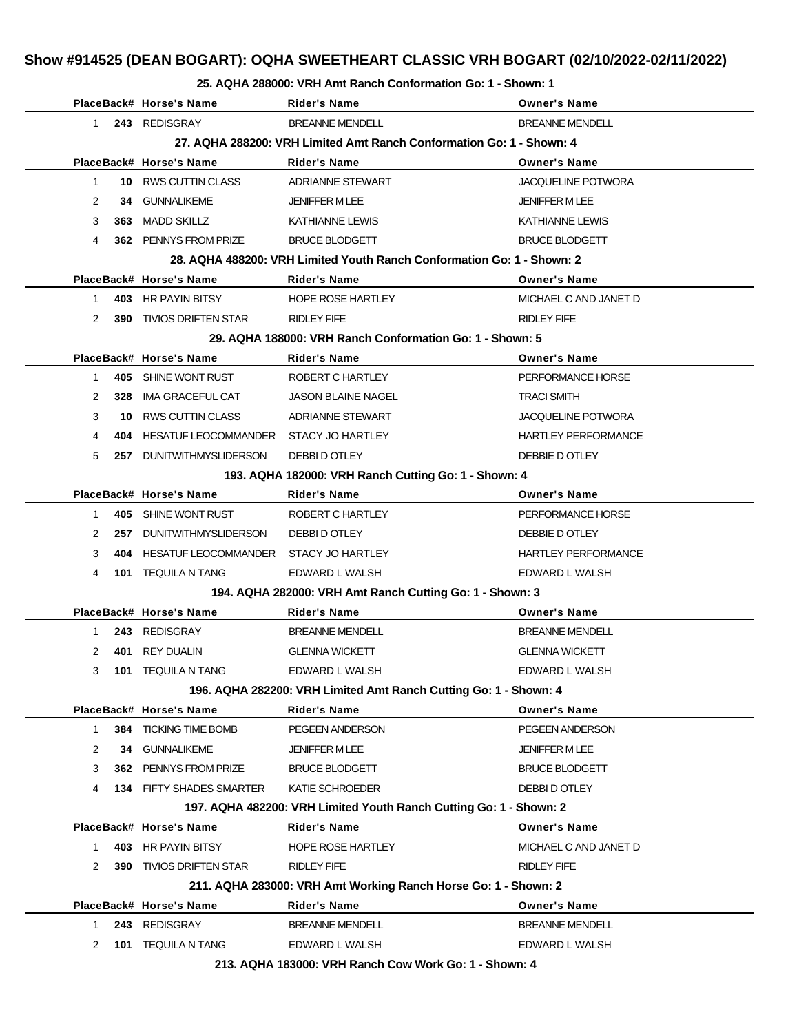## Show #914525 (DEAN BOGART): OQHA SWEETHEART CLASSIC VRH BOGART (02/10/2022-02/11/2022)

### 25. AQHA 288000: VRH Amt Ranch Conformation Go: 1 - Shown: 1

| Place | Back# | Horse's Name | Rider's Name | Owner's Name |
|---|---|---|---|---|
| 1 | 243 | REDISGRAY | BREANNE MENDELL | BREANNE MENDELL |

### 27. AQHA 288200: VRH Limited Amt Ranch Conformation Go: 1 - Shown: 4

| Place | Back# | Horse's Name | Rider's Name | Owner's Name |
|---|---|---|---|---|
| 1 | 10 | RWS CUTTIN CLASS | ADRIANNE STEWART | JACQUELINE POTWORA |
| 2 | 34 | GUNNALIKEME | JENIFFER M LEE | JENIFFER M LEE |
| 3 | 363 | MADD SKILLZ | KATHIANNE LEWIS | KATHIANNE LEWIS |
| 4 | 362 | PENNYS FROM PRIZE | BRUCE BLODGETT | BRUCE BLODGETT |

### 28. AQHA 488200: VRH Limited Youth Ranch Conformation Go: 1 - Shown: 2

| Place | Back# | Horse's Name | Rider's Name | Owner's Name |
|---|---|---|---|---|
| 1 | 403 | HR PAYIN BITSY | HOPE ROSE HARTLEY | MICHAEL C AND JANET D |
| 2 | 390 | TIVIOS DRIFTEN STAR | RIDLEY FIFE | RIDLEY FIFE |

### 29. AQHA 188000: VRH Ranch Conformation Go: 1 - Shown: 5

| Place | Back# | Horse's Name | Rider's Name | Owner's Name |
|---|---|---|---|---|
| 1 | 405 | SHINE WONT RUST | ROBERT C HARTLEY | PERFORMANCE HORSE |
| 2 | 328 | IMA GRACEFUL CAT | JASON BLAINE NAGEL | TRACI SMITH |
| 3 | 10 | RWS CUTTIN CLASS | ADRIANNE STEWART | JACQUELINE POTWORA |
| 4 | 404 | HESATUF LEOCOMMANDER | STACY JO HARTLEY | HARTLEY PERFORMANCE |
| 5 | 257 | DUNITWITHMYSLIDERSON | DEBBI D OTLEY | DEBBIE D OTLEY |

### 193. AQHA 182000: VRH Ranch Cutting Go: 1 - Shown: 4

| Place | Back# | Horse's Name | Rider's Name | Owner's Name |
|---|---|---|---|---|
| 1 | 405 | SHINE WONT RUST | ROBERT C HARTLEY | PERFORMANCE HORSE |
| 2 | 257 | DUNITWITHMYSLIDERSON | DEBBI D OTLEY | DEBBIE D OTLEY |
| 3 | 404 | HESATUF LEOCOMMANDER | STACY JO HARTLEY | HARTLEY PERFORMANCE |
| 4 | 101 | TEQUILA N TANG | EDWARD L WALSH | EDWARD L WALSH |

### 194. AQHA 282000: VRH Amt Ranch Cutting Go: 1 - Shown: 3

| Place | Back# | Horse's Name | Rider's Name | Owner's Name |
|---|---|---|---|---|
| 1 | 243 | REDISGRAY | BREANNE MENDELL | BREANNE MENDELL |
| 2 | 401 | REY DUALIN | GLENNA WICKETT | GLENNA WICKETT |
| 3 | 101 | TEQUILA N TANG | EDWARD L WALSH | EDWARD L WALSH |

### 196. AQHA 282200: VRH Limited Amt Ranch Cutting Go: 1 - Shown: 4

| Place | Back# | Horse's Name | Rider's Name | Owner's Name |
|---|---|---|---|---|
| 1 | 384 | TICKING TIME BOMB | PEGEEN ANDERSON | PEGEEN ANDERSON |
| 2 | 34 | GUNNALIKEME | JENIFFER M LEE | JENIFFER M LEE |
| 3 | 362 | PENNYS FROM PRIZE | BRUCE BLODGETT | BRUCE BLODGETT |
| 4 | 134 | FIFTY SHADES SMARTER | KATIE SCHROEDER | DEBBI D OTLEY |

### 197. AQHA 482200: VRH Limited Youth Ranch Cutting Go: 1 - Shown: 2

| Place | Back# | Horse's Name | Rider's Name | Owner's Name |
|---|---|---|---|---|
| 1 | 403 | HR PAYIN BITSY | HOPE ROSE HARTLEY | MICHAEL C AND JANET D |
| 2 | 390 | TIVIOS DRIFTEN STAR | RIDLEY FIFE | RIDLEY FIFE |

### 211. AQHA 283000: VRH Amt Working Ranch Horse Go: 1 - Shown: 2

| Place | Back# | Horse's Name | Rider's Name | Owner's Name |
|---|---|---|---|---|
| 1 | 243 | REDISGRAY | BREANNE MENDELL | BREANNE MENDELL |
| 2 | 101 | TEQUILA N TANG | EDWARD L WALSH | EDWARD L WALSH |

### 213. AQHA 183000: VRH Ranch Cow Work Go: 1 - Shown: 4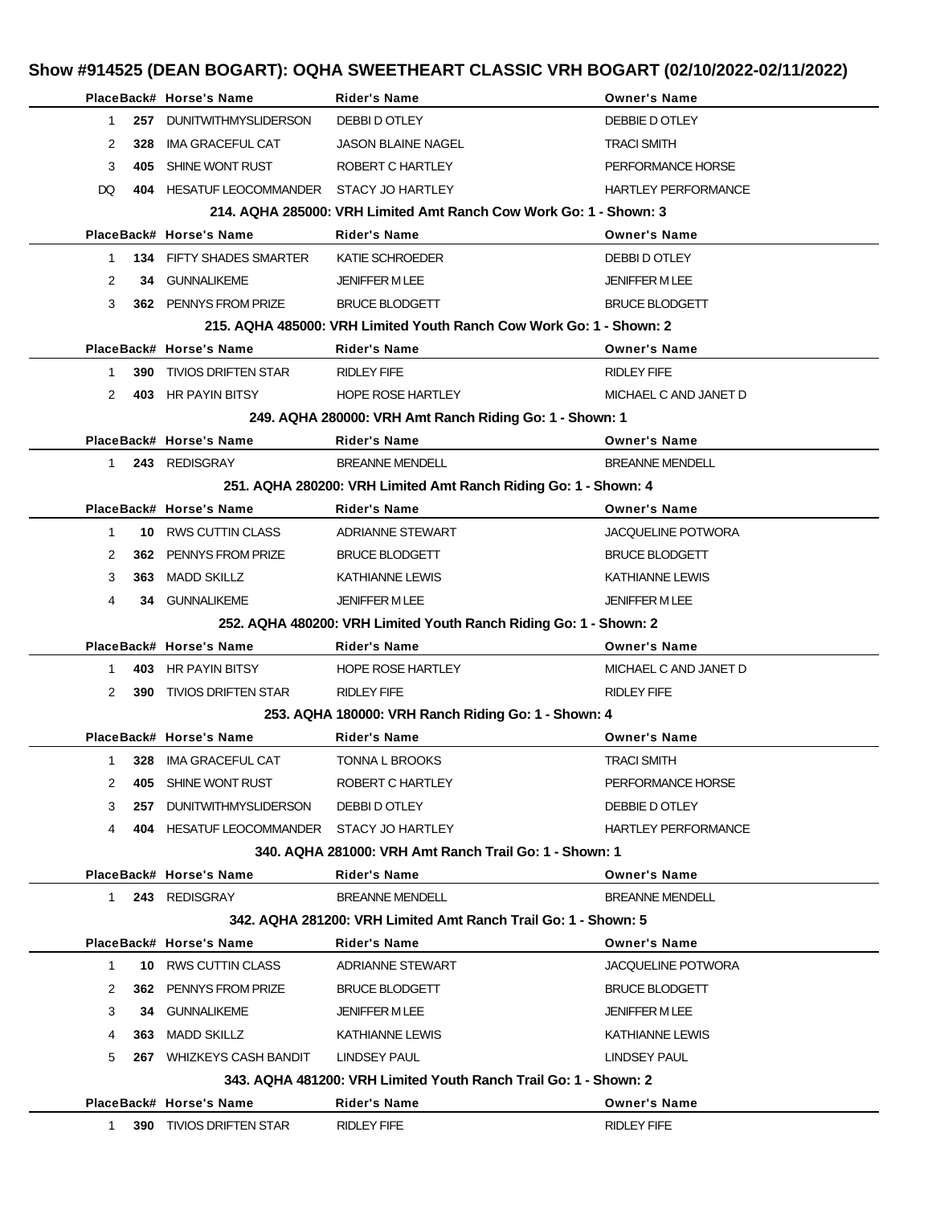# Show #914525 (DEAN BOGART): OQHA SWEETHEART CLASSIC VRH BOGART (02/10/2022-02/11/2022)

| Place | Back# | Horse's Name | Rider's Name | Owner's Name |
|---|---|---|---|---|
| 1 | 257 | DUNITWITHMYSLIDERSON | DEBBI D OTLEY | DEBBIE D OTLEY |
| 2 | 328 | IMA GRACEFUL CAT | JASON BLAINE NAGEL | TRACI SMITH |
| 3 | 405 | SHINE WONT RUST | ROBERT C HARTLEY | PERFORMANCE HORSE |
| DQ | 404 | HESATUF LEOCOMMANDER | STACY JO HARTLEY | HARTLEY PERFORMANCE |

### 214. AQHA 285000: VRH Limited Amt Ranch Cow Work Go: 1 - Shown: 3

| Place | Back# | Horse's Name | Rider's Name | Owner's Name |
|---|---|---|---|---|
| 1 | 134 | FIFTY SHADES SMARTER | KATIE SCHROEDER | DEBBI D OTLEY |
| 2 | 34 | GUNNALIKEME | JENIFFER M LEE | JENIFFER M LEE |
| 3 | 362 | PENNYS FROM PRIZE | BRUCE BLODGETT | BRUCE BLODGETT |

### 215. AQHA 485000: VRH Limited Youth Ranch Cow Work Go: 1 - Shown: 2

| Place | Back# | Horse's Name | Rider's Name | Owner's Name |
|---|---|---|---|---|
| 1 | 390 | TIVIOS DRIFTEN STAR | RIDLEY FIFE | RIDLEY FIFE |
| 2 | 403 | HR PAYIN BITSY | HOPE ROSE HARTLEY | MICHAEL C AND JANET D |

### 249. AQHA 280000: VRH Amt Ranch Riding Go: 1 - Shown: 1

| Place | Back# | Horse's Name | Rider's Name | Owner's Name |
|---|---|---|---|---|
| 1 | 243 | REDISGRAY | BREANNE MENDELL | BREANNE MENDELL |

### 251. AQHA 280200: VRH Limited Amt Ranch Riding Go: 1 - Shown: 4

| Place | Back# | Horse's Name | Rider's Name | Owner's Name |
|---|---|---|---|---|
| 1 | 10 | RWS CUTTIN CLASS | ADRIANNE STEWART | JACQUELINE POTWORA |
| 2 | 362 | PENNYS FROM PRIZE | BRUCE BLODGETT | BRUCE BLODGETT |
| 3 | 363 | MADD SKILLZ | KATHIANNE LEWIS | KATHIANNE LEWIS |
| 4 | 34 | GUNNALIKEME | JENIFFER M LEE | JENIFFER M LEE |

### 252. AQHA 480200: VRH Limited Youth Ranch Riding Go: 1 - Shown: 2

| Place | Back# | Horse's Name | Rider's Name | Owner's Name |
|---|---|---|---|---|
| 1 | 403 | HR PAYIN BITSY | HOPE ROSE HARTLEY | MICHAEL C AND JANET D |
| 2 | 390 | TIVIOS DRIFTEN STAR | RIDLEY FIFE | RIDLEY FIFE |

### 253. AQHA 180000: VRH Ranch Riding Go: 1 - Shown: 4

| Place | Back# | Horse's Name | Rider's Name | Owner's Name |
|---|---|---|---|---|
| 1 | 328 | IMA GRACEFUL CAT | TONNA L BROOKS | TRACI SMITH |
| 2 | 405 | SHINE WONT RUST | ROBERT C HARTLEY | PERFORMANCE HORSE |
| 3 | 257 | DUNITWITHMYSLIDERSON | DEBBI D OTLEY | DEBBIE D OTLEY |
| 4 | 404 | HESATUF LEOCOMMANDER | STACY JO HARTLEY | HARTLEY PERFORMANCE |

### 340. AQHA 281000: VRH Amt Ranch Trail Go: 1 - Shown: 1

| Place | Back# | Horse's Name | Rider's Name | Owner's Name |
|---|---|---|---|---|
| 1 | 243 | REDISGRAY | BREANNE MENDELL | BREANNE MENDELL |

### 342. AQHA 281200: VRH Limited Amt Ranch Trail Go: 1 - Shown: 5

| Place | Back# | Horse's Name | Rider's Name | Owner's Name |
|---|---|---|---|---|
| 1 | 10 | RWS CUTTIN CLASS | ADRIANNE STEWART | JACQUELINE POTWORA |
| 2 | 362 | PENNYS FROM PRIZE | BRUCE BLODGETT | BRUCE BLODGETT |
| 3 | 34 | GUNNALIKEME | JENIFFER M LEE | JENIFFER M LEE |
| 4 | 363 | MADD SKILLZ | KATHIANNE LEWIS | KATHIANNE LEWIS |
| 5 | 267 | WHIZKEYS CASH BANDIT | LINDSEY PAUL | LINDSEY PAUL |

### 343. AQHA 481200: VRH Limited Youth Ranch Trail Go: 1 - Shown: 2

| Place | Back# | Horse's Name | Rider's Name | Owner's Name |
|---|---|---|---|---|
| 1 | 390 | TIVIOS DRIFTEN STAR | RIDLEY FIFE | RIDLEY FIFE |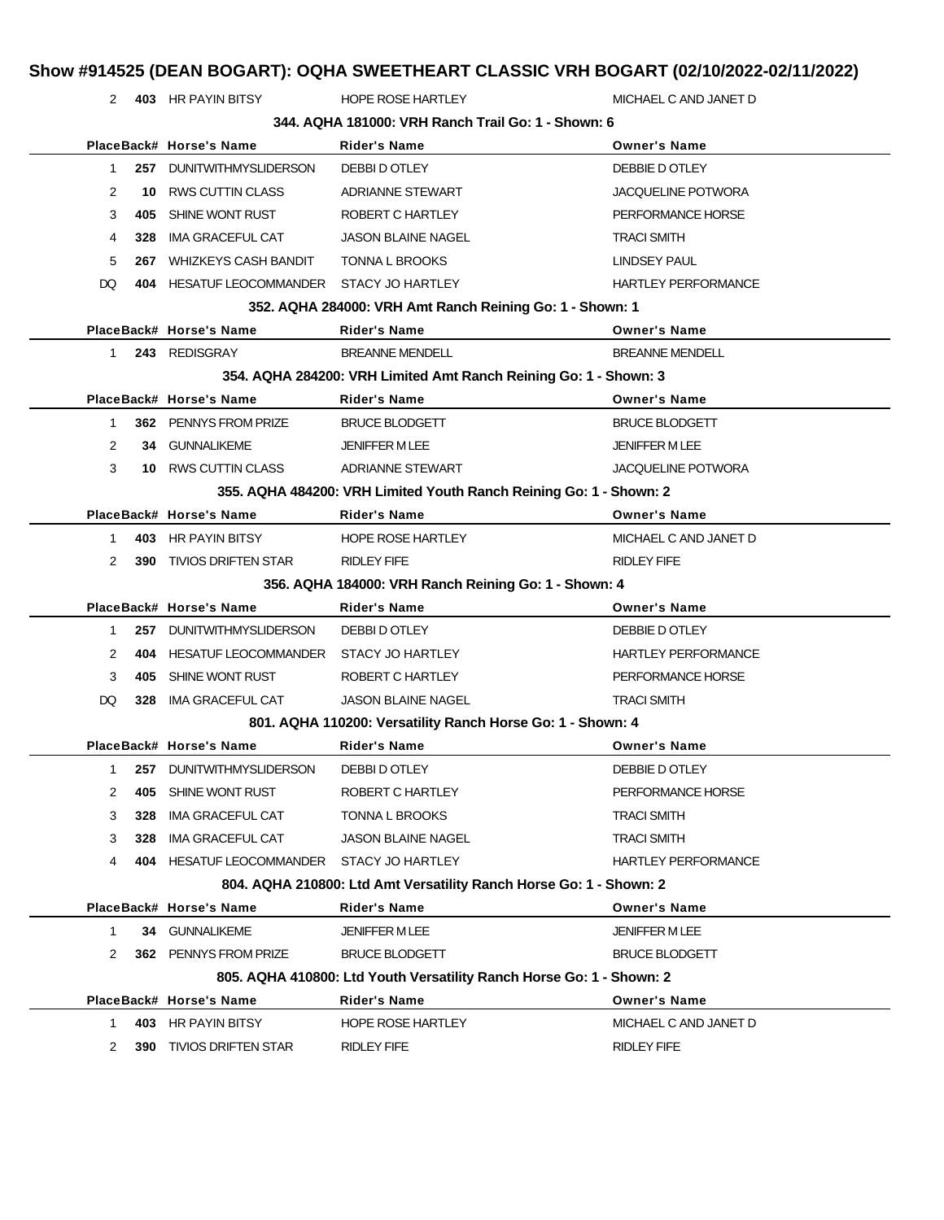# Show #914525 (DEAN BOGART): OQHA SWEETHEART CLASSIC VRH BOGART (02/10/2022-02/11/2022)

| | | | | |
|---|---|---|---|---|
| 2 | 403 | HR PAYIN BITSY | HOPE ROSE HARTLEY | MICHAEL C AND JANET D |

### 344. AQHA 181000: VRH Ranch Trail Go: 1 - Shown: 6

| Place | Back# | Horse's Name | Rider's Name | Owner's Name |
|---|---|---|---|---|
| 1 | 257 | DUNITWITHMYSLIDERSON | DEBBI D OTLEY | DEBBIE D OTLEY |
| 2 | 10 | RWS CUTTIN CLASS | ADRIANNE STEWART | JACQUELINE POTWORA |
| 3 | 405 | SHINE WONT RUST | ROBERT C HARTLEY | PERFORMANCE HORSE |
| 4 | 328 | IMA GRACEFUL CAT | JASON BLAINE NAGEL | TRACI SMITH |
| 5 | 267 | WHIZKEYS CASH BANDIT | TONNA L BROOKS | LINDSEY PAUL |
| DQ | 404 | HESATUF LEOCOMMANDER | STACY JO HARTLEY | HARTLEY PERFORMANCE |

### 352. AQHA 284000: VRH Amt Ranch Reining Go: 1 - Shown: 1

| Place | Back# | Horse's Name | Rider's Name | Owner's Name |
|---|---|---|---|---|
| 1 | 243 | REDISGRAY | BREANNE MENDELL | BREANNE MENDELL |

### 354. AQHA 284200: VRH Limited Amt Ranch Reining Go: 1 - Shown: 3

| Place | Back# | Horse's Name | Rider's Name | Owner's Name |
|---|---|---|---|---|
| 1 | 362 | PENNYS FROM PRIZE | BRUCE BLODGETT | BRUCE BLODGETT |
| 2 | 34 | GUNNALIKEME | JENIFFER M LEE | JENIFFER M LEE |
| 3 | 10 | RWS CUTTIN CLASS | ADRIANNE STEWART | JACQUELINE POTWORA |

### 355. AQHA 484200: VRH Limited Youth Ranch Reining Go: 1 - Shown: 2

| Place | Back# | Horse's Name | Rider's Name | Owner's Name |
|---|---|---|---|---|
| 1 | 403 | HR PAYIN BITSY | HOPE ROSE HARTLEY | MICHAEL C AND JANET D |
| 2 | 390 | TIVIOS DRIFTEN STAR | RIDLEY FIFE | RIDLEY FIFE |

### 356. AQHA 184000: VRH Ranch Reining Go: 1 - Shown: 4

| Place | Back# | Horse's Name | Rider's Name | Owner's Name |
|---|---|---|---|---|
| 1 | 257 | DUNITWITHMYSLIDERSON | DEBBI D OTLEY | DEBBIE D OTLEY |
| 2 | 404 | HESATUF LEOCOMMANDER | STACY JO HARTLEY | HARTLEY PERFORMANCE |
| 3 | 405 | SHINE WONT RUST | ROBERT C HARTLEY | PERFORMANCE HORSE |
| DQ | 328 | IMA GRACEFUL CAT | JASON BLAINE NAGEL | TRACI SMITH |

### 801. AQHA 110200: Versatility Ranch Horse Go: 1 - Shown: 4

| Place | Back# | Horse's Name | Rider's Name | Owner's Name |
|---|---|---|---|---|
| 1 | 257 | DUNITWITHMYSLIDERSON | DEBBI D OTLEY | DEBBIE D OTLEY |
| 2 | 405 | SHINE WONT RUST | ROBERT C HARTLEY | PERFORMANCE HORSE |
| 3 | 328 | IMA GRACEFUL CAT | TONNA L BROOKS | TRACI SMITH |
| 3 | 328 | IMA GRACEFUL CAT | JASON BLAINE NAGEL | TRACI SMITH |
| 4 | 404 | HESATUF LEOCOMMANDER | STACY JO HARTLEY | HARTLEY PERFORMANCE |

### 804. AQHA 210800: Ltd Amt Versatility Ranch Horse Go: 1 - Shown: 2

| Place | Back# | Horse's Name | Rider's Name | Owner's Name |
|---|---|---|---|---|
| 1 | 34 | GUNNALIKEME | JENIFFER M LEE | JENIFFER M LEE |
| 2 | 362 | PENNYS FROM PRIZE | BRUCE BLODGETT | BRUCE BLODGETT |

### 805. AQHA 410800: Ltd Youth Versatility Ranch Horse Go: 1 - Shown: 2

| Place | Back# | Horse's Name | Rider's Name | Owner's Name |
|---|---|---|---|---|
| 1 | 403 | HR PAYIN BITSY | HOPE ROSE HARTLEY | MICHAEL C AND JANET D |
| 2 | 390 | TIVIOS DRIFTEN STAR | RIDLEY FIFE | RIDLEY FIFE |